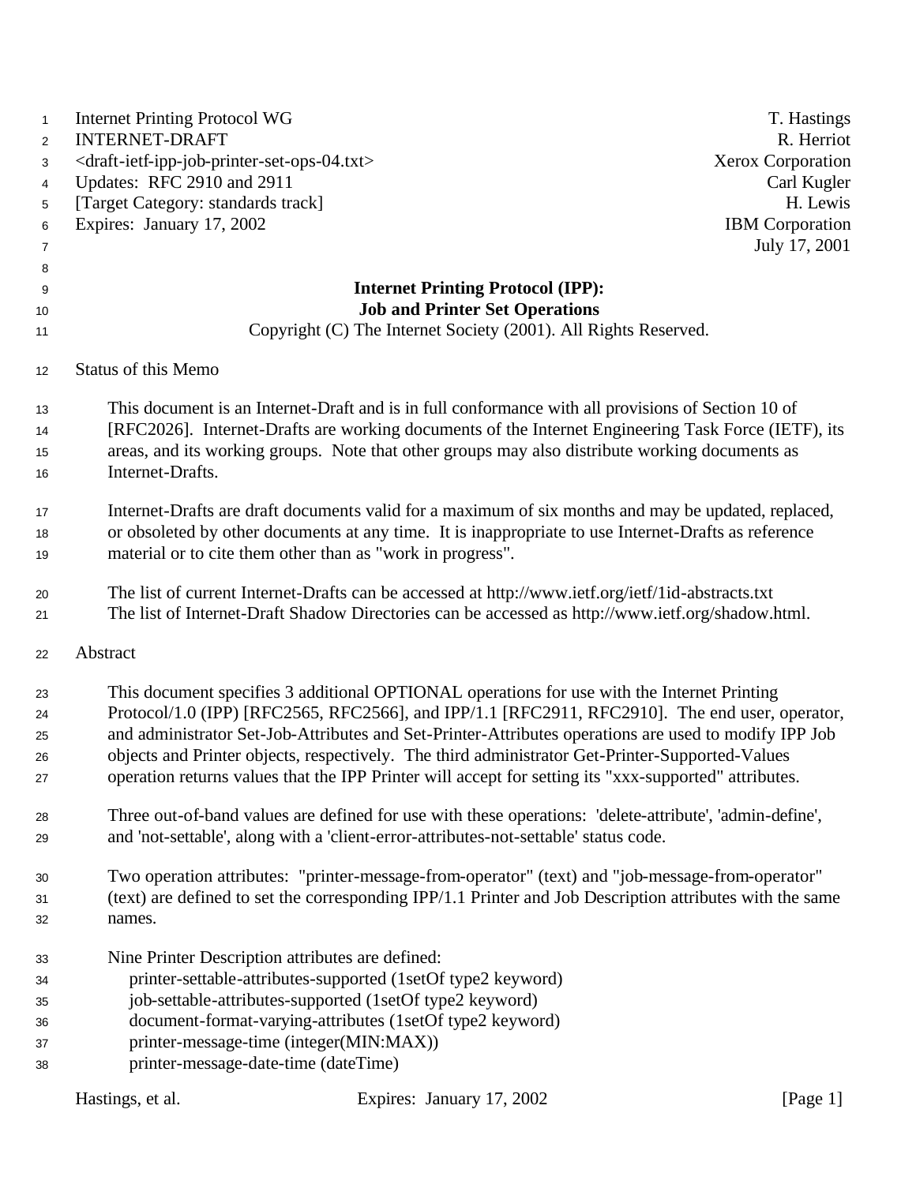Internet Printing Protocol WG — T. Hastings
INTERNET-DRAFT — R. Herriot
<draft-ietf-ipp-job-printer-set-ops-04.txt> — Xerox Corporation
Updates: RFC 2910 and 2911 — Carl Kugler
[Target Category: standards track] — H. Lewis
Expires: January 17, 2002 — IBM Corporation
July 17, 2001

# Internet Printing Protocol (IPP): Job and Printer Set Operations

Copyright (C) The Internet Society (2001). All Rights Reserved.

## Status of this Memo

This document is an Internet-Draft and is in full conformance with all provisions of Section 10 of [RFC2026]. Internet-Drafts are working documents of the Internet Engineering Task Force (IETF), its areas, and its working groups. Note that other groups may also distribute working documents as Internet-Drafts.

Internet-Drafts are draft documents valid for a maximum of six months and may be updated, replaced, or obsoleted by other documents at any time. It is inappropriate to use Internet-Drafts as reference material or to cite them other than as "work in progress".

The list of current Internet-Drafts can be accessed at http://www.ietf.org/ietf/1id-abstracts.txt
The list of Internet-Draft Shadow Directories can be accessed as http://www.ietf.org/shadow.html.

## Abstract

This document specifies 3 additional OPTIONAL operations for use with the Internet Printing Protocol/1.0 (IPP) [RFC2565, RFC2566], and IPP/1.1 [RFC2911, RFC2910]. The end user, operator, and administrator Set-Job-Attributes and Set-Printer-Attributes operations are used to modify IPP Job objects and Printer objects, respectively. The third administrator Get-Printer-Supported-Values operation returns values that the IPP Printer will accept for setting its "xxx-supported" attributes.

Three out-of-band values are defined for use with these operations: 'delete-attribute', 'admin-define', and 'not-settable', along with a 'client-error-attributes-not-settable' status code.

Two operation attributes: "printer-message-from-operator" (text) and "job-message-from-operator" (text) are defined to set the corresponding IPP/1.1 Printer and Job Description attributes with the same names.

Nine Printer Description attributes are defined:

- printer-settable-attributes-supported (1setOf type2 keyword)
- job-settable-attributes-supported (1setOf type2 keyword)
- document-format-varying-attributes (1setOf type2 keyword)
- printer-message-time (integer(MIN:MAX))
- printer-message-date-time (dateTime)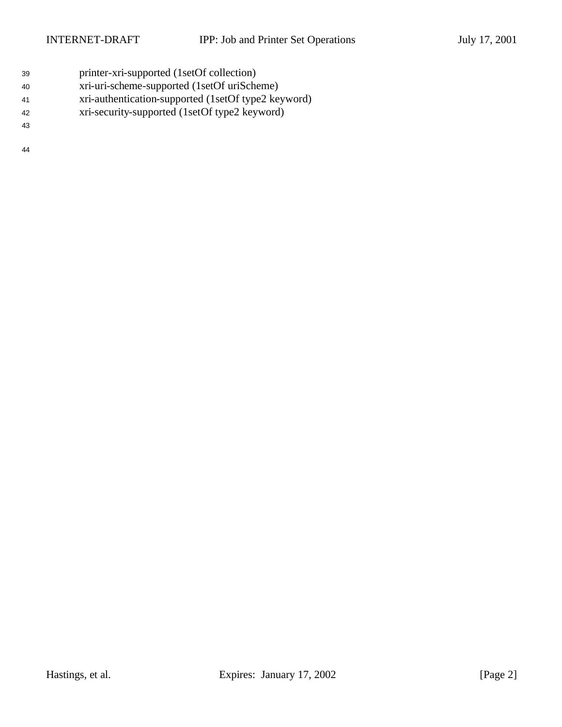printer-xri-supported (1setOf collection)
xri-uri-scheme-supported (1setOf uriScheme)
xri-authentication-supported (1setOf type2 keyword)
xri-security-supported (1setOf type2 keyword)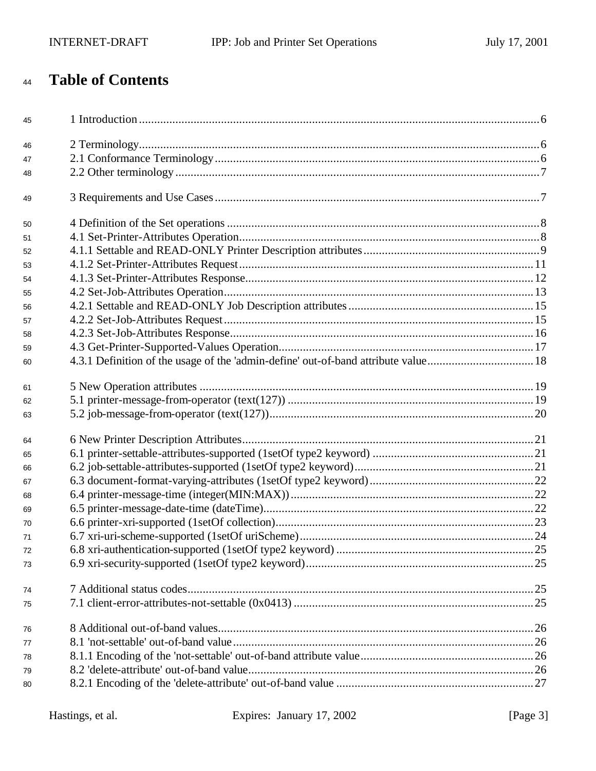# Table of Contents

1 Introduction ........................................................................................................................... 6

2 Terminology ............................................................................................................................ 6
2.1 Conformance Terminology .................................................................................................. 6
2.2 Other terminology ............................................................................................................... 7

3 Requirements and Use Cases ................................................................................................. 7

4 Definition of the Set operations .............................................................................................. 8
4.1 Set-Printer-Attributes Operation .......................................................................................... 8
4.1.1 Settable and READ-ONLY Printer Description attributes ................................................ 9
4.1.2 Set-Printer-Attributes Request ......................................................................................... 11
4.1.3 Set-Printer-Attributes Response ...................................................................................... 12
4.2 Set-Job-Attributes Operation .............................................................................................. 13
4.2.1 Settable and READ-ONLY Job Description attributes .................................................... 15
4.2.2 Set-Job-Attributes Request .............................................................................................. 15
4.2.3 Set-Job-Attributes Response ............................................................................................ 16
4.3 Get-Printer-Supported-Values Operation ............................................................................ 17
4.3.1 Definition of the usage of the 'admin-define' out-of-band attribute value ......................... 18

5 New Operation attributes ....................................................................................................... 19
5.1 printer-message-from-operator (text(127)) ........................................................................ 19
5.2 job-message-from-operator (text(127)) ............................................................................... 20

6 New Printer Description Attributes ........................................................................................ 21
6.1 printer-settable-attributes-supported (1setOf type2 keyword) ............................................ 21
6.2 job-settable-attributes-supported (1setOf type2 keyword) .................................................. 21
6.3 document-format-varying-attributes (1setOf type2 keyword) ............................................. 22
6.4 printer-message-time (integer(MIN:MAX)) ........................................................................ 22
6.5 printer-message-date-time (dateTime) ................................................................................ 22
6.6 printer-xri-supported (1setOf collection) ............................................................................ 23
6.7 xri-uri-scheme-supported (1setOf uriScheme) .................................................................... 24
6.8 xri-authentication-supported (1setOf type2 keyword) ........................................................ 25
6.9 xri-security-supported (1setOf type2 keyword) .................................................................. 25

7 Additional status codes ........................................................................................................... 25
7.1 client-error-attributes-not-settable (0x0413) ...................................................................... 25

8 Additional out-of-band values ................................................................................................ 26
8.1 'not-settable' out-of-band value ........................................................................................... 26
8.1.1 Encoding of the 'not-settable' out-of-band attribute value ................................................ 26
8.2 'delete-attribute' out-of-band value ...................................................................................... 26
8.2.1 Encoding of the 'delete-attribute' out-of-band value ........................................................ 27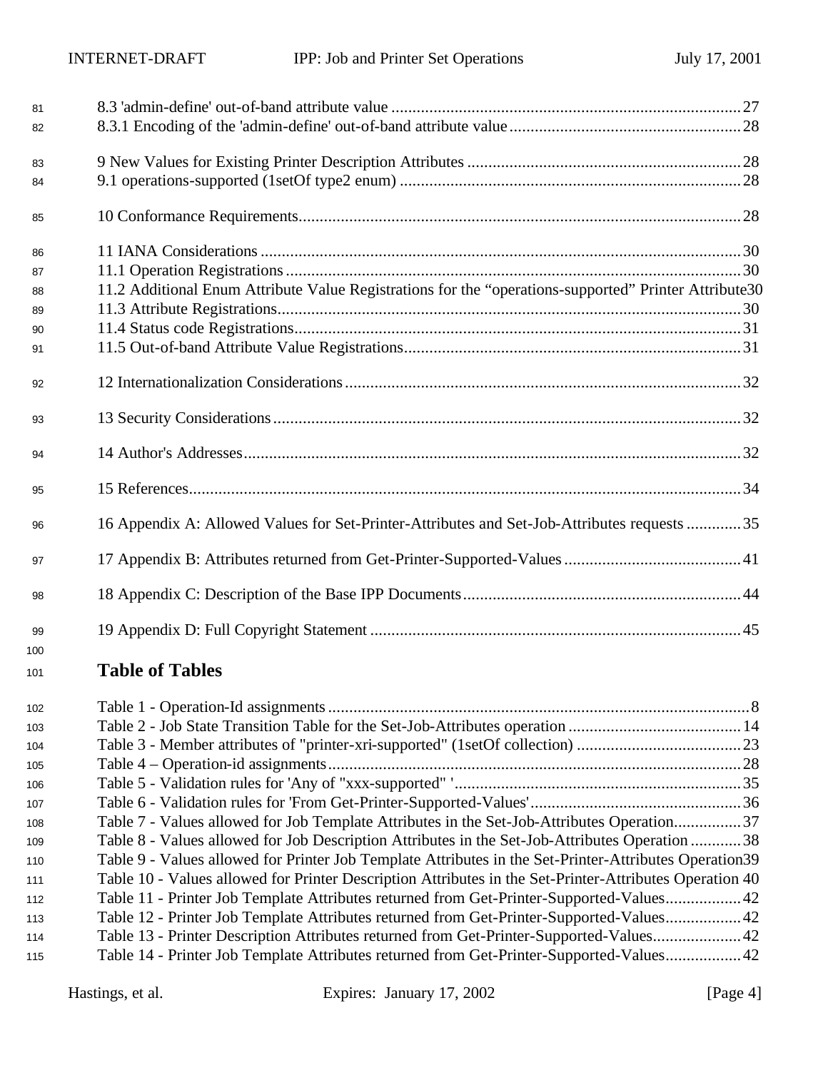8.3 'admin-define' out-of-band attribute value ........................................................................................ 27
8.3.1 Encoding of the 'admin-define' out-of-band attribute value ........................................................ 28

9 New Values for Existing Printer Description Attributes ................................................................. 28
9.1 operations-supported (1setOf type2 enum) ................................................................................. 28

10 Conformance Requirements ........................................................................................................ 28

11 IANA Considerations .................................................................................................................. 30
11.1 Operation Registrations ............................................................................................................ 30
11.2 Additional Enum Attribute Value Registrations for the "operations-supported" Printer Attribute 30
11.3 Attribute Registrations .............................................................................................................. 30
11.4 Status code Registrations .......................................................................................................... 31
11.5 Out-of-band Attribute Value Registrations ................................................................................ 31

12 Internationalization Considerations ............................................................................................ 32

13 Security Considerations .............................................................................................................. 32

14 Author's Addresses ..................................................................................................................... 32

15 References .................................................................................................................................. 34

16 Appendix A: Allowed Values for Set-Printer-Attributes and Set-Job-Attributes requests ............ 35

17 Appendix B: Attributes returned from Get-Printer-Supported-Values .......................................... 41

18 Appendix C: Description of the Base IPP Documents ................................................................. 44

19 Appendix D: Full Copyright Statement ....................................................................................... 45

## Table of Tables

Table 1 - Operation-Id assignments ................................................................................................... 8
Table 2 - Job State Transition Table for the Set-Job-Attributes operation ........................................ 14
Table 3 - Member attributes of "printer-xri-supported" (1setOf collection) ....................................... 23
Table 4 – Operation-id assignments ................................................................................................. 28
Table 5 - Validation rules for 'Any of "xxx-supported" ' .................................................................... 35
Table 6 - Validation rules for 'From Get-Printer-Supported-Values' .................................................. 36
Table 7 - Values allowed for Job Template Attributes in the Set-Job-Attributes Operation ................ 37
Table 8 - Values allowed for Job Description Attributes in the Set-Job-Attributes Operation ............ 38
Table 9 - Values allowed for Printer Job Template Attributes in the Set-Printer-Attributes Operation 39
Table 10 - Values allowed for Printer Description Attributes in the Set-Printer-Attributes Operation 40
Table 11 - Printer Job Template Attributes returned from Get-Printer-Supported-Values .................. 42
Table 12 - Printer Job Template Attributes returned from Get-Printer-Supported-Values .................. 42
Table 13 - Printer Description Attributes returned from Get-Printer-Supported-Values ..................... 42
Table 14 - Printer Job Template Attributes returned from Get-Printer-Supported-Values .................. 42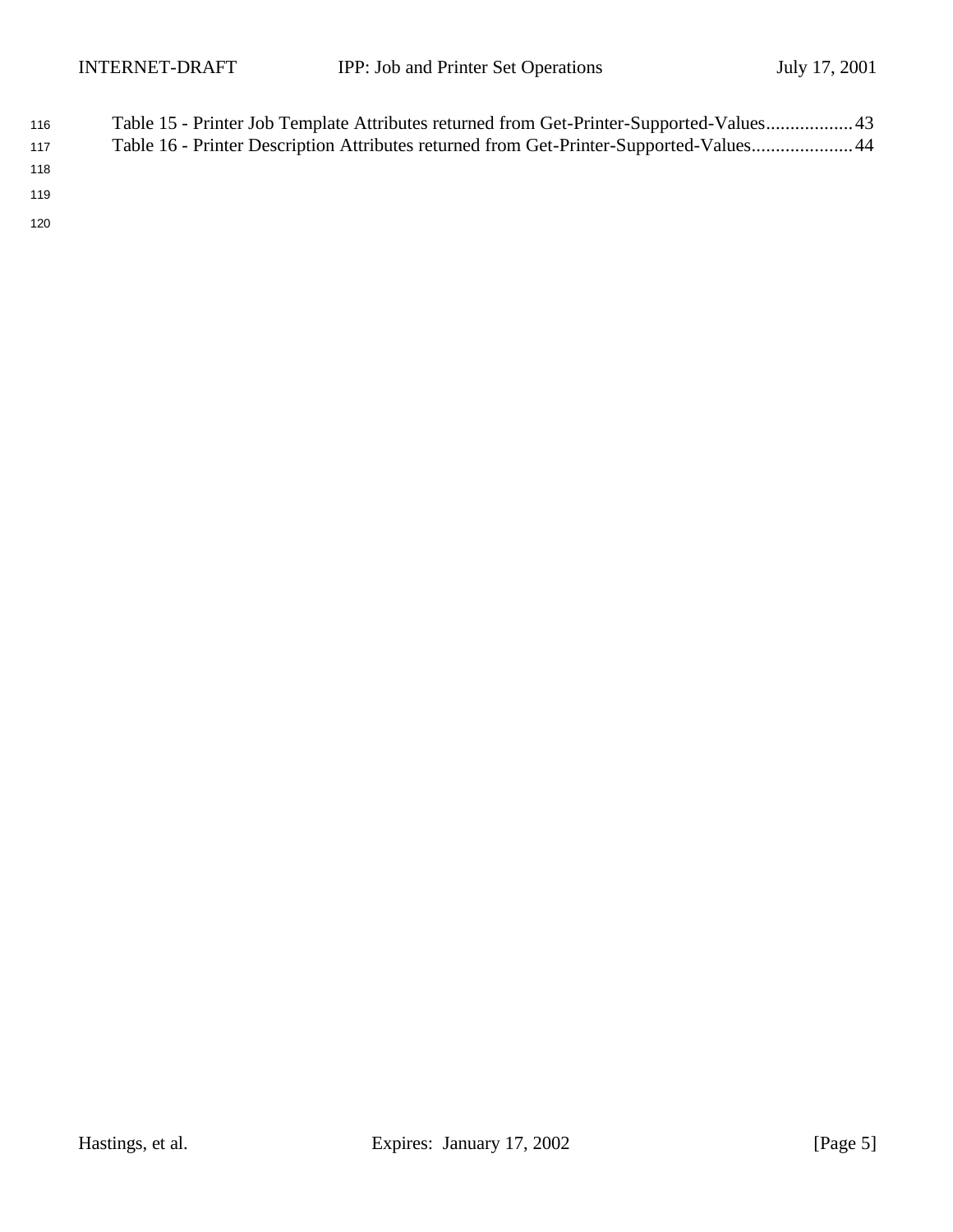Table 15 - Printer Job Template Attributes returned from Get-Printer-Supported-Values.................. 43
Table 16 - Printer Description Attributes returned from Get-Printer-Supported-Values..................... 44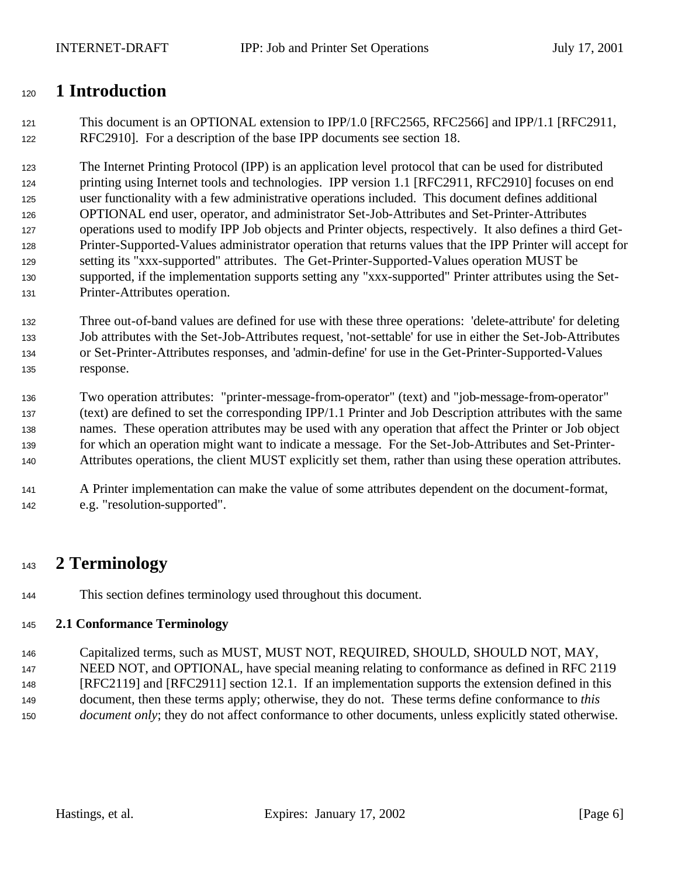# 1 Introduction

This document is an OPTIONAL extension to IPP/1.0 [RFC2565, RFC2566] and IPP/1.1 [RFC2911, RFC2910]. For a description of the base IPP documents see section 18.

The Internet Printing Protocol (IPP) is an application level protocol that can be used for distributed printing using Internet tools and technologies. IPP version 1.1 [RFC2911, RFC2910] focuses on end user functionality with a few administrative operations included. This document defines additional OPTIONAL end user, operator, and administrator Set-Job-Attributes and Set-Printer-Attributes operations used to modify IPP Job objects and Printer objects, respectively. It also defines a third Get-Printer-Supported-Values administrator operation that returns values that the IPP Printer will accept for setting its "xxx-supported" attributes. The Get-Printer-Supported-Values operation MUST be supported, if the implementation supports setting any "xxx-supported" Printer attributes using the Set-Printer-Attributes operation.

Three out-of-band values are defined for use with these three operations: 'delete-attribute' for deleting Job attributes with the Set-Job-Attributes request, 'not-settable' for use in either the Set-Job-Attributes or Set-Printer-Attributes responses, and 'admin-define' for use in the Get-Printer-Supported-Values response.

Two operation attributes: "printer-message-from-operator" (text) and "job-message-from-operator" (text) are defined to set the corresponding IPP/1.1 Printer and Job Description attributes with the same names. These operation attributes may be used with any operation that affect the Printer or Job object for which an operation might want to indicate a message. For the Set-Job-Attributes and Set-Printer-Attributes operations, the client MUST explicitly set them, rather than using these operation attributes.

A Printer implementation can make the value of some attributes dependent on the document-format, e.g. "resolution-supported".

# 2 Terminology

This section defines terminology used throughout this document.

### 2.1 Conformance Terminology

Capitalized terms, such as MUST, MUST NOT, REQUIRED, SHOULD, SHOULD NOT, MAY, NEED NOT, and OPTIONAL, have special meaning relating to conformance as defined in RFC 2119 [RFC2119] and [RFC2911] section 12.1. If an implementation supports the extension defined in this document, then these terms apply; otherwise, they do not. These terms define conformance to *this document only*; they do not affect conformance to other documents, unless explicitly stated otherwise.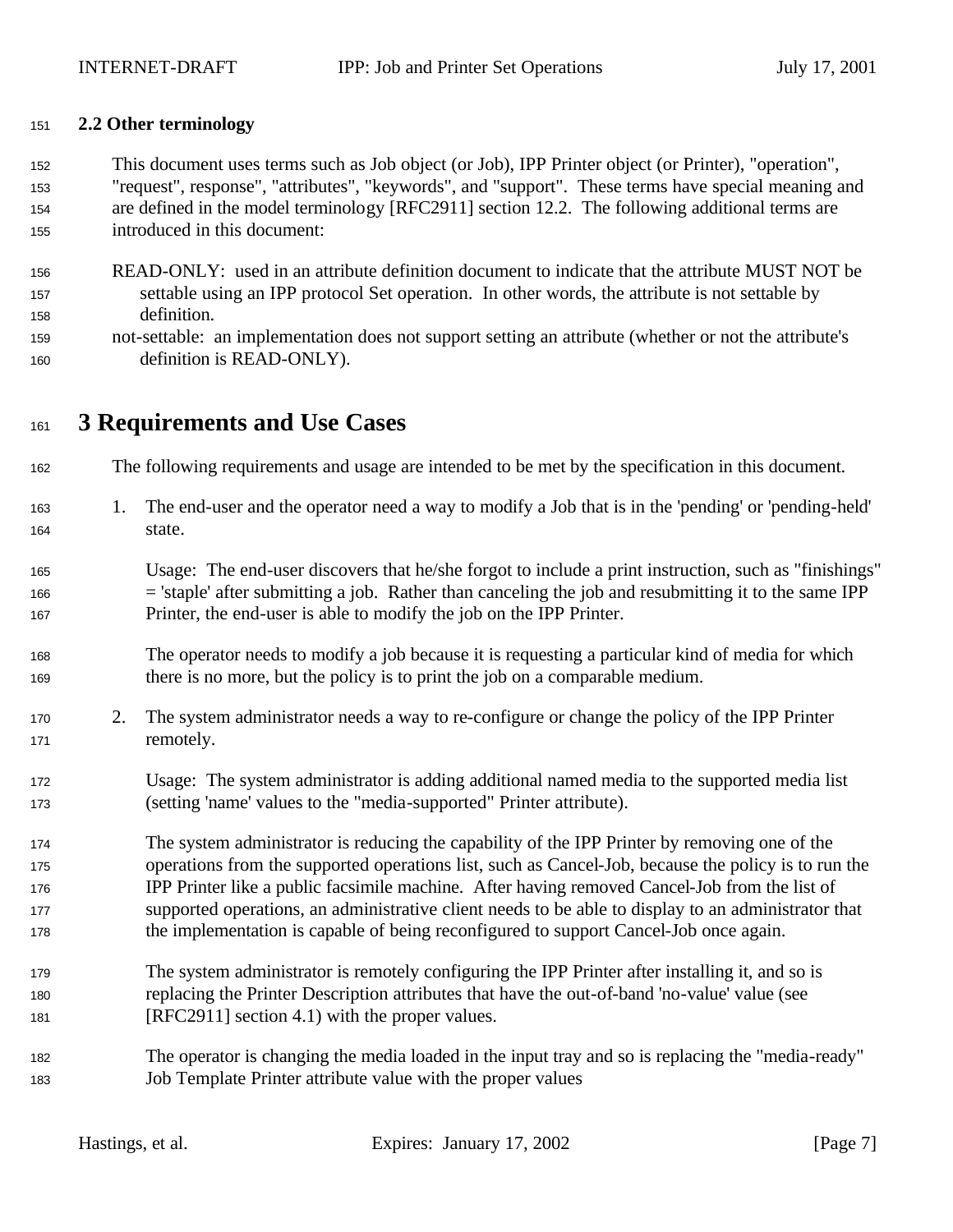### 2.2 Other terminology

This document uses terms such as Job object (or Job), IPP Printer object (or Printer), "operation", "request", response", "attributes", "keywords", and "support". These terms have special meaning and are defined in the model terminology [RFC2911] section 12.2. The following additional terms are introduced in this document:

READ-ONLY: used in an attribute definition document to indicate that the attribute MUST NOT be settable using an IPP protocol Set operation. In other words, the attribute is not settable by definition.

not-settable: an implementation does not support setting an attribute (whether or not the attribute's definition is READ-ONLY).

# 3 Requirements and Use Cases

The following requirements and usage are intended to be met by the specification in this document.

1. The end-user and the operator need a way to modify a Job that is in the 'pending' or 'pending-held' state.

   Usage: The end-user discovers that he/she forgot to include a print instruction, such as "finishings" = 'staple' after submitting a job. Rather than canceling the job and resubmitting it to the same IPP Printer, the end-user is able to modify the job on the IPP Printer.

   The operator needs to modify a job because it is requesting a particular kind of media for which there is no more, but the policy is to print the job on a comparable medium.

2. The system administrator needs a way to re-configure or change the policy of the IPP Printer remotely.

   Usage: The system administrator is adding additional named media to the supported media list (setting 'name' values to the "media-supported" Printer attribute).

   The system administrator is reducing the capability of the IPP Printer by removing one of the operations from the supported operations list, such as Cancel-Job, because the policy is to run the IPP Printer like a public facsimile machine. After having removed Cancel-Job from the list of supported operations, an administrative client needs to be able to display to an administrator that the implementation is capable of being reconfigured to support Cancel-Job once again.

   The system administrator is remotely configuring the IPP Printer after installing it, and so is replacing the Printer Description attributes that have the out-of-band 'no-value' value (see [RFC2911] section 4.1) with the proper values.

   The operator is changing the media loaded in the input tray and so is replacing the "media-ready" Job Template Printer attribute value with the proper values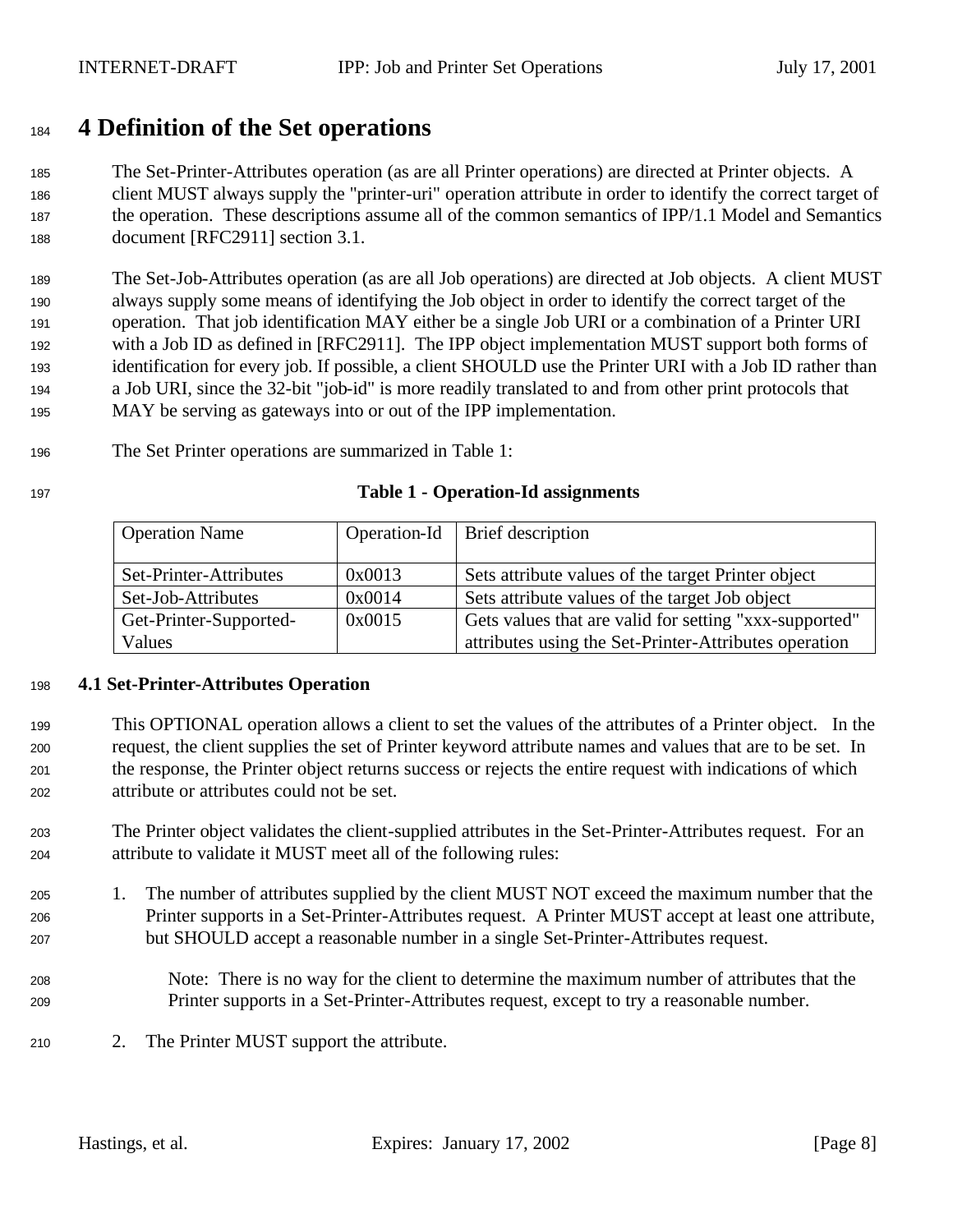# 4 Definition of the Set operations

The Set-Printer-Attributes operation (as are all Printer operations) are directed at Printer objects. A client MUST always supply the "printer-uri" operation attribute in order to identify the correct target of the operation. These descriptions assume all of the common semantics of IPP/1.1 Model and Semantics document [RFC2911] section 3.1.

The Set-Job-Attributes operation (as are all Job operations) are directed at Job objects. A client MUST always supply some means of identifying the Job object in order to identify the correct target of the operation. That job identification MAY either be a single Job URI or a combination of a Printer URI with a Job ID as defined in [RFC2911]. The IPP object implementation MUST support both forms of identification for every job. If possible, a client SHOULD use the Printer URI with a Job ID rather than a Job URI, since the 32-bit "job-id" is more readily translated to and from other print protocols that MAY be serving as gateways into or out of the IPP implementation.

The Set Printer operations are summarized in Table 1:

**Table 1 - Operation-Id assignments**

| Operation Name | Operation-Id | Brief description |
|---|---|---|
| Set-Printer-Attributes | 0x0013 | Sets attribute values of the target Printer object |
| Set-Job-Attributes | 0x0014 | Sets attribute values of the target Job object |
| Get-Printer-Supported-Values | 0x0015 | Gets values that are valid for setting "xxx-supported" attributes using the Set-Printer-Attributes operation |

## 4.1 Set-Printer-Attributes Operation

This OPTIONAL operation allows a client to set the values of the attributes of a Printer object. In the request, the client supplies the set of Printer keyword attribute names and values that are to be set. In the response, the Printer object returns success or rejects the entire request with indications of which attribute or attributes could not be set.

The Printer object validates the client-supplied attributes in the Set-Printer-Attributes request. For an attribute to validate it MUST meet all of the following rules:

1. The number of attributes supplied by the client MUST NOT exceed the maximum number that the Printer supports in a Set-Printer-Attributes request. A Printer MUST accept at least one attribute, but SHOULD accept a reasonable number in a single Set-Printer-Attributes request.

   Note: There is no way for the client to determine the maximum number of attributes that the Printer supports in a Set-Printer-Attributes request, except to try a reasonable number.

2. The Printer MUST support the attribute.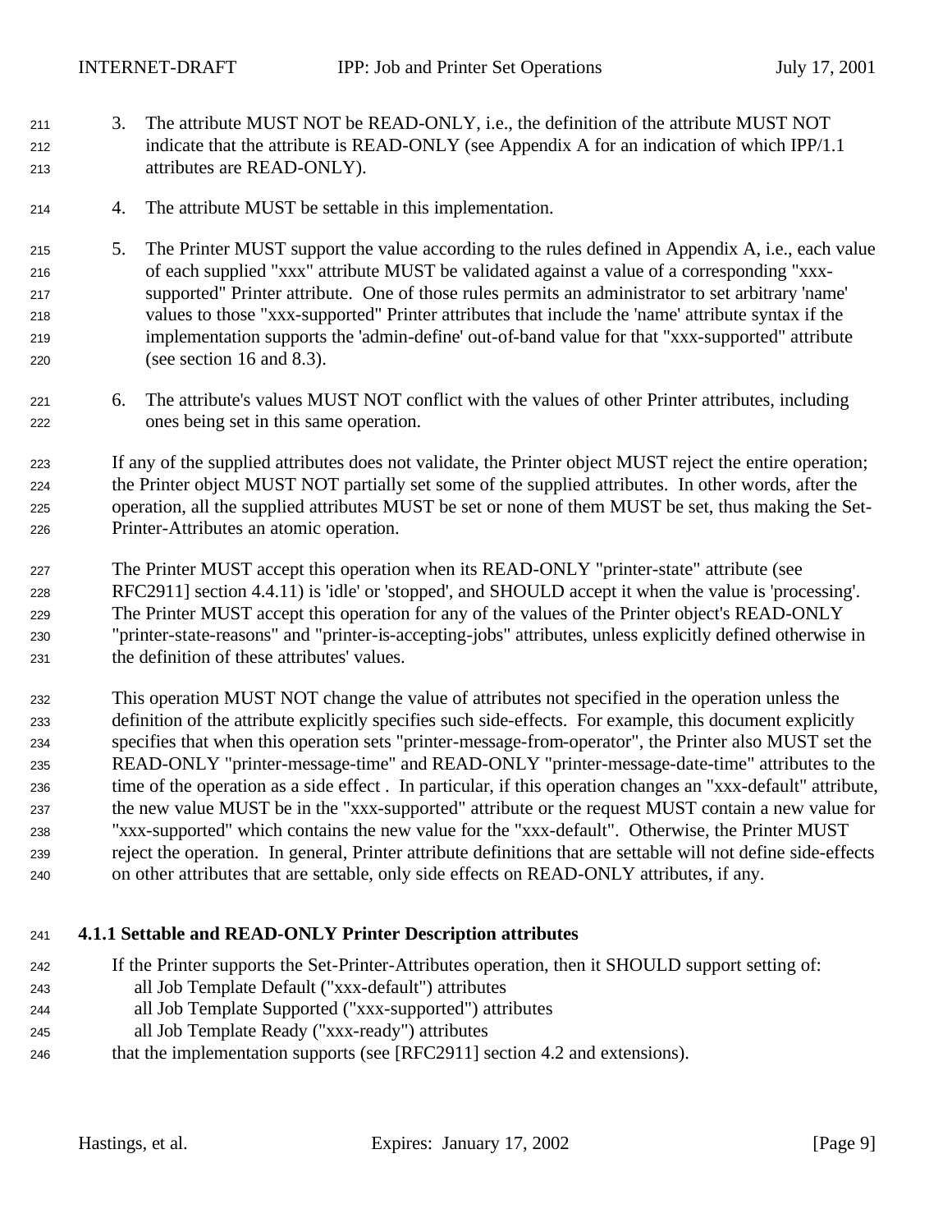3. The attribute MUST NOT be READ-ONLY, i.e., the definition of the attribute MUST NOT indicate that the attribute is READ-ONLY (see Appendix A for an indication of which IPP/1.1 attributes are READ-ONLY).

4. The attribute MUST be settable in this implementation.

5. The Printer MUST support the value according to the rules defined in Appendix A, i.e., each value of each supplied "xxx" attribute MUST be validated against a value of a corresponding "xxx-supported" Printer attribute. One of those rules permits an administrator to set arbitrary 'name' values to those "xxx-supported" Printer attributes that include the 'name' attribute syntax if the implementation supports the 'admin-define' out-of-band value for that "xxx-supported" attribute (see section 16 and 8.3).

6. The attribute's values MUST NOT conflict with the values of other Printer attributes, including ones being set in this same operation.

If any of the supplied attributes does not validate, the Printer object MUST reject the entire operation; the Printer object MUST NOT partially set some of the supplied attributes. In other words, after the operation, all the supplied attributes MUST be set or none of them MUST be set, thus making the Set-Printer-Attributes an atomic operation.

The Printer MUST accept this operation when its READ-ONLY "printer-state" attribute (see RFC2911] section 4.4.11) is 'idle' or 'stopped', and SHOULD accept it when the value is 'processing'. The Printer MUST accept this operation for any of the values of the Printer object's READ-ONLY "printer-state-reasons" and "printer-is-accepting-jobs" attributes, unless explicitly defined otherwise in the definition of these attributes' values.

This operation MUST NOT change the value of attributes not specified in the operation unless the definition of the attribute explicitly specifies such side-effects. For example, this document explicitly specifies that when this operation sets "printer-message-from-operator", the Printer also MUST set the READ-ONLY "printer-message-time" and READ-ONLY "printer-message-date-time" attributes to the time of the operation as a side effect . In particular, if this operation changes an "xxx-default" attribute, the new value MUST be in the "xxx-supported" attribute or the request MUST contain a new value for "xxx-supported" which contains the new value for the "xxx-default". Otherwise, the Printer MUST reject the operation. In general, Printer attribute definitions that are settable will not define side-effects on other attributes that are settable, only side effects on READ-ONLY attributes, if any.

### 4.1.1 Settable and READ-ONLY Printer Description attributes

If the Printer supports the Set-Printer-Attributes operation, then it SHOULD support setting of:
    all Job Template Default ("xxx-default") attributes
    all Job Template Supported ("xxx-supported") attributes
    all Job Template Ready ("xxx-ready") attributes
that the implementation supports (see [RFC2911] section 4.2 and extensions).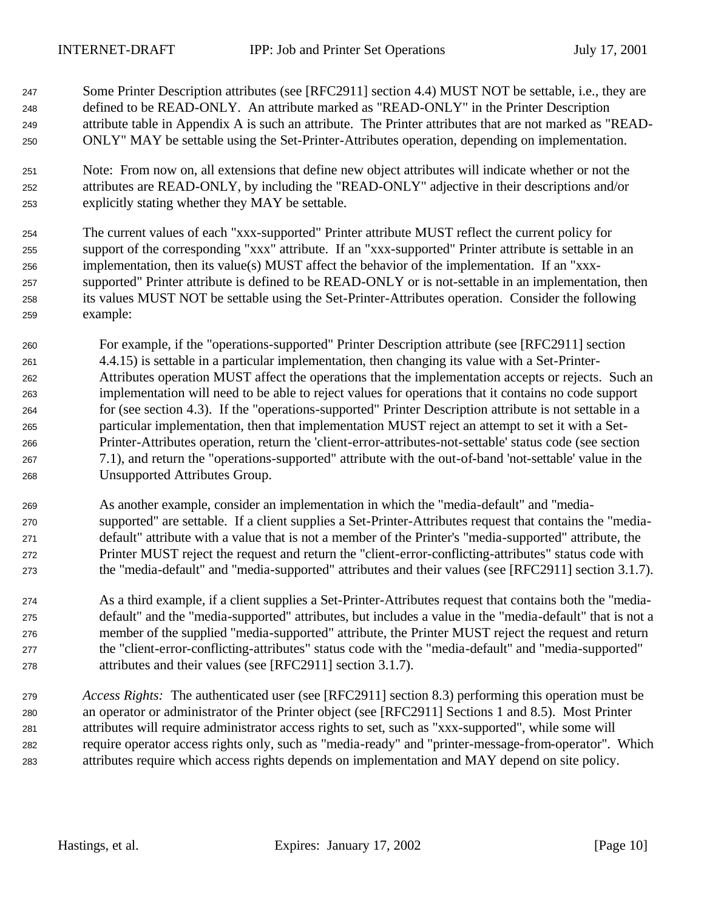Some Printer Description attributes (see [RFC2911] section 4.4) MUST NOT be settable, i.e., they are defined to be READ-ONLY. An attribute marked as "READ-ONLY" in the Printer Description attribute table in Appendix A is such an attribute. The Printer attributes that are not marked as "READ-ONLY" MAY be settable using the Set-Printer-Attributes operation, depending on implementation.

Note: From now on, all extensions that define new object attributes will indicate whether or not the attributes are READ-ONLY, by including the "READ-ONLY" adjective in their descriptions and/or explicitly stating whether they MAY be settable.

The current values of each "xxx-supported" Printer attribute MUST reflect the current policy for support of the corresponding "xxx" attribute. If an "xxx-supported" Printer attribute is settable in an implementation, then its value(s) MUST affect the behavior of the implementation. If an "xxx-supported" Printer attribute is defined to be READ-ONLY or is not-settable in an implementation, then its values MUST NOT be settable using the Set-Printer-Attributes operation. Consider the following example:

> For example, if the "operations-supported" Printer Description attribute (see [RFC2911] section 4.4.15) is settable in a particular implementation, then changing its value with a Set-Printer-Attributes operation MUST affect the operations that the implementation accepts or rejects. Such an implementation will need to be able to reject values for operations that it contains no code support for (see section 4.3). If the "operations-supported" Printer Description attribute is not settable in a particular implementation, then that implementation MUST reject an attempt to set it with a Set-Printer-Attributes operation, return the 'client-error-attributes-not-settable' status code (see section 7.1), and return the "operations-supported" attribute with the out-of-band 'not-settable' value in the Unsupported Attributes Group.
>
> As another example, consider an implementation in which the "media-default" and "media-supported" are settable. If a client supplies a Set-Printer-Attributes request that contains the "media-default" attribute with a value that is not a member of the Printer's "media-supported" attribute, the Printer MUST reject the request and return the "client-error-conflicting-attributes" status code with the "media-default" and "media-supported" attributes and their values (see [RFC2911] section 3.1.7).
>
> As a third example, if a client supplies a Set-Printer-Attributes request that contains both the "media-default" and the "media-supported" attributes, but includes a value in the "media-default" that is not a member of the supplied "media-supported" attribute, the Printer MUST reject the request and return the "client-error-conflicting-attributes" status code with the "media-default" and "media-supported" attributes and their values (see [RFC2911] section 3.1.7).

*Access Rights:* The authenticated user (see [RFC2911] section 8.3) performing this operation must be an operator or administrator of the Printer object (see [RFC2911] Sections 1 and 8.5). Most Printer attributes will require administrator access rights to set, such as "xxx-supported", while some will require operator access rights only, such as "media-ready" and "printer-message-from-operator". Which attributes require which access rights depends on implementation and MAY depend on site policy.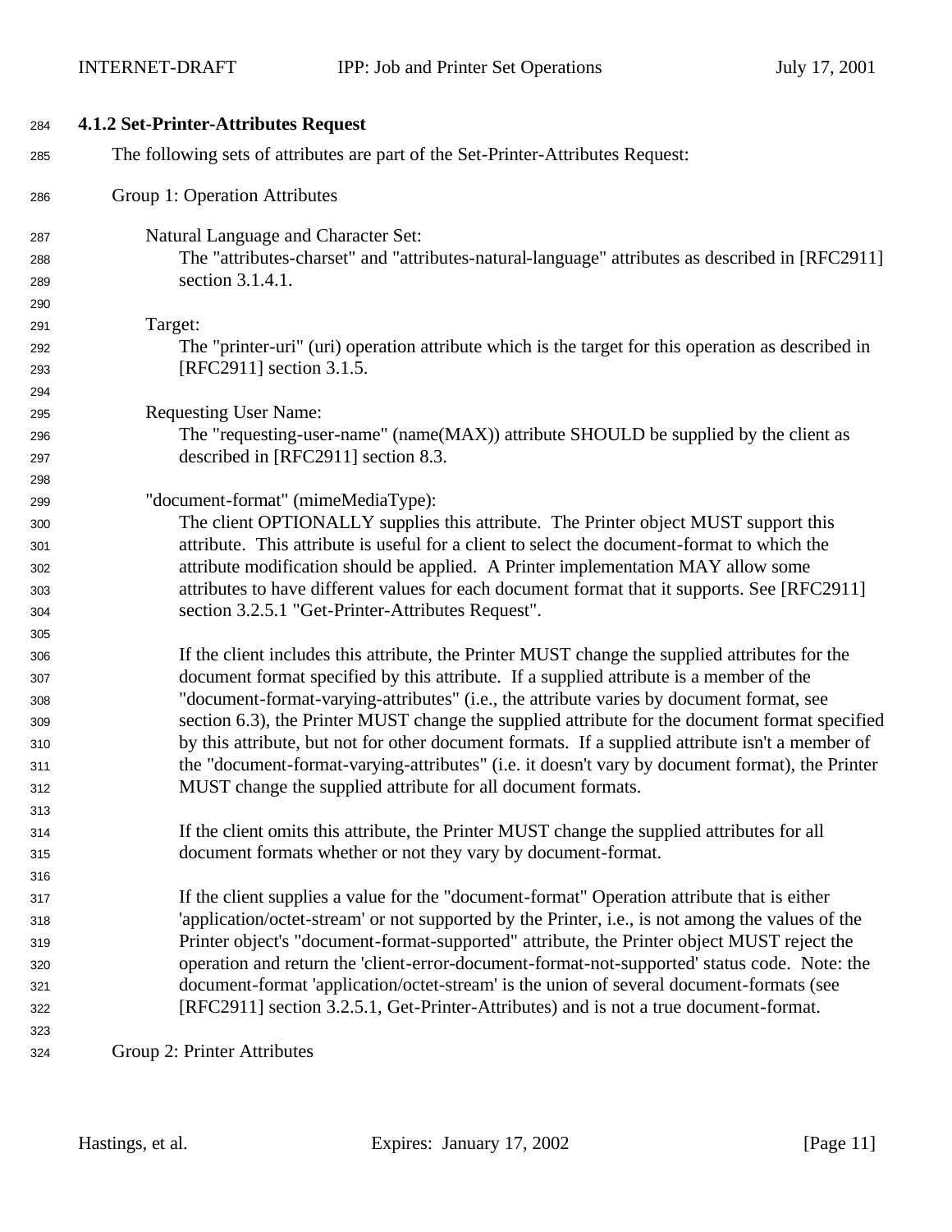### 4.1.2 Set-Printer-Attributes Request

The following sets of attributes are part of the Set-Printer-Attributes Request:

Group 1: Operation Attributes

Natural Language and Character Set:
The "attributes-charset" and "attributes-natural-language" attributes as described in [RFC2911] section 3.1.4.1.

Target:
The "printer-uri" (uri) operation attribute which is the target for this operation as described in [RFC2911] section 3.1.5.

Requesting User Name:
The "requesting-user-name" (name(MAX)) attribute SHOULD be supplied by the client as described in [RFC2911] section 8.3.

"document-format" (mimeMediaType):
The client OPTIONALLY supplies this attribute. The Printer object MUST support this attribute. This attribute is useful for a client to select the document-format to which the attribute modification should be applied. A Printer implementation MAY allow some attributes to have different values for each document format that it supports. See [RFC2911] section 3.2.5.1 "Get-Printer-Attributes Request".

If the client includes this attribute, the Printer MUST change the supplied attributes for the document format specified by this attribute. If a supplied attribute is a member of the "document-format-varying-attributes" (i.e., the attribute varies by document format, see section 6.3), the Printer MUST change the supplied attribute for the document format specified by this attribute, but not for other document formats. If a supplied attribute isn't a member of the "document-format-varying-attributes" (i.e. it doesn't vary by document format), the Printer MUST change the supplied attribute for all document formats.

If the client omits this attribute, the Printer MUST change the supplied attributes for all document formats whether or not they vary by document-format.

If the client supplies a value for the "document-format" Operation attribute that is either 'application/octet-stream' or not supported by the Printer, i.e., is not among the values of the Printer object's "document-format-supported" attribute, the Printer object MUST reject the operation and return the 'client-error-document-format-not-supported' status code. Note: the document-format 'application/octet-stream' is the union of several document-formats (see [RFC2911] section 3.2.5.1, Get-Printer-Attributes) and is not a true document-format.

Group 2: Printer Attributes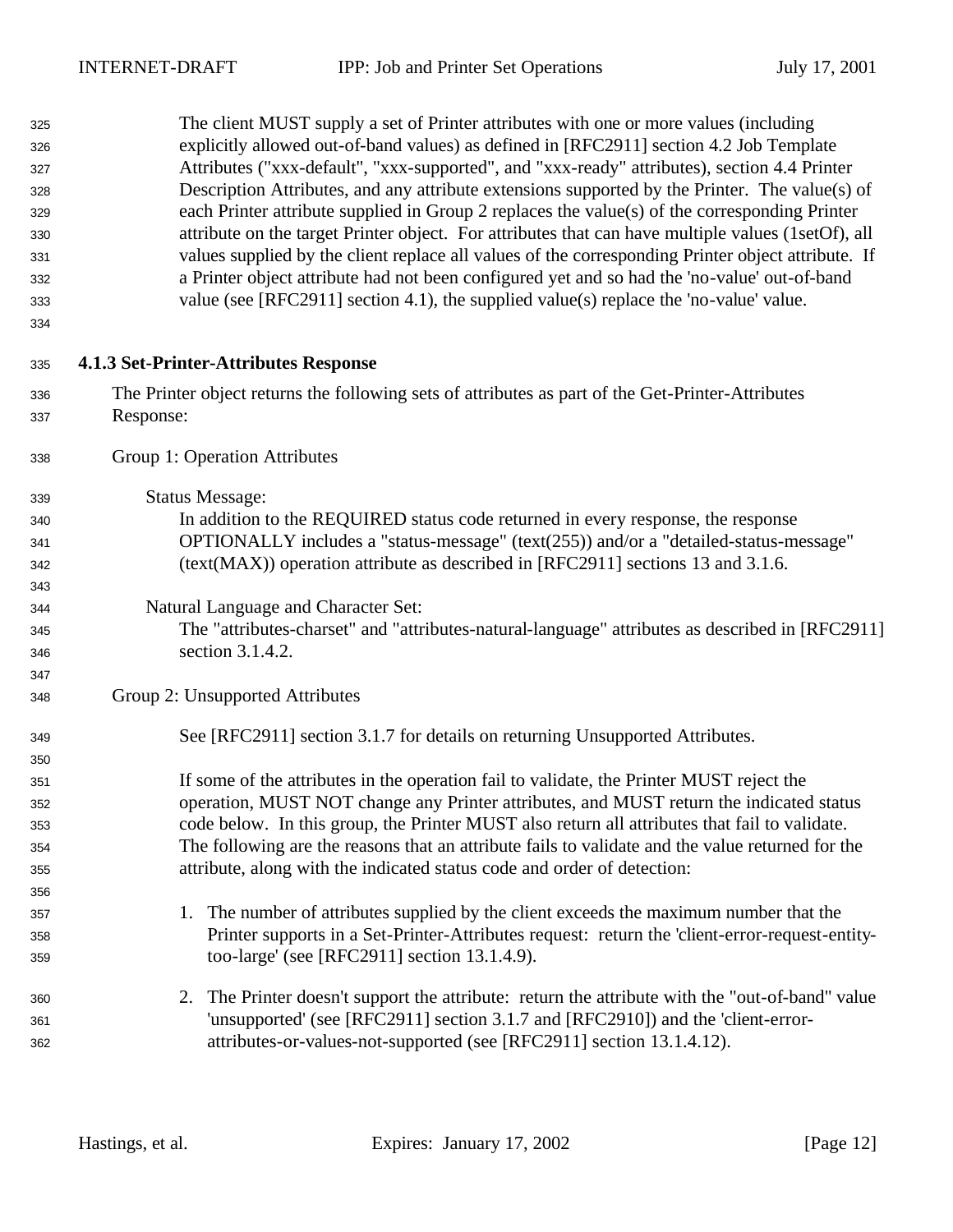The client MUST supply a set of Printer attributes with one or more values (including explicitly allowed out-of-band values) as defined in [RFC2911] section 4.2 Job Template Attributes ("xxx-default", "xxx-supported", and "xxx-ready" attributes), section 4.4 Printer Description Attributes, and any attribute extensions supported by the Printer. The value(s) of each Printer attribute supplied in Group 2 replaces the value(s) of the corresponding Printer attribute on the target Printer object. For attributes that can have multiple values (1setOf), all values supplied by the client replace all values of the corresponding Printer object attribute. If a Printer object attribute had not been configured yet and so had the 'no-value' out-of-band value (see [RFC2911] section 4.1), the supplied value(s) replace the 'no-value' value.

### 4.1.3 Set-Printer-Attributes Response

The Printer object returns the following sets of attributes as part of the Get-Printer-Attributes Response:

Group 1: Operation Attributes

Status Message:
In addition to the REQUIRED status code returned in every response, the response OPTIONALLY includes a "status-message" (text(255)) and/or a "detailed-status-message" (text(MAX)) operation attribute as described in [RFC2911] sections 13 and 3.1.6.

Natural Language and Character Set:
The "attributes-charset" and "attributes-natural-language" attributes as described in [RFC2911] section 3.1.4.2.

Group 2: Unsupported Attributes

See [RFC2911] section 3.1.7 for details on returning Unsupported Attributes.

If some of the attributes in the operation fail to validate, the Printer MUST reject the operation, MUST NOT change any Printer attributes, and MUST return the indicated status code below. In this group, the Printer MUST also return all attributes that fail to validate. The following are the reasons that an attribute fails to validate and the value returned for the attribute, along with the indicated status code and order of detection:

1. The number of attributes supplied by the client exceeds the maximum number that the Printer supports in a Set-Printer-Attributes request: return the 'client-error-request-entity-too-large' (see [RFC2911] section 13.1.4.9).

2. The Printer doesn't support the attribute: return the attribute with the "out-of-band" value 'unsupported' (see [RFC2911] section 3.1.7 and [RFC2910]) and the 'client-error-attributes-or-values-not-supported (see [RFC2911] section 13.1.4.12).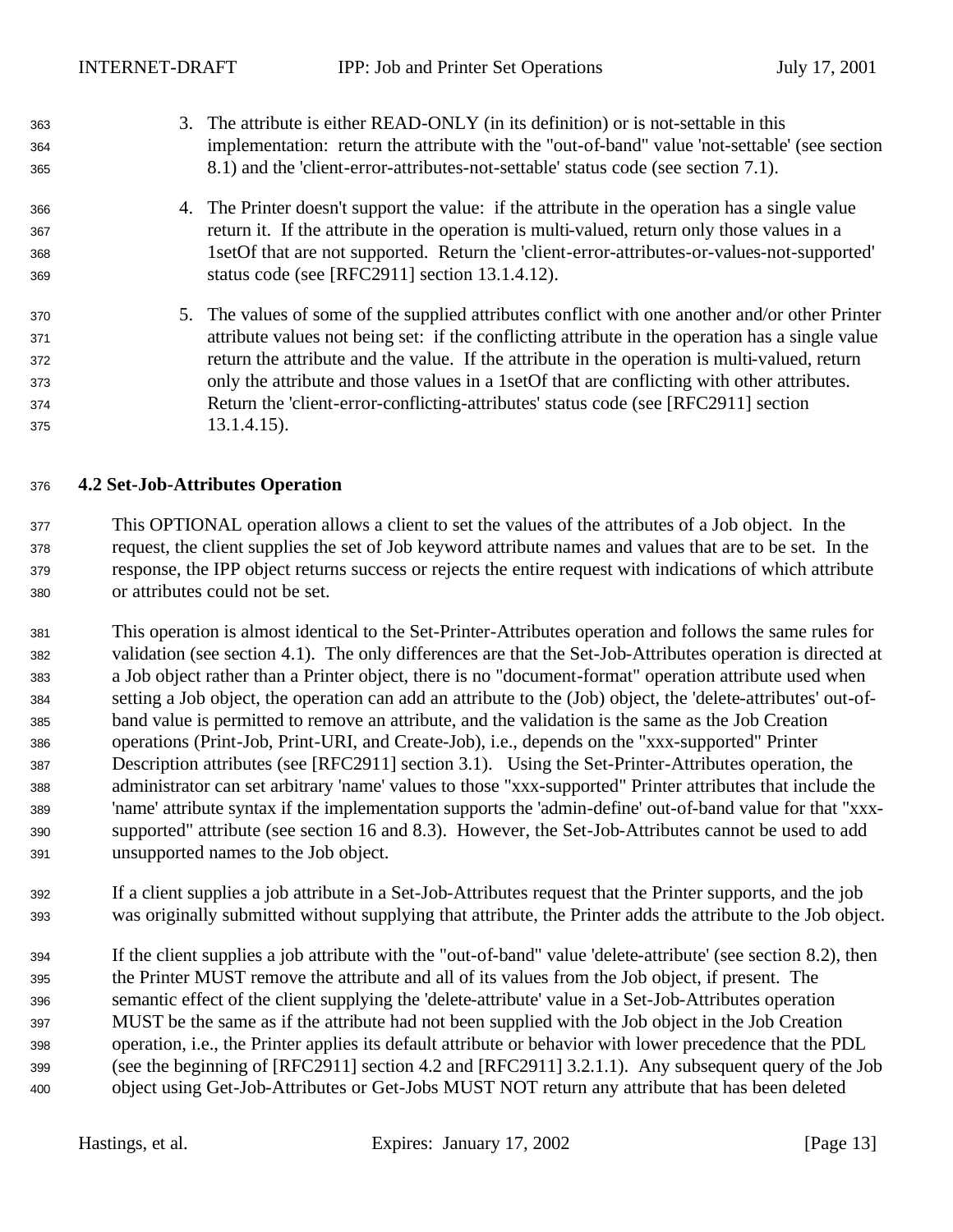3. The attribute is either READ-ONLY (in its definition) or is not-settable in this implementation: return the attribute with the "out-of-band" value 'not-settable' (see section 8.1) and the 'client-error-attributes-not-settable' status code (see section 7.1).

4. The Printer doesn't support the value: if the attribute in the operation has a single value return it. If the attribute in the operation is multi-valued, return only those values in a 1setOf that are not supported. Return the 'client-error-attributes-or-values-not-supported' status code (see [RFC2911] section 13.1.4.12).

5. The values of some of the supplied attributes conflict with one another and/or other Printer attribute values not being set: if the conflicting attribute in the operation has a single value return the attribute and the value. If the attribute in the operation is multi-valued, return only the attribute and those values in a 1setOf that are conflicting with other attributes. Return the 'client-error-conflicting-attributes' status code (see [RFC2911] section 13.1.4.15).

### 4.2 Set-Job-Attributes Operation

This OPTIONAL operation allows a client to set the values of the attributes of a Job object. In the request, the client supplies the set of Job keyword attribute names and values that are to be set. In the response, the IPP object returns success or rejects the entire request with indications of which attribute or attributes could not be set.

This operation is almost identical to the Set-Printer-Attributes operation and follows the same rules for validation (see section 4.1). The only differences are that the Set-Job-Attributes operation is directed at a Job object rather than a Printer object, there is no "document-format" operation attribute used when setting a Job object, the operation can add an attribute to the (Job) object, the 'delete-attributes' out-of-band value is permitted to remove an attribute, and the validation is the same as the Job Creation operations (Print-Job, Print-URI, and Create-Job), i.e., depends on the "xxx-supported" Printer Description attributes (see [RFC2911] section 3.1). Using the Set-Printer-Attributes operation, the administrator can set arbitrary 'name' values to those "xxx-supported" Printer attributes that include the 'name' attribute syntax if the implementation supports the 'admin-define' out-of-band value for that "xxx-supported" attribute (see section 16 and 8.3). However, the Set-Job-Attributes cannot be used to add unsupported names to the Job object.

If a client supplies a job attribute in a Set-Job-Attributes request that the Printer supports, and the job was originally submitted without supplying that attribute, the Printer adds the attribute to the Job object.

If the client supplies a job attribute with the "out-of-band" value 'delete-attribute' (see section 8.2), then the Printer MUST remove the attribute and all of its values from the Job object, if present. The semantic effect of the client supplying the 'delete-attribute' value in a Set-Job-Attributes operation MUST be the same as if the attribute had not been supplied with the Job object in the Job Creation operation, i.e., the Printer applies its default attribute or behavior with lower precedence that the PDL (see the beginning of [RFC2911] section 4.2 and [RFC2911] 3.2.1.1). Any subsequent query of the Job object using Get-Job-Attributes or Get-Jobs MUST NOT return any attribute that has been deleted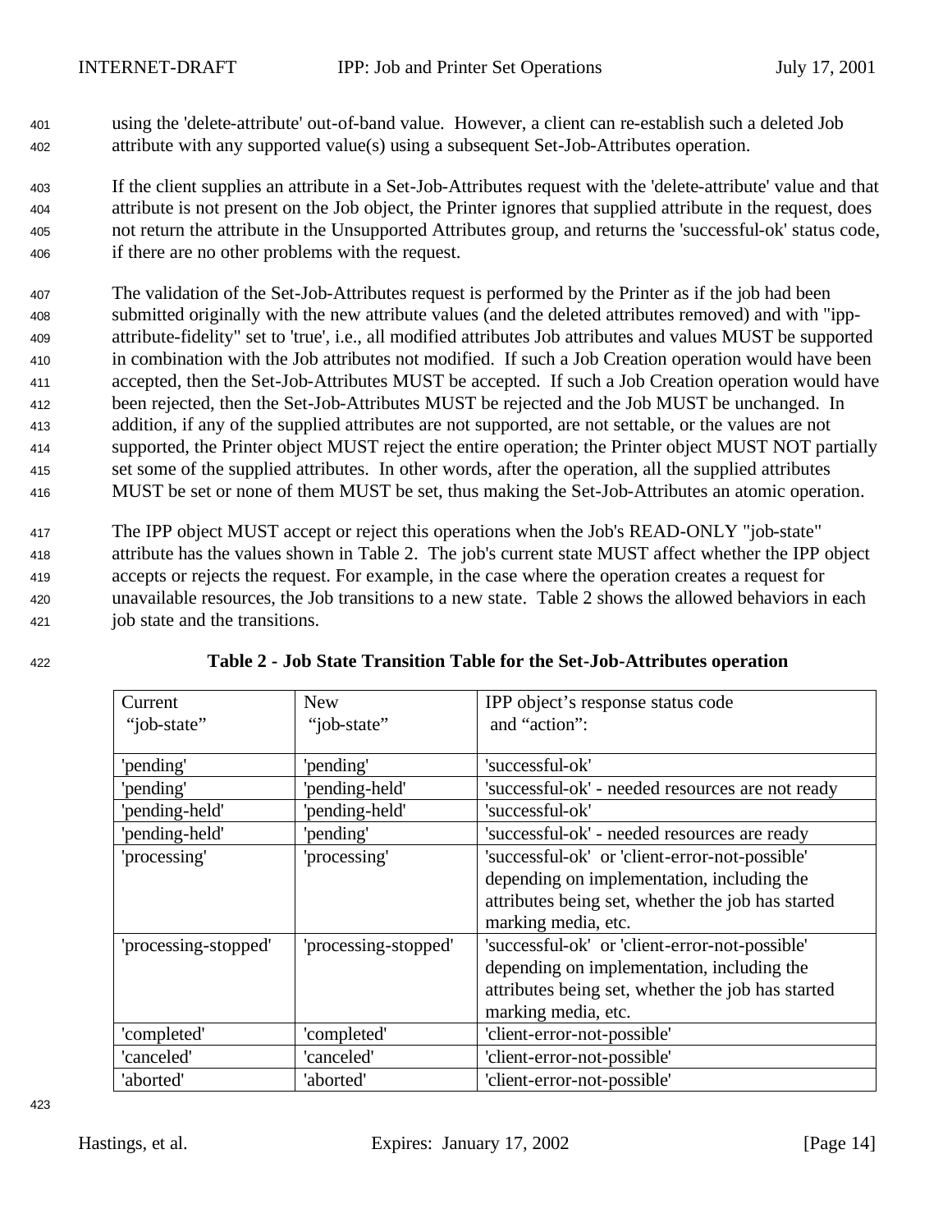using the 'delete-attribute' out-of-band value. However, a client can re-establish such a deleted Job attribute with any supported value(s) using a subsequent Set-Job-Attributes operation.

If the client supplies an attribute in a Set-Job-Attributes request with the 'delete-attribute' value and that attribute is not present on the Job object, the Printer ignores that supplied attribute in the request, does not return the attribute in the Unsupported Attributes group, and returns the 'successful-ok' status code, if there are no other problems with the request.

The validation of the Set-Job-Attributes request is performed by the Printer as if the job had been submitted originally with the new attribute values (and the deleted attributes removed) and with "ipp-attribute-fidelity" set to 'true', i.e., all modified attributes Job attributes and values MUST be supported in combination with the Job attributes not modified. If such a Job Creation operation would have been accepted, then the Set-Job-Attributes MUST be accepted. If such a Job Creation operation would have been rejected, then the Set-Job-Attributes MUST be rejected and the Job MUST be unchanged. In addition, if any of the supplied attributes are not supported, are not settable, or the values are not supported, the Printer object MUST reject the entire operation; the Printer object MUST NOT partially set some of the supplied attributes. In other words, after the operation, all the supplied attributes MUST be set or none of them MUST be set, thus making the Set-Job-Attributes an atomic operation.

The IPP object MUST accept or reject this operations when the Job's READ-ONLY "job-state" attribute has the values shown in Table 2. The job's current state MUST affect whether the IPP object accepts or rejects the request. For example, in the case where the operation creates a request for unavailable resources, the Job transitions to a new state. Table 2 shows the allowed behaviors in each job state and the transitions.

**Table 2 - Job State Transition Table for the Set-Job-Attributes operation**

| Current "job-state" | New "job-state" | IPP object's response status code and "action": |
|---|---|---|
| 'pending' | 'pending' | 'successful-ok' |
| 'pending' | 'pending-held' | 'successful-ok' - needed resources are not ready |
| 'pending-held' | 'pending-held' | 'successful-ok' |
| 'pending-held' | 'pending' | 'successful-ok' - needed resources are ready |
| 'processing' | 'processing' | 'successful-ok' or 'client-error-not-possible' depending on implementation, including the attributes being set, whether the job has started marking media, etc. |
| 'processing-stopped' | 'processing-stopped' | 'successful-ok' or 'client-error-not-possible' depending on implementation, including the attributes being set, whether the job has started marking media, etc. |
| 'completed' | 'completed' | 'client-error-not-possible' |
| 'canceled' | 'canceled' | 'client-error-not-possible' |
| 'aborted' | 'aborted' | 'client-error-not-possible' |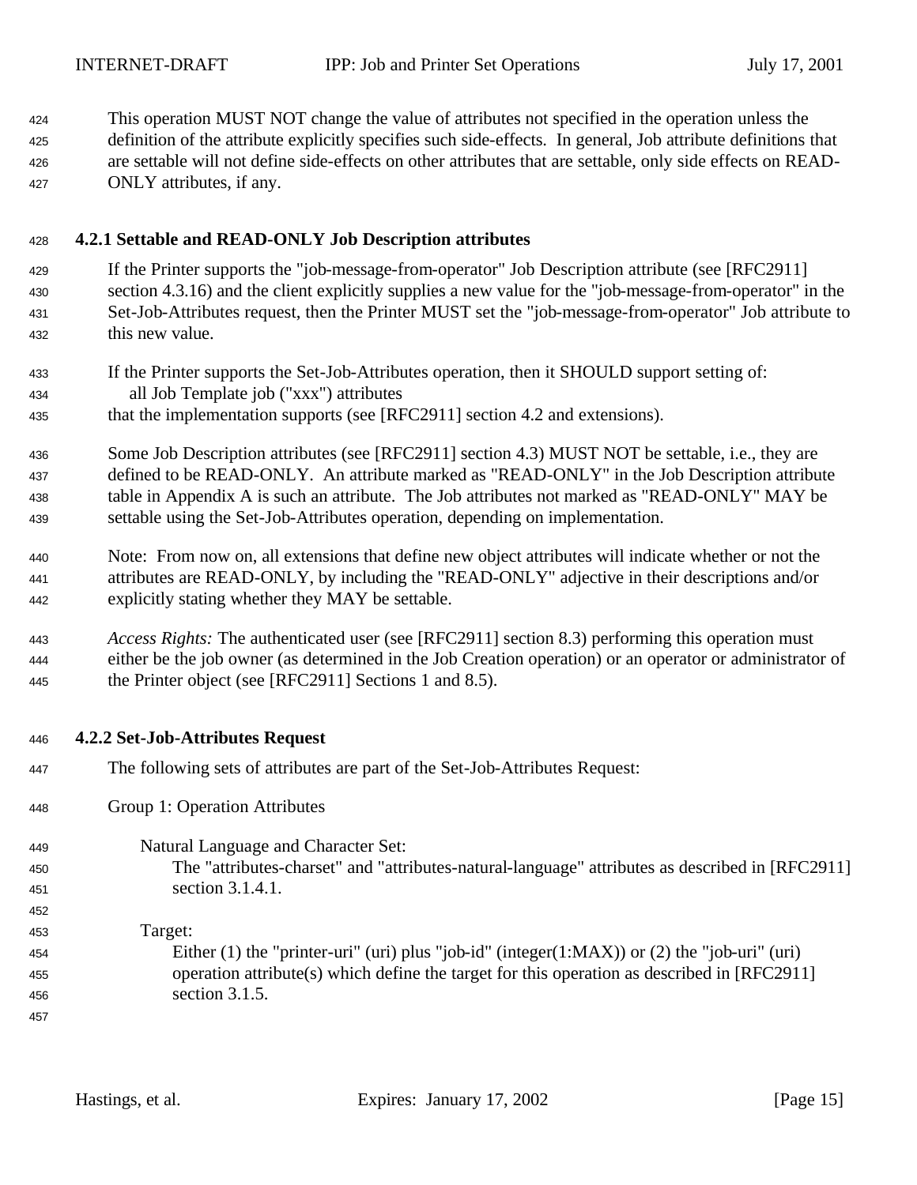This operation MUST NOT change the value of attributes not specified in the operation unless the definition of the attribute explicitly specifies such side-effects. In general, Job attribute definitions that are settable will not define side-effects on other attributes that are settable, only side effects on READ-ONLY attributes, if any.

### 4.2.1 Settable and READ-ONLY Job Description attributes

If the Printer supports the "job-message-from-operator" Job Description attribute (see [RFC2911] section 4.3.16) and the client explicitly supplies a new value for the "job-message-from-operator" in the Set-Job-Attributes request, then the Printer MUST set the "job-message-from-operator" Job attribute to this new value.

If the Printer supports the Set-Job-Attributes operation, then it SHOULD support setting of:
  all Job Template job ("xxx") attributes
that the implementation supports (see [RFC2911] section 4.2 and extensions).

Some Job Description attributes (see [RFC2911] section 4.3) MUST NOT be settable, i.e., they are defined to be READ-ONLY. An attribute marked as "READ-ONLY" in the Job Description attribute table in Appendix A is such an attribute. The Job attributes not marked as "READ-ONLY" MAY be settable using the Set-Job-Attributes operation, depending on implementation.

Note: From now on, all extensions that define new object attributes will indicate whether or not the attributes are READ-ONLY, by including the "READ-ONLY" adjective in their descriptions and/or explicitly stating whether they MAY be settable.

*Access Rights:* The authenticated user (see [RFC2911] section 8.3) performing this operation must either be the job owner (as determined in the Job Creation operation) or an operator or administrator of the Printer object (see [RFC2911] Sections 1 and 8.5).

### 4.2.2 Set-Job-Attributes Request

The following sets of attributes are part of the Set-Job-Attributes Request:

Group 1: Operation Attributes

Natural Language and Character Set:
The "attributes-charset" and "attributes-natural-language" attributes as described in [RFC2911] section 3.1.4.1.

Target:
Either (1) the "printer-uri" (uri) plus "job-id" (integer(1:MAX)) or (2) the "job-uri" (uri) operation attribute(s) which define the target for this operation as described in [RFC2911] section 3.1.5.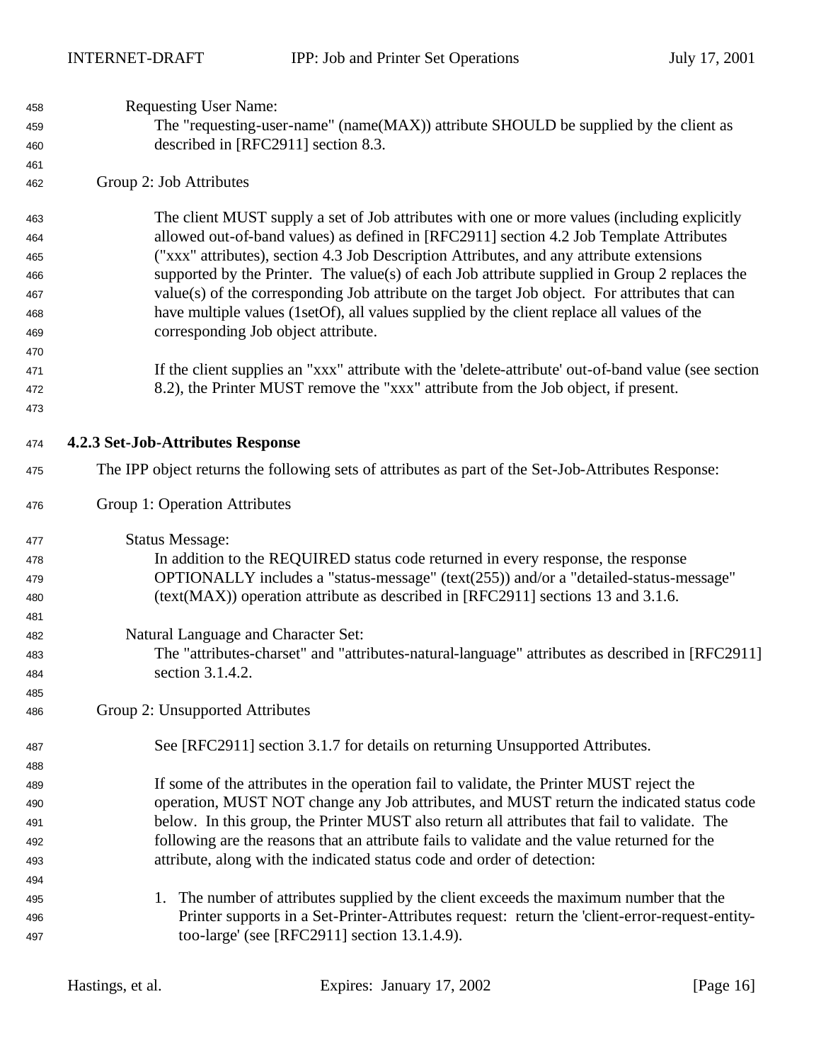Requesting User Name:

The "requesting-user-name" (name(MAX)) attribute SHOULD be supplied by the client as described in [RFC2911] section 8.3.

Group 2: Job Attributes

The client MUST supply a set of Job attributes with one or more values (including explicitly allowed out-of-band values) as defined in [RFC2911] section 4.2 Job Template Attributes ("xxx" attributes), section 4.3 Job Description Attributes, and any attribute extensions supported by the Printer. The value(s) of each Job attribute supplied in Group 2 replaces the value(s) of the corresponding Job attribute on the target Job object. For attributes that can have multiple values (1setOf), all values supplied by the client replace all values of the corresponding Job object attribute.

If the client supplies an "xxx" attribute with the 'delete-attribute' out-of-band value (see section 8.2), the Printer MUST remove the "xxx" attribute from the Job object, if present.

### 4.2.3 Set-Job-Attributes Response

The IPP object returns the following sets of attributes as part of the Set-Job-Attributes Response:

Group 1: Operation Attributes

Status Message:

In addition to the REQUIRED status code returned in every response, the response OPTIONALLY includes a "status-message" (text(255)) and/or a "detailed-status-message" (text(MAX)) operation attribute as described in [RFC2911] sections 13 and 3.1.6.

Natural Language and Character Set:

The "attributes-charset" and "attributes-natural-language" attributes as described in [RFC2911] section 3.1.4.2.

Group 2: Unsupported Attributes

See [RFC2911] section 3.1.7 for details on returning Unsupported Attributes.

If some of the attributes in the operation fail to validate, the Printer MUST reject the operation, MUST NOT change any Job attributes, and MUST return the indicated status code below. In this group, the Printer MUST also return all attributes that fail to validate. The following are the reasons that an attribute fails to validate and the value returned for the attribute, along with the indicated status code and order of detection:

1. The number of attributes supplied by the client exceeds the maximum number that the Printer supports in a Set-Printer-Attributes request: return the 'client-error-request-entity-too-large' (see [RFC2911] section 13.1.4.9).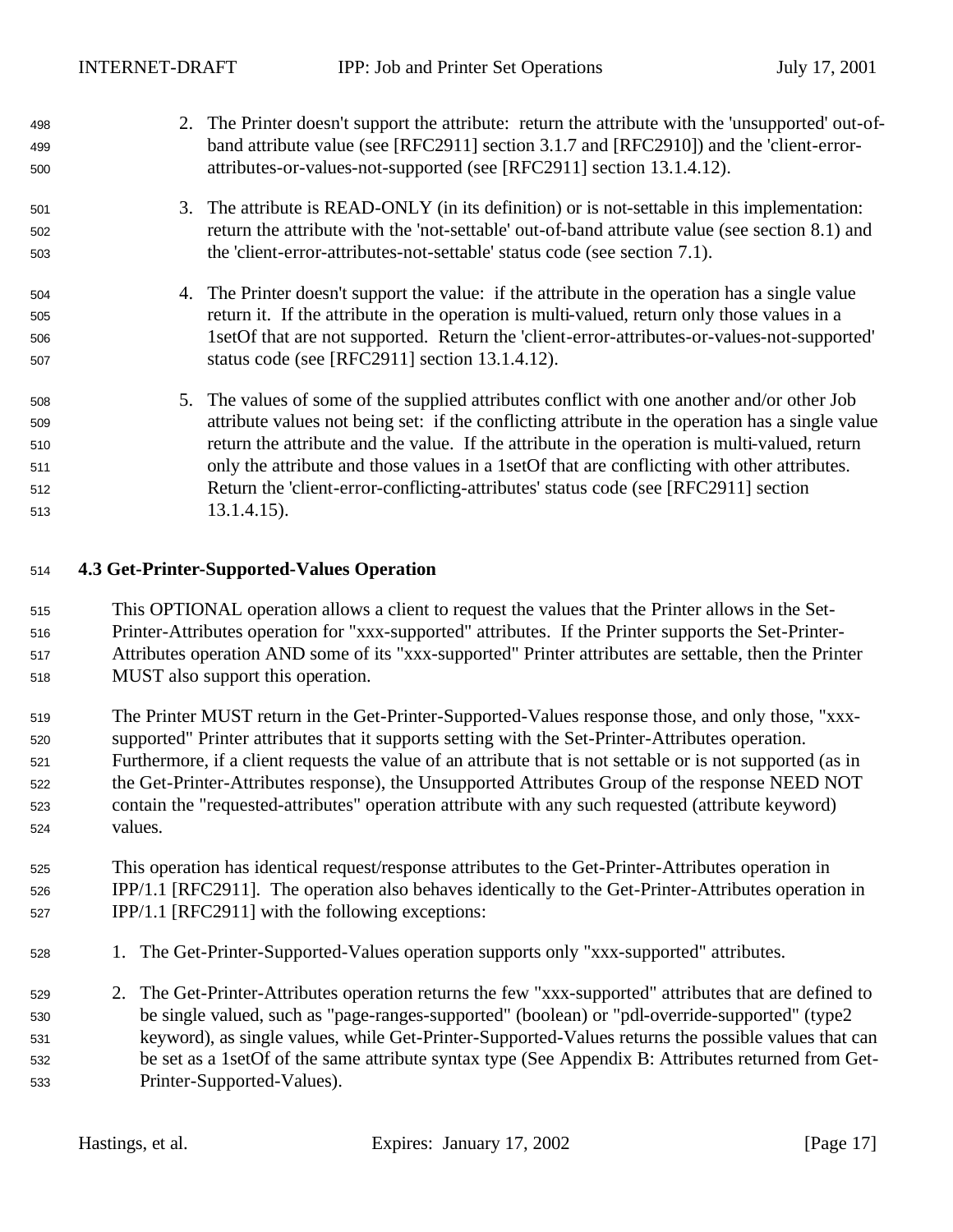2. The Printer doesn't support the attribute: return the attribute with the 'unsupported' out-of-band attribute value (see [RFC2911] section 3.1.7 and [RFC2910]) and the 'client-error-attributes-or-values-not-supported (see [RFC2911] section 13.1.4.12).

3. The attribute is READ-ONLY (in its definition) or is not-settable in this implementation: return the attribute with the 'not-settable' out-of-band attribute value (see section 8.1) and the 'client-error-attributes-not-settable' status code (see section 7.1).

4. The Printer doesn't support the value: if the attribute in the operation has a single value return it. If the attribute in the operation is multi-valued, return only those values in a 1setOf that are not supported. Return the 'client-error-attributes-or-values-not-supported' status code (see [RFC2911] section 13.1.4.12).

5. The values of some of the supplied attributes conflict with one another and/or other Job attribute values not being set: if the conflicting attribute in the operation has a single value return the attribute and the value. If the attribute in the operation is multi-valued, return only the attribute and those values in a 1setOf that are conflicting with other attributes. Return the 'client-error-conflicting-attributes' status code (see [RFC2911] section 13.1.4.15).

### 4.3 Get-Printer-Supported-Values Operation

This OPTIONAL operation allows a client to request the values that the Printer allows in the Set-Printer-Attributes operation for "xxx-supported" attributes. If the Printer supports the Set-Printer-Attributes operation AND some of its "xxx-supported" Printer attributes are settable, then the Printer MUST also support this operation.

The Printer MUST return in the Get-Printer-Supported-Values response those, and only those, "xxx-supported" Printer attributes that it supports setting with the Set-Printer-Attributes operation. Furthermore, if a client requests the value of an attribute that is not settable or is not supported (as in the Get-Printer-Attributes response), the Unsupported Attributes Group of the response NEED NOT contain the "requested-attributes" operation attribute with any such requested (attribute keyword) values.

This operation has identical request/response attributes to the Get-Printer-Attributes operation in IPP/1.1 [RFC2911]. The operation also behaves identically to the Get-Printer-Attributes operation in IPP/1.1 [RFC2911] with the following exceptions:

1. The Get-Printer-Supported-Values operation supports only "xxx-supported" attributes.

2. The Get-Printer-Attributes operation returns the few "xxx-supported" attributes that are defined to be single valued, such as "page-ranges-supported" (boolean) or "pdl-override-supported" (type2 keyword), as single values, while Get-Printer-Supported-Values returns the possible values that can be set as a 1setOf of the same attribute syntax type (See Appendix B: Attributes returned from Get-Printer-Supported-Values).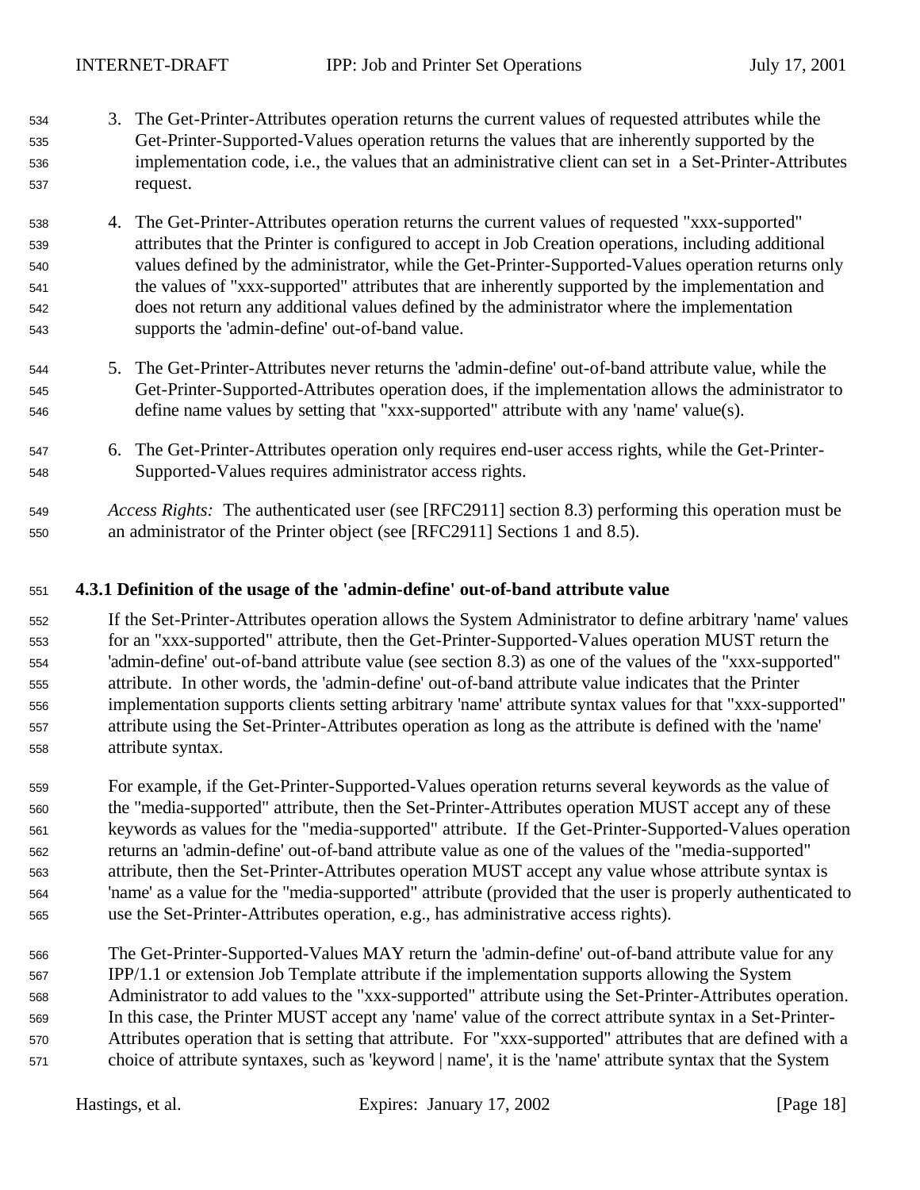3. The Get-Printer-Attributes operation returns the current values of requested attributes while the Get-Printer-Supported-Values operation returns the values that are inherently supported by the implementation code, i.e., the values that an administrative client can set in a Set-Printer-Attributes request.

4. The Get-Printer-Attributes operation returns the current values of requested "xxx-supported" attributes that the Printer is configured to accept in Job Creation operations, including additional values defined by the administrator, while the Get-Printer-Supported-Values operation returns only the values of "xxx-supported" attributes that are inherently supported by the implementation and does not return any additional values defined by the administrator where the implementation supports the 'admin-define' out-of-band value.

5. The Get-Printer-Attributes never returns the 'admin-define' out-of-band attribute value, while the Get-Printer-Supported-Attributes operation does, if the implementation allows the administrator to define name values by setting that "xxx-supported" attribute with any 'name' value(s).

6. The Get-Printer-Attributes operation only requires end-user access rights, while the Get-Printer-Supported-Values requires administrator access rights.

*Access Rights:* The authenticated user (see [RFC2911] section 8.3) performing this operation must be an administrator of the Printer object (see [RFC2911] Sections 1 and 8.5).

### 4.3.1 Definition of the usage of the 'admin-define' out-of-band attribute value

If the Set-Printer-Attributes operation allows the System Administrator to define arbitrary 'name' values for an "xxx-supported" attribute, then the Get-Printer-Supported-Values operation MUST return the 'admin-define' out-of-band attribute value (see section 8.3) as one of the values of the "xxx-supported" attribute. In other words, the 'admin-define' out-of-band attribute value indicates that the Printer implementation supports clients setting arbitrary 'name' attribute syntax values for that "xxx-supported" attribute using the Set-Printer-Attributes operation as long as the attribute is defined with the 'name' attribute syntax.

For example, if the Get-Printer-Supported-Values operation returns several keywords as the value of the "media-supported" attribute, then the Set-Printer-Attributes operation MUST accept any of these keywords as values for the "media-supported" attribute. If the Get-Printer-Supported-Values operation returns an 'admin-define' out-of-band attribute value as one of the values of the "media-supported" attribute, then the Set-Printer-Attributes operation MUST accept any value whose attribute syntax is 'name' as a value for the "media-supported" attribute (provided that the user is properly authenticated to use the Set-Printer-Attributes operation, e.g., has administrative access rights).

The Get-Printer-Supported-Values MAY return the 'admin-define' out-of-band attribute value for any IPP/1.1 or extension Job Template attribute if the implementation supports allowing the System Administrator to add values to the "xxx-supported" attribute using the Set-Printer-Attributes operation. In this case, the Printer MUST accept any 'name' value of the correct attribute syntax in a Set-Printer-Attributes operation that is setting that attribute. For "xxx-supported" attributes that are defined with a choice of attribute syntaxes, such as 'keyword | name', it is the 'name' attribute syntax that the System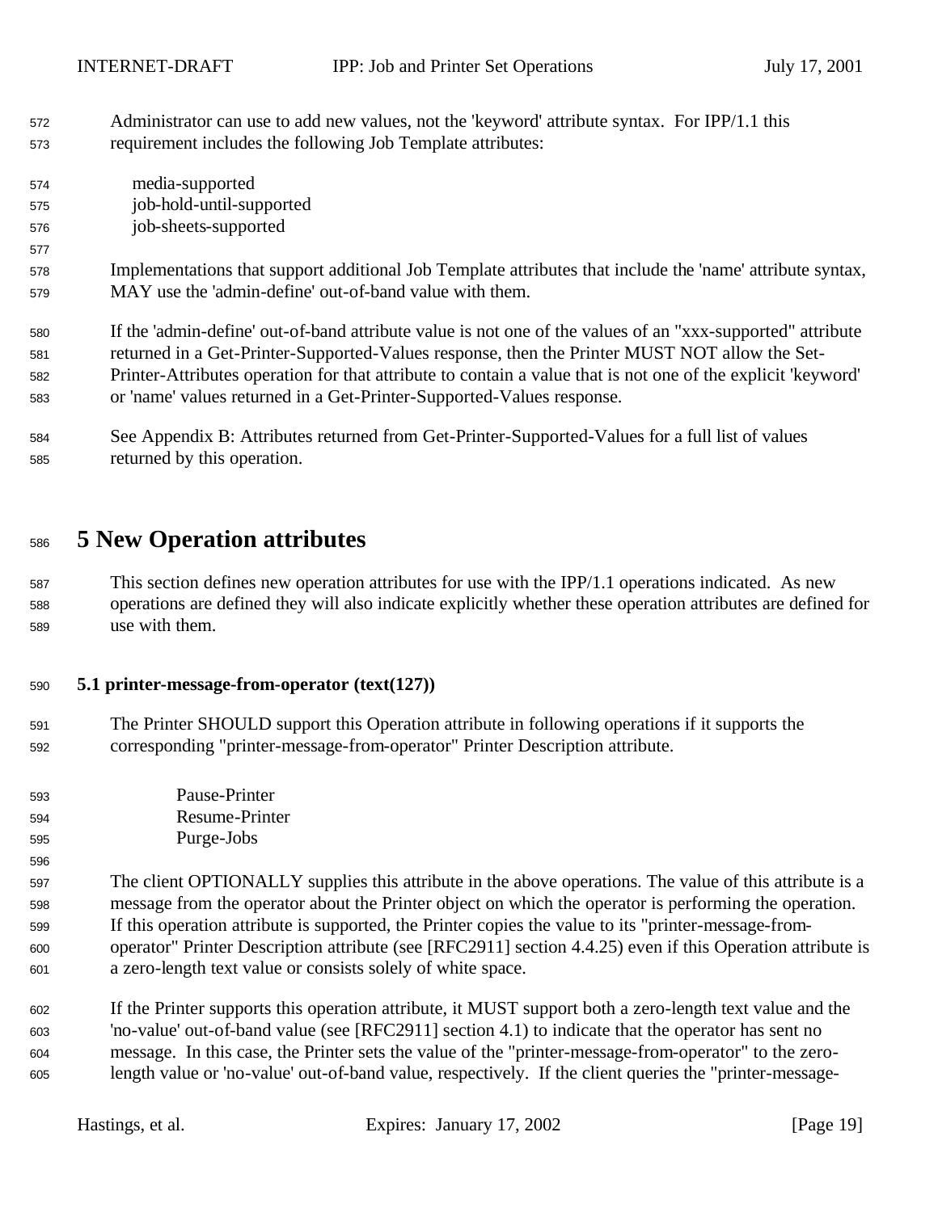Administrator can use to add new values, not the 'keyword' attribute syntax. For IPP/1.1 this requirement includes the following Job Template attributes:

- media-supported
- job-hold-until-supported
- job-sheets-supported

Implementations that support additional Job Template attributes that include the 'name' attribute syntax, MAY use the 'admin-define' out-of-band value with them.

If the 'admin-define' out-of-band attribute value is not one of the values of an "xxx-supported" attribute returned in a Get-Printer-Supported-Values response, then the Printer MUST NOT allow the Set-Printer-Attributes operation for that attribute to contain a value that is not one of the explicit 'keyword' or 'name' values returned in a Get-Printer-Supported-Values response.

See Appendix B: Attributes returned from Get-Printer-Supported-Values for a full list of values returned by this operation.

# 5 New Operation attributes

This section defines new operation attributes for use with the IPP/1.1 operations indicated. As new operations are defined they will also indicate explicitly whether these operation attributes are defined for use with them.

### 5.1 printer-message-from-operator (text(127))

The Printer SHOULD support this Operation attribute in following operations if it supports the corresponding "printer-message-from-operator" Printer Description attribute.

- Pause-Printer
- Resume-Printer
- Purge-Jobs

The client OPTIONALLY supplies this attribute in the above operations. The value of this attribute is a message from the operator about the Printer object on which the operator is performing the operation. If this operation attribute is supported, the Printer copies the value to its "printer-message-from-operator" Printer Description attribute (see [RFC2911] section 4.4.25) even if this Operation attribute is a zero-length text value or consists solely of white space.

If the Printer supports this operation attribute, it MUST support both a zero-length text value and the 'no-value' out-of-band value (see [RFC2911] section 4.1) to indicate that the operator has sent no message. In this case, the Printer sets the value of the "printer-message-from-operator" to the zero-length value or 'no-value' out-of-band value, respectively. If the client queries the "printer-message-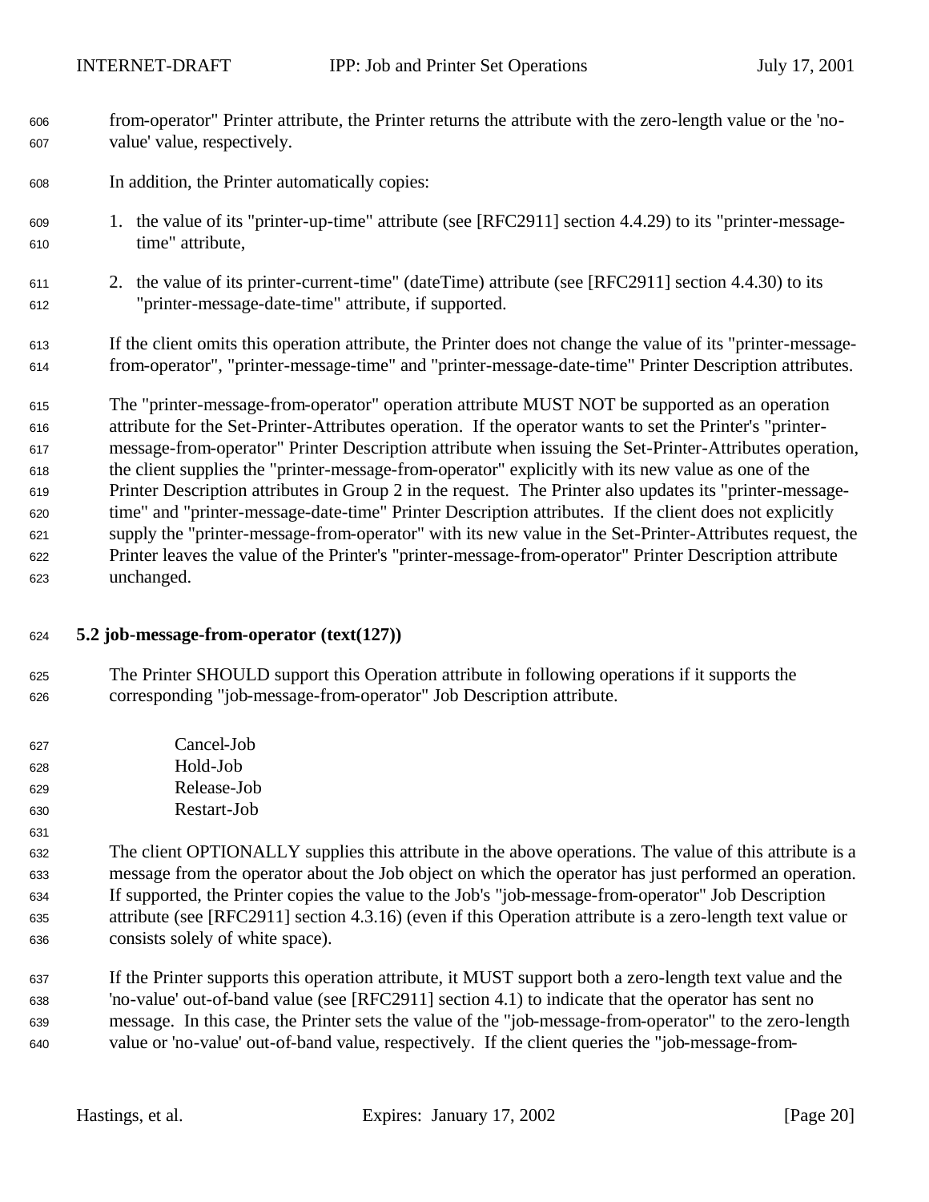from-operator" Printer attribute, the Printer returns the attribute with the zero-length value or the 'no-value' value, respectively.

In addition, the Printer automatically copies:

1. the value of its "printer-up-time" attribute (see [RFC2911] section 4.4.29) to its "printer-message-time" attribute,

2. the value of its printer-current-time" (dateTime) attribute (see [RFC2911] section 4.4.30) to its "printer-message-date-time" attribute, if supported.

If the client omits this operation attribute, the Printer does not change the value of its "printer-message-from-operator", "printer-message-time" and "printer-message-date-time" Printer Description attributes.

The "printer-message-from-operator" operation attribute MUST NOT be supported as an operation attribute for the Set-Printer-Attributes operation. If the operator wants to set the Printer's "printer-message-from-operator" Printer Description attribute when issuing the Set-Printer-Attributes operation, the client supplies the "printer-message-from-operator" explicitly with its new value as one of the Printer Description attributes in Group 2 in the request. The Printer also updates its "printer-message-time" and "printer-message-date-time" Printer Description attributes. If the client does not explicitly supply the "printer-message-from-operator" with its new value in the Set-Printer-Attributes request, the Printer leaves the value of the Printer's "printer-message-from-operator" Printer Description attribute unchanged.

### 5.2 job-message-from-operator (text(127))

The Printer SHOULD support this Operation attribute in following operations if it supports the corresponding "job-message-from-operator" Job Description attribute.

Cancel-Job
Hold-Job
Release-Job
Restart-Job

The client OPTIONALLY supplies this attribute in the above operations. The value of this attribute is a message from the operator about the Job object on which the operator has just performed an operation. If supported, the Printer copies the value to the Job's "job-message-from-operator" Job Description attribute (see [RFC2911] section 4.3.16) (even if this Operation attribute is a zero-length text value or consists solely of white space).

If the Printer supports this operation attribute, it MUST support both a zero-length text value and the 'no-value' out-of-band value (see [RFC2911] section 4.1) to indicate that the operator has sent no message. In this case, the Printer sets the value of the "job-message-from-operator" to the zero-length value or 'no-value' out-of-band value, respectively. If the client queries the "job-message-from-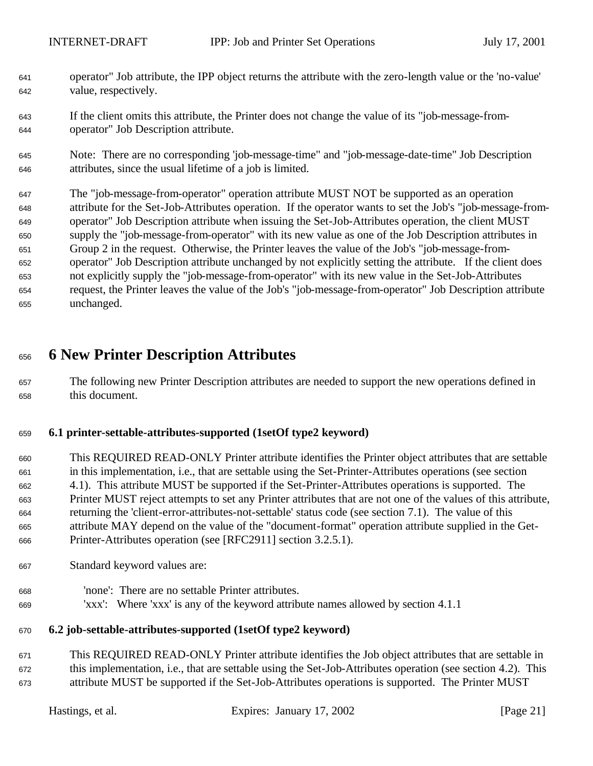operator" Job attribute, the IPP object returns the attribute with the zero-length value or the 'no-value' value, respectively.

If the client omits this attribute, the Printer does not change the value of its "job-message-from-operator" Job Description attribute.

Note: There are no corresponding 'job-message-time" and "job-message-date-time" Job Description attributes, since the usual lifetime of a job is limited.

The "job-message-from-operator" operation attribute MUST NOT be supported as an operation attribute for the Set-Job-Attributes operation. If the operator wants to set the Job's "job-message-from-operator" Job Description attribute when issuing the Set-Job-Attributes operation, the client MUST supply the "job-message-from-operator" with its new value as one of the Job Description attributes in Group 2 in the request. Otherwise, the Printer leaves the value of the Job's "job-message-from-operator" Job Description attribute unchanged by not explicitly setting the attribute. If the client does not explicitly supply the "job-message-from-operator" with its new value in the Set-Job-Attributes request, the Printer leaves the value of the Job's "job-message-from-operator" Job Description attribute unchanged.

# 6 New Printer Description Attributes

The following new Printer Description attributes are needed to support the new operations defined in this document.

### 6.1 printer-settable-attributes-supported (1setOf type2 keyword)

This REQUIRED READ-ONLY Printer attribute identifies the Printer object attributes that are settable in this implementation, i.e., that are settable using the Set-Printer-Attributes operations (see section 4.1). This attribute MUST be supported if the Set-Printer-Attributes operations is supported. The Printer MUST reject attempts to set any Printer attributes that are not one of the values of this attribute, returning the 'client-error-attributes-not-settable' status code (see section 7.1). The value of this attribute MAY depend on the value of the "document-format" operation attribute supplied in the Get-Printer-Attributes operation (see [RFC2911] section 3.2.5.1).

Standard keyword values are:

'none': There are no settable Printer attributes.
'xxx': Where 'xxx' is any of the keyword attribute names allowed by section 4.1.1

### 6.2 job-settable-attributes-supported (1setOf type2 keyword)

This REQUIRED READ-ONLY Printer attribute identifies the Job object attributes that are settable in this implementation, i.e., that are settable using the Set-Job-Attributes operation (see section 4.2). This attribute MUST be supported if the Set-Job-Attributes operations is supported. The Printer MUST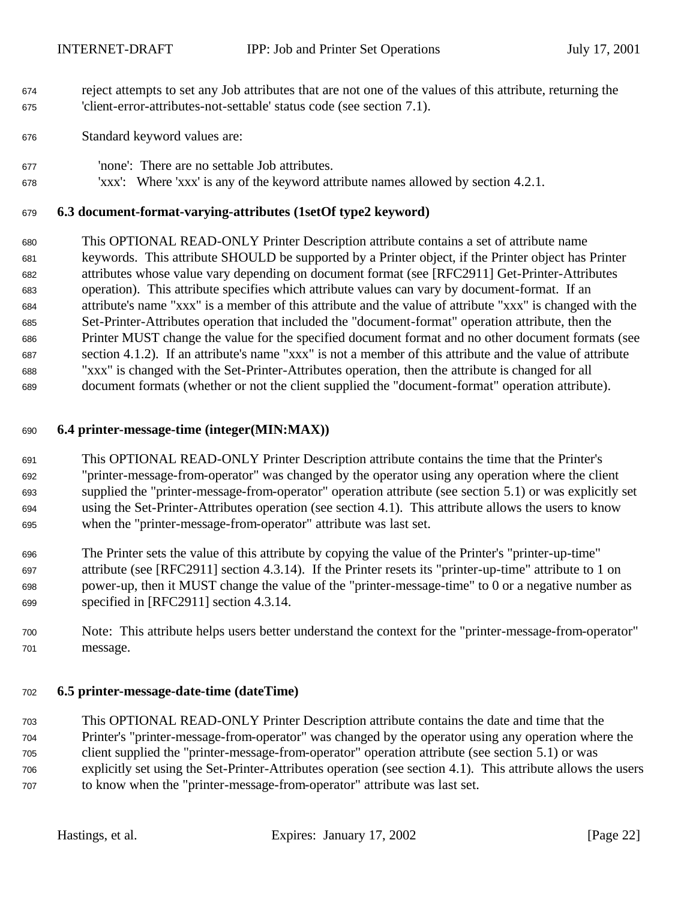reject attempts to set any Job attributes that are not one of the values of this attribute, returning the 'client-error-attributes-not-settable' status code (see section 7.1).

Standard keyword values are:

'none': There are no settable Job attributes.
'xxx': Where 'xxx' is any of the keyword attribute names allowed by section 4.2.1.

### 6.3 document-format-varying-attributes (1setOf type2 keyword)

This OPTIONAL READ-ONLY Printer Description attribute contains a set of attribute name keywords. This attribute SHOULD be supported by a Printer object, if the Printer object has Printer attributes whose value vary depending on document format (see [RFC2911] Get-Printer-Attributes operation). This attribute specifies which attribute values can vary by document-format. If an attribute's name "xxx" is a member of this attribute and the value of attribute "xxx" is changed with the Set-Printer-Attributes operation that included the "document-format" operation attribute, then the Printer MUST change the value for the specified document format and no other document formats (see section 4.1.2). If an attribute's name "xxx" is not a member of this attribute and the value of attribute "xxx" is changed with the Set-Printer-Attributes operation, then the attribute is changed for all document formats (whether or not the client supplied the "document-format" operation attribute).

### 6.4 printer-message-time (integer(MIN:MAX))

This OPTIONAL READ-ONLY Printer Description attribute contains the time that the Printer's "printer-message-from-operator" was changed by the operator using any operation where the client supplied the "printer-message-from-operator" operation attribute (see section 5.1) or was explicitly set using the Set-Printer-Attributes operation (see section 4.1). This attribute allows the users to know when the "printer-message-from-operator" attribute was last set.

The Printer sets the value of this attribute by copying the value of the Printer's "printer-up-time" attribute (see [RFC2911] section 4.3.14). If the Printer resets its "printer-up-time" attribute to 1 on power-up, then it MUST change the value of the "printer-message-time" to 0 or a negative number as specified in [RFC2911] section 4.3.14.

Note: This attribute helps users better understand the context for the "printer-message-from-operator" message.

### 6.5 printer-message-date-time (dateTime)

This OPTIONAL READ-ONLY Printer Description attribute contains the date and time that the Printer's "printer-message-from-operator" was changed by the operator using any operation where the client supplied the "printer-message-from-operator" operation attribute (see section 5.1) or was explicitly set using the Set-Printer-Attributes operation (see section 4.1). This attribute allows the users to know when the "printer-message-from-operator" attribute was last set.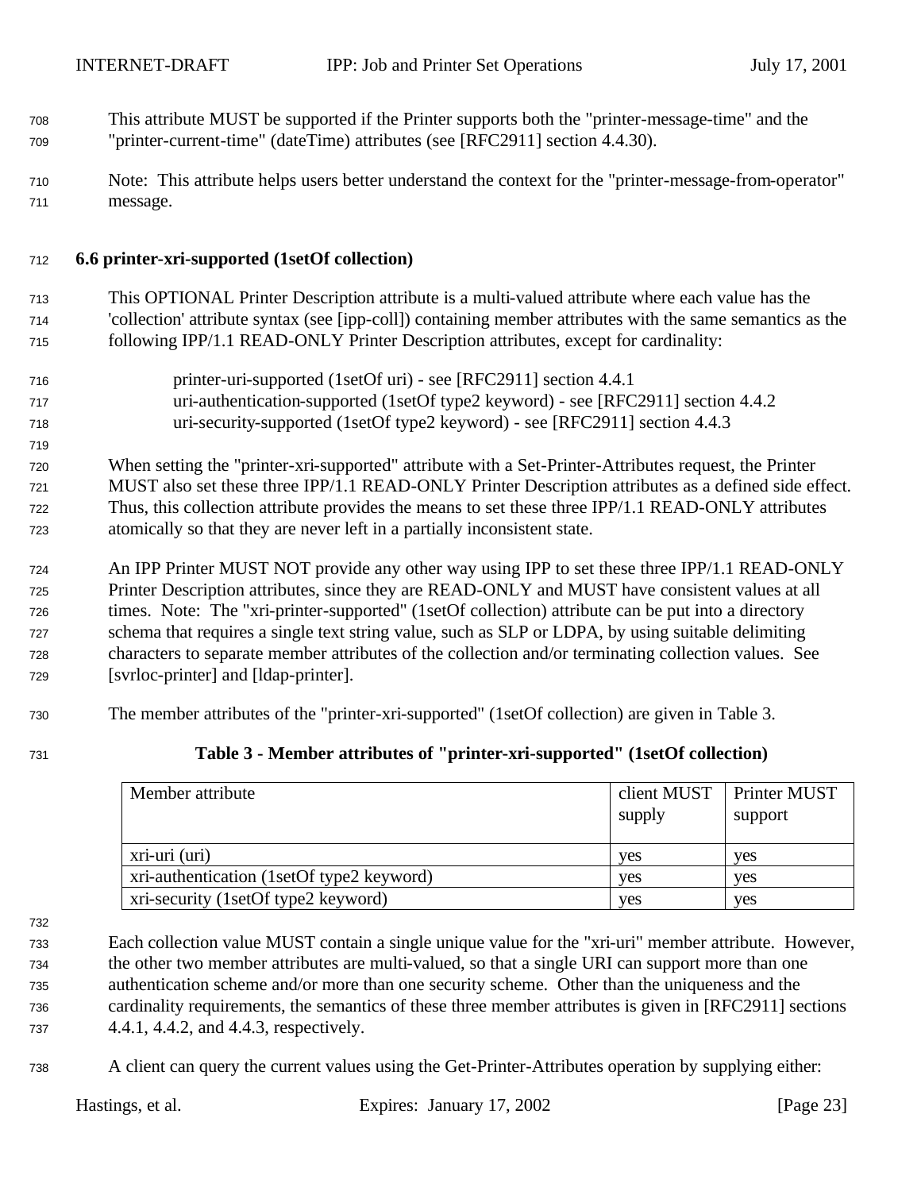This attribute MUST be supported if the Printer supports both the "printer-message-time" and the "printer-current-time" (dateTime) attributes (see [RFC2911] section 4.4.30).

Note: This attribute helps users better understand the context for the "printer-message-from-operator" message.

### 6.6 printer-xri-supported (1setOf collection)

This OPTIONAL Printer Description attribute is a multi-valued attribute where each value has the 'collection' attribute syntax (see [ipp-coll]) containing member attributes with the same semantics as the following IPP/1.1 READ-ONLY Printer Description attributes, except for cardinality:

printer-uri-supported (1setOf uri) - see [RFC2911] section 4.4.1
uri-authentication-supported (1setOf type2 keyword) - see [RFC2911] section 4.4.2
uri-security-supported (1setOf type2 keyword) - see [RFC2911] section 4.4.3

When setting the "printer-xri-supported" attribute with a Set-Printer-Attributes request, the Printer MUST also set these three IPP/1.1 READ-ONLY Printer Description attributes as a defined side effect. Thus, this collection attribute provides the means to set these three IPP/1.1 READ-ONLY attributes atomically so that they are never left in a partially inconsistent state.

An IPP Printer MUST NOT provide any other way using IPP to set these three IPP/1.1 READ-ONLY Printer Description attributes, since they are READ-ONLY and MUST have consistent values at all times. Note: The "xri-printer-supported" (1setOf collection) attribute can be put into a directory schema that requires a single text string value, such as SLP or LDPA, by using suitable delimiting characters to separate member attributes of the collection and/or terminating collection values. See [svrloc-printer] and [ldap-printer].

The member attributes of the "printer-xri-supported" (1setOf collection) are given in Table 3.

**Table 3 - Member attributes of "printer-xri-supported" (1setOf collection)**

| Member attribute | client MUST supply | Printer MUST support |
|---|---|---|
| xri-uri (uri) | yes | yes |
| xri-authentication (1setOf type2 keyword) | yes | yes |
| xri-security (1setOf type2 keyword) | yes | yes |

Each collection value MUST contain a single unique value for the "xri-uri" member attribute. However, the other two member attributes are multi-valued, so that a single URI can support more than one authentication scheme and/or more than one security scheme. Other than the uniqueness and the cardinality requirements, the semantics of these three member attributes is given in [RFC2911] sections 4.4.1, 4.4.2, and 4.4.3, respectively.

A client can query the current values using the Get-Printer-Attributes operation by supplying either: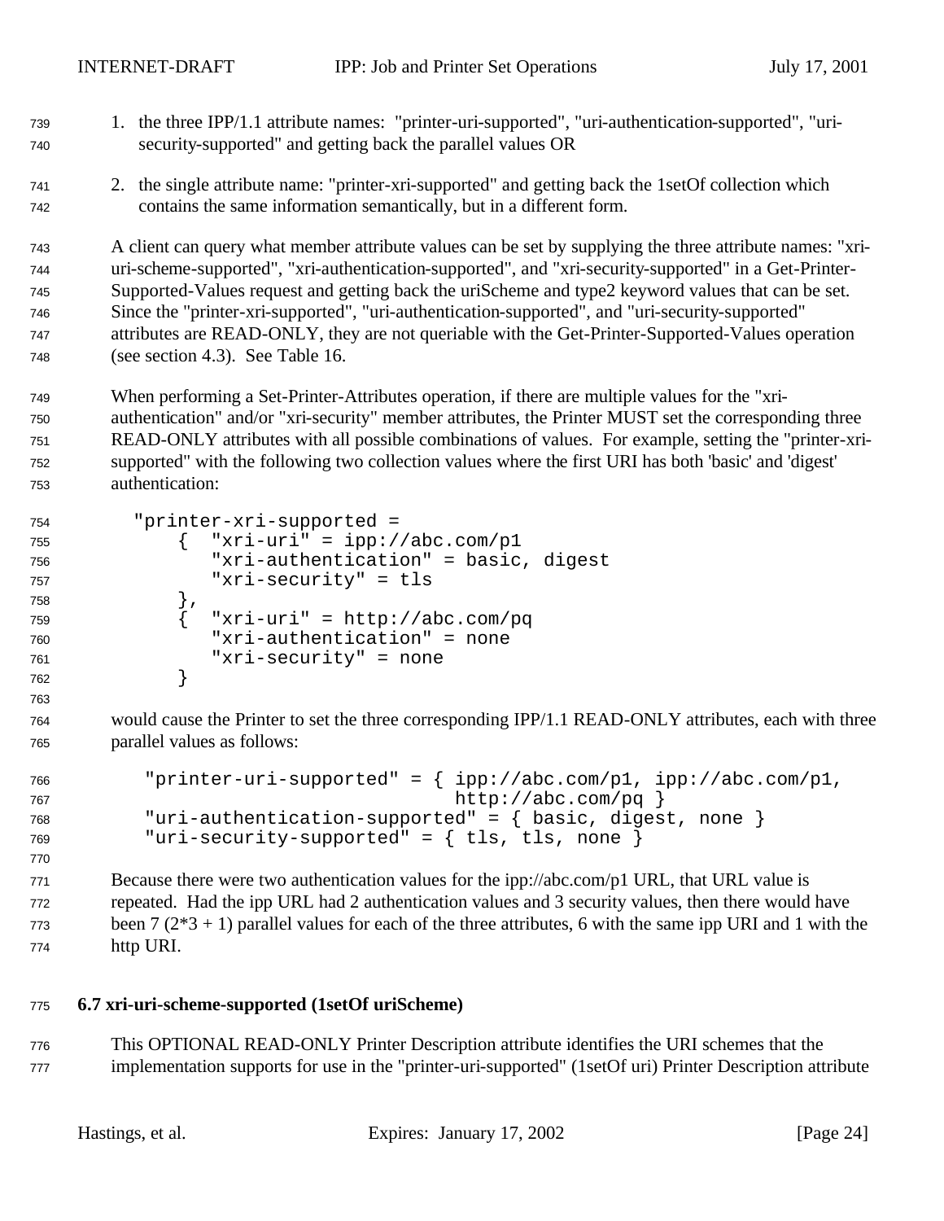1. the three IPP/1.1 attribute names: "printer-uri-supported", "uri-authentication-supported", "uri-security-supported" and getting back the parallel values OR

2. the single attribute name: "printer-xri-supported" and getting back the 1setOf collection which contains the same information semantically, but in a different form.

A client can query what member attribute values can be set by supplying the three attribute names: "xri-uri-scheme-supported", "xri-authentication-supported", and "xri-security-supported" in a Get-Printer-Supported-Values request and getting back the uriScheme and type2 keyword values that can be set. Since the "printer-xri-supported", "uri-authentication-supported", and "uri-security-supported" attributes are READ-ONLY, they are not queriable with the Get-Printer-Supported-Values operation (see section 4.3). See Table 16.

When performing a Set-Printer-Attributes operation, if there are multiple values for the "xri-authentication" and/or "xri-security" member attributes, the Printer MUST set the corresponding three READ-ONLY attributes with all possible combinations of values. For example, setting the "printer-xri-supported" with the following two collection values where the first URI has both 'basic' and 'digest' authentication:

```
"printer-xri-supported =
    {  "xri-uri" = ipp://abc.com/p1
       "xri-authentication" = basic, digest
       "xri-security" = tls
    },
    {  "xri-uri" = http://abc.com/pq
       "xri-authentication" = none
       "xri-security" = none
    }
```

would cause the Printer to set the three corresponding IPP/1.1 READ-ONLY attributes, each with three parallel values as follows:

```
"printer-uri-supported" = { ipp://abc.com/p1, ipp://abc.com/p1,
                            http://abc.com/pq }
"uri-authentication-supported" = { basic, digest, none }
"uri-security-supported" = { tls, tls, none }
```

Because there were two authentication values for the ipp://abc.com/p1 URL, that URL value is repeated. Had the ipp URL had 2 authentication values and 3 security values, then there would have been 7 (2*3 + 1) parallel values for each of the three attributes, 6 with the same ipp URI and 1 with the http URI.

### 6.7 xri-uri-scheme-supported (1setOf uriScheme)

This OPTIONAL READ-ONLY Printer Description attribute identifies the URI schemes that the implementation supports for use in the "printer-uri-supported" (1setOf uri) Printer Description attribute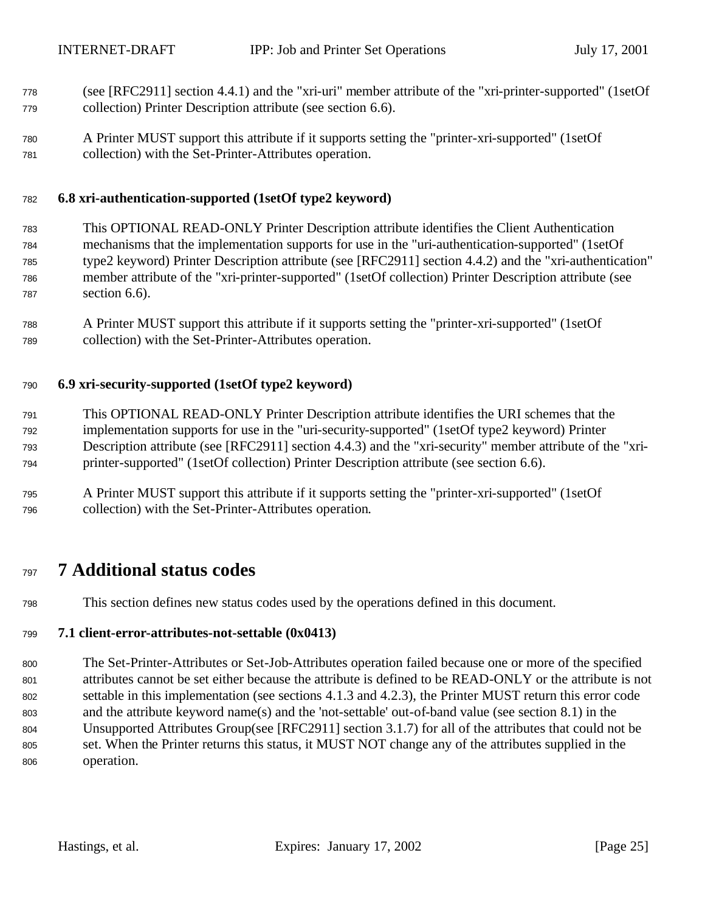(see [RFC2911] section 4.4.1) and the "xri-uri" member attribute of the "xri-printer-supported" (1setOf collection) Printer Description attribute (see section 6.6).

A Printer MUST support this attribute if it supports setting the "printer-xri-supported" (1setOf collection) with the Set-Printer-Attributes operation.

### 6.8 xri-authentication-supported (1setOf type2 keyword)

This OPTIONAL READ-ONLY Printer Description attribute identifies the Client Authentication mechanisms that the implementation supports for use in the "uri-authentication-supported" (1setOf type2 keyword) Printer Description attribute (see [RFC2911] section 4.4.2) and the "xri-authentication" member attribute of the "xri-printer-supported" (1setOf collection) Printer Description attribute (see section 6.6).

A Printer MUST support this attribute if it supports setting the "printer-xri-supported" (1setOf collection) with the Set-Printer-Attributes operation.

### 6.9 xri-security-supported (1setOf type2 keyword)

This OPTIONAL READ-ONLY Printer Description attribute identifies the URI schemes that the implementation supports for use in the "uri-security-supported" (1setOf type2 keyword) Printer Description attribute (see [RFC2911] section 4.4.3) and the "xri-security" member attribute of the "xri-printer-supported" (1setOf collection) Printer Description attribute (see section 6.6).

A Printer MUST support this attribute if it supports setting the "printer-xri-supported" (1setOf collection) with the Set-Printer-Attributes operation.

# 7 Additional status codes

This section defines new status codes used by the operations defined in this document.

### 7.1 client-error-attributes-not-settable (0x0413)

The Set-Printer-Attributes or Set-Job-Attributes operation failed because one or more of the specified attributes cannot be set either because the attribute is defined to be READ-ONLY or the attribute is not settable in this implementation (see sections 4.1.3 and 4.2.3), the Printer MUST return this error code and the attribute keyword name(s) and the 'not-settable' out-of-band value (see section 8.1) in the Unsupported Attributes Group(see [RFC2911] section 3.1.7) for all of the attributes that could not be set. When the Printer returns this status, it MUST NOT change any of the attributes supplied in the operation.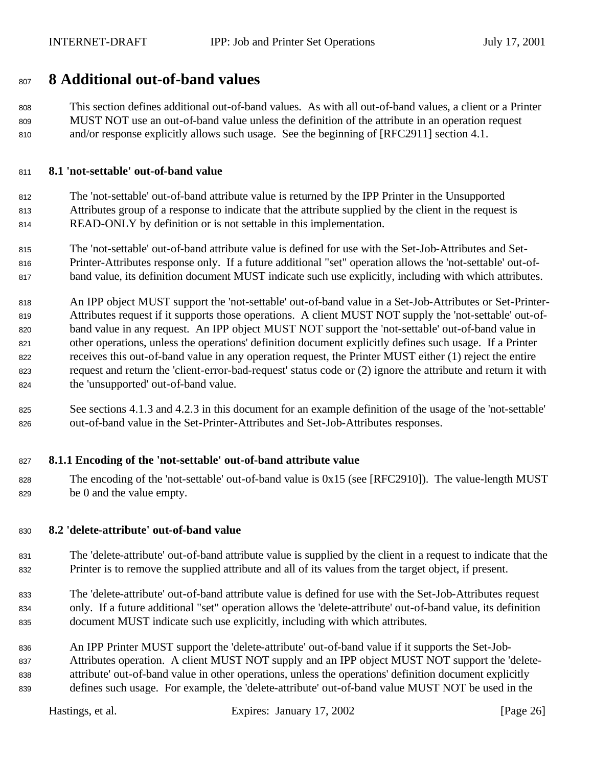# 8 Additional out-of-band values

This section defines additional out-of-band values. As with all out-of-band values, a client or a Printer MUST NOT use an out-of-band value unless the definition of the attribute in an operation request and/or response explicitly allows such usage. See the beginning of [RFC2911] section 4.1.

### 8.1 'not-settable' out-of-band value

The 'not-settable' out-of-band attribute value is returned by the IPP Printer in the Unsupported Attributes group of a response to indicate that the attribute supplied by the client in the request is READ-ONLY by definition or is not settable in this implementation.

The 'not-settable' out-of-band attribute value is defined for use with the Set-Job-Attributes and Set-Printer-Attributes response only. If a future additional "set" operation allows the 'not-settable' out-of-band value, its definition document MUST indicate such use explicitly, including with which attributes.

An IPP object MUST support the 'not-settable' out-of-band value in a Set-Job-Attributes or Set-Printer-Attributes request if it supports those operations. A client MUST NOT supply the 'not-settable' out-of-band value in any request. An IPP object MUST NOT support the 'not-settable' out-of-band value in other operations, unless the operations' definition document explicitly defines such usage. If a Printer receives this out-of-band value in any operation request, the Printer MUST either (1) reject the entire request and return the 'client-error-bad-request' status code or (2) ignore the attribute and return it with the 'unsupported' out-of-band value.

See sections 4.1.3 and 4.2.3 in this document for an example definition of the usage of the 'not-settable' out-of-band value in the Set-Printer-Attributes and Set-Job-Attributes responses.

#### 8.1.1 Encoding of the 'not-settable' out-of-band attribute value

The encoding of the 'not-settable' out-of-band value is 0x15 (see [RFC2910]). The value-length MUST be 0 and the value empty.

### 8.2 'delete-attribute' out-of-band value

The 'delete-attribute' out-of-band attribute value is supplied by the client in a request to indicate that the Printer is to remove the supplied attribute and all of its values from the target object, if present.

The 'delete-attribute' out-of-band attribute value is defined for use with the Set-Job-Attributes request only. If a future additional "set" operation allows the 'delete-attribute' out-of-band value, its definition document MUST indicate such use explicitly, including with which attributes.

An IPP Printer MUST support the 'delete-attribute' out-of-band value if it supports the Set-Job-Attributes operation. A client MUST NOT supply and an IPP object MUST NOT support the 'delete-attribute' out-of-band value in other operations, unless the operations' definition document explicitly defines such usage. For example, the 'delete-attribute' out-of-band value MUST NOT be used in the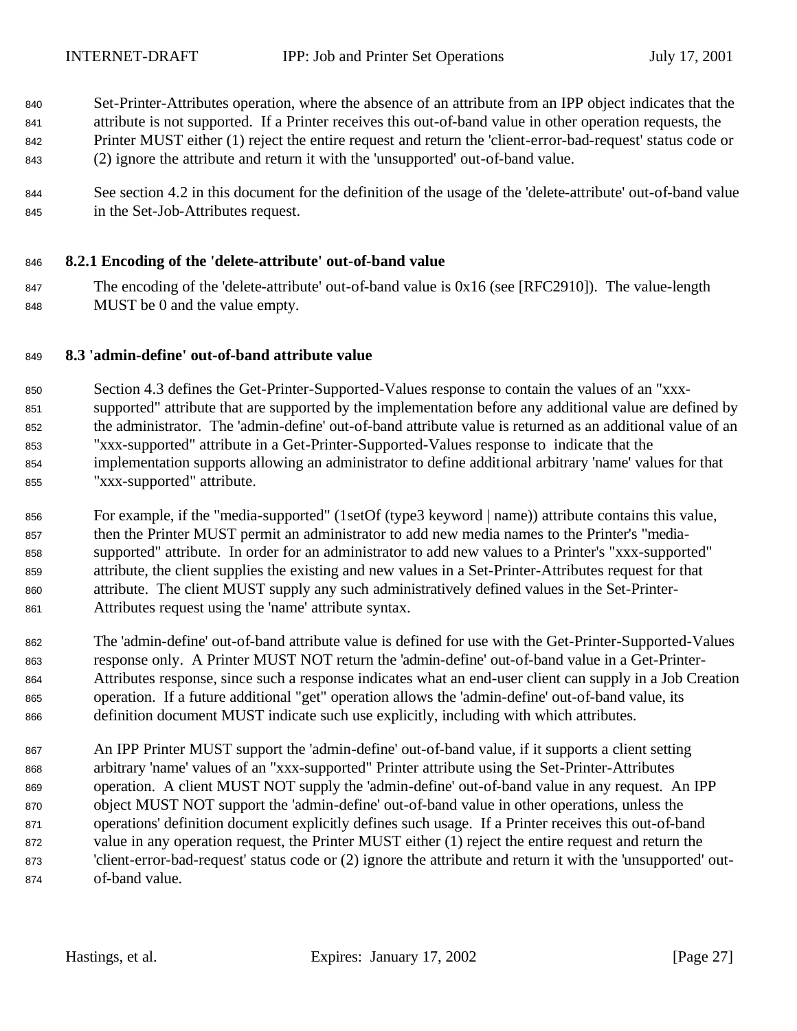Set-Printer-Attributes operation, where the absence of an attribute from an IPP object indicates that the attribute is not supported. If a Printer receives this out-of-band value in other operation requests, the Printer MUST either (1) reject the entire request and return the 'client-error-bad-request' status code or (2) ignore the attribute and return it with the 'unsupported' out-of-band value.

See section 4.2 in this document for the definition of the usage of the 'delete-attribute' out-of-band value in the Set-Job-Attributes request.

### 8.2.1 Encoding of the 'delete-attribute' out-of-band value

The encoding of the 'delete-attribute' out-of-band value is 0x16 (see [RFC2910]). The value-length MUST be 0 and the value empty.

## 8.3 'admin-define' out-of-band attribute value

Section 4.3 defines the Get-Printer-Supported-Values response to contain the values of an "xxx-supported" attribute that are supported by the implementation before any additional value are defined by the administrator. The 'admin-define' out-of-band attribute value is returned as an additional value of an "xxx-supported" attribute in a Get-Printer-Supported-Values response to indicate that the implementation supports allowing an administrator to define additional arbitrary 'name' values for that "xxx-supported" attribute.

For example, if the "media-supported" (1setOf (type3 keyword | name)) attribute contains this value, then the Printer MUST permit an administrator to add new media names to the Printer's "media-supported" attribute. In order for an administrator to add new values to a Printer's "xxx-supported" attribute, the client supplies the existing and new values in a Set-Printer-Attributes request for that attribute. The client MUST supply any such administratively defined values in the Set-Printer-Attributes request using the 'name' attribute syntax.

The 'admin-define' out-of-band attribute value is defined for use with the Get-Printer-Supported-Values response only. A Printer MUST NOT return the 'admin-define' out-of-band value in a Get-Printer-Attributes response, since such a response indicates what an end-user client can supply in a Job Creation operation. If a future additional "get" operation allows the 'admin-define' out-of-band value, its definition document MUST indicate such use explicitly, including with which attributes.

An IPP Printer MUST support the 'admin-define' out-of-band value, if it supports a client setting arbitrary 'name' values of an "xxx-supported" Printer attribute using the Set-Printer-Attributes operation. A client MUST NOT supply the 'admin-define' out-of-band value in any request. An IPP object MUST NOT support the 'admin-define' out-of-band value in other operations, unless the operations' definition document explicitly defines such usage. If a Printer receives this out-of-band value in any operation request, the Printer MUST either (1) reject the entire request and return the 'client-error-bad-request' status code or (2) ignore the attribute and return it with the 'unsupported' out-of-band value.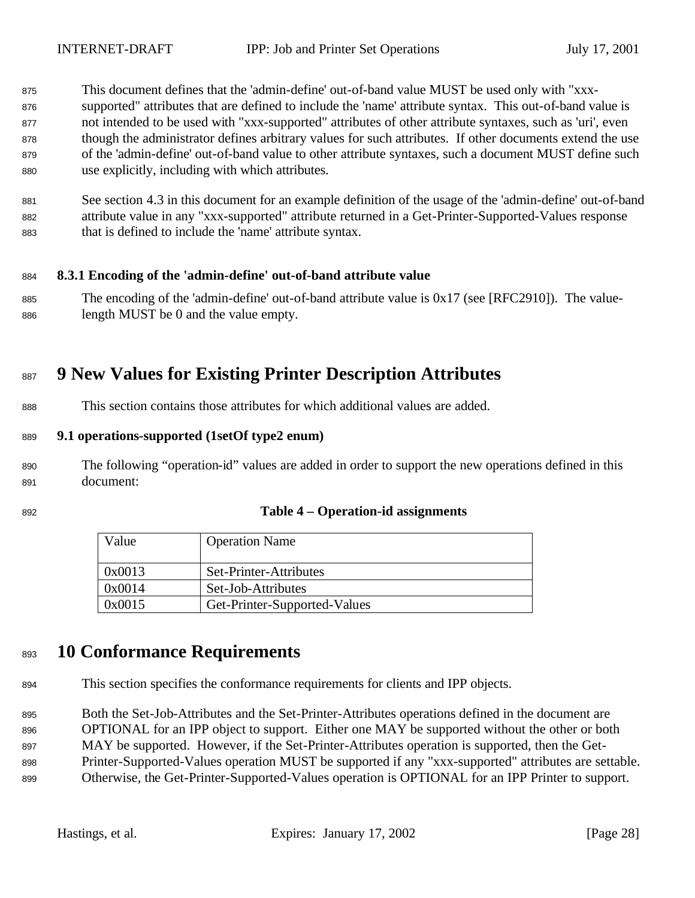This document defines that the 'admin-define' out-of-band value MUST be used only with "xxx-supported" attributes that are defined to include the 'name' attribute syntax. This out-of-band value is not intended to be used with "xxx-supported" attributes of other attribute syntaxes, such as 'uri', even though the administrator defines arbitrary values for such attributes. If other documents extend the use of the 'admin-define' out-of-band value to other attribute syntaxes, such a document MUST define such use explicitly, including with which attributes.

See section 4.3 in this document for an example definition of the usage of the 'admin-define' out-of-band attribute value in any "xxx-supported" attribute returned in a Get-Printer-Supported-Values response that is defined to include the 'name' attribute syntax.

### 8.3.1 Encoding of the 'admin-define' out-of-band attribute value

The encoding of the 'admin-define' out-of-band attribute value is 0x17 (see [RFC2910]). The value-length MUST be 0 and the value empty.

# 9 New Values for Existing Printer Description Attributes

This section contains those attributes for which additional values are added.

## 9.1 operations-supported (1setOf type2 enum)

The following "operation-id" values are added in order to support the new operations defined in this document:

**Table 4 – Operation-id assignments**

| Value | Operation Name |
|---|---|
| 0x0013 | Set-Printer-Attributes |
| 0x0014 | Set-Job-Attributes |
| 0x0015 | Get-Printer-Supported-Values |

# 10 Conformance Requirements

This section specifies the conformance requirements for clients and IPP objects.

Both the Set-Job-Attributes and the Set-Printer-Attributes operations defined in the document are OPTIONAL for an IPP object to support. Either one MAY be supported without the other or both MAY be supported. However, if the Set-Printer-Attributes operation is supported, then the Get-Printer-Supported-Values operation MUST be supported if any "xxx-supported" attributes are settable. Otherwise, the Get-Printer-Supported-Values operation is OPTIONAL for an IPP Printer to support.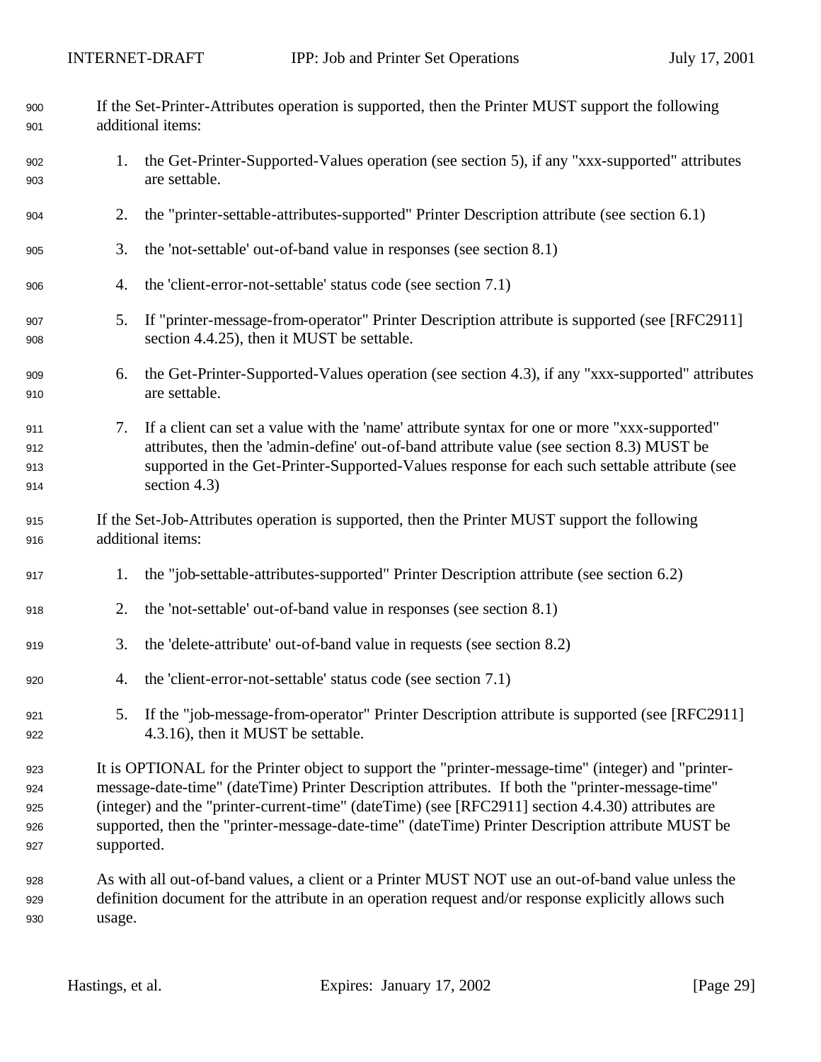If the Set-Printer-Attributes operation is supported, then the Printer MUST support the following additional items:

1. the Get-Printer-Supported-Values operation (see section 5), if any "xxx-supported" attributes are settable.
2. the "printer-settable-attributes-supported" Printer Description attribute (see section 6.1)
3. the 'not-settable' out-of-band value in responses (see section 8.1)
4. the 'client-error-not-settable' status code (see section 7.1)
5. If "printer-message-from-operator" Printer Description attribute is supported (see [RFC2911] section 4.4.25), then it MUST be settable.
6. the Get-Printer-Supported-Values operation (see section 4.3), if any "xxx-supported" attributes are settable.
7. If a client can set a value with the 'name' attribute syntax for one or more "xxx-supported" attributes, then the 'admin-define' out-of-band attribute value (see section 8.3) MUST be supported in the Get-Printer-Supported-Values response for each such settable attribute (see section 4.3)

If the Set-Job-Attributes operation is supported, then the Printer MUST support the following additional items:

1. the "job-settable-attributes-supported" Printer Description attribute (see section 6.2)
2. the 'not-settable' out-of-band value in responses (see section 8.1)
3. the 'delete-attribute' out-of-band value in requests (see section 8.2)
4. the 'client-error-not-settable' status code (see section 7.1)
5. If the "job-message-from-operator" Printer Description attribute is supported (see [RFC2911] 4.3.16), then it MUST be settable.

It is OPTIONAL for the Printer object to support the "printer-message-time" (integer) and "printer-message-date-time" (dateTime) Printer Description attributes. If both the "printer-message-time" (integer) and the "printer-current-time" (dateTime) (see [RFC2911] section 4.4.30) attributes are supported, then the "printer-message-date-time" (dateTime) Printer Description attribute MUST be supported.

As with all out-of-band values, a client or a Printer MUST NOT use an out-of-band value unless the definition document for the attribute in an operation request and/or response explicitly allows such usage.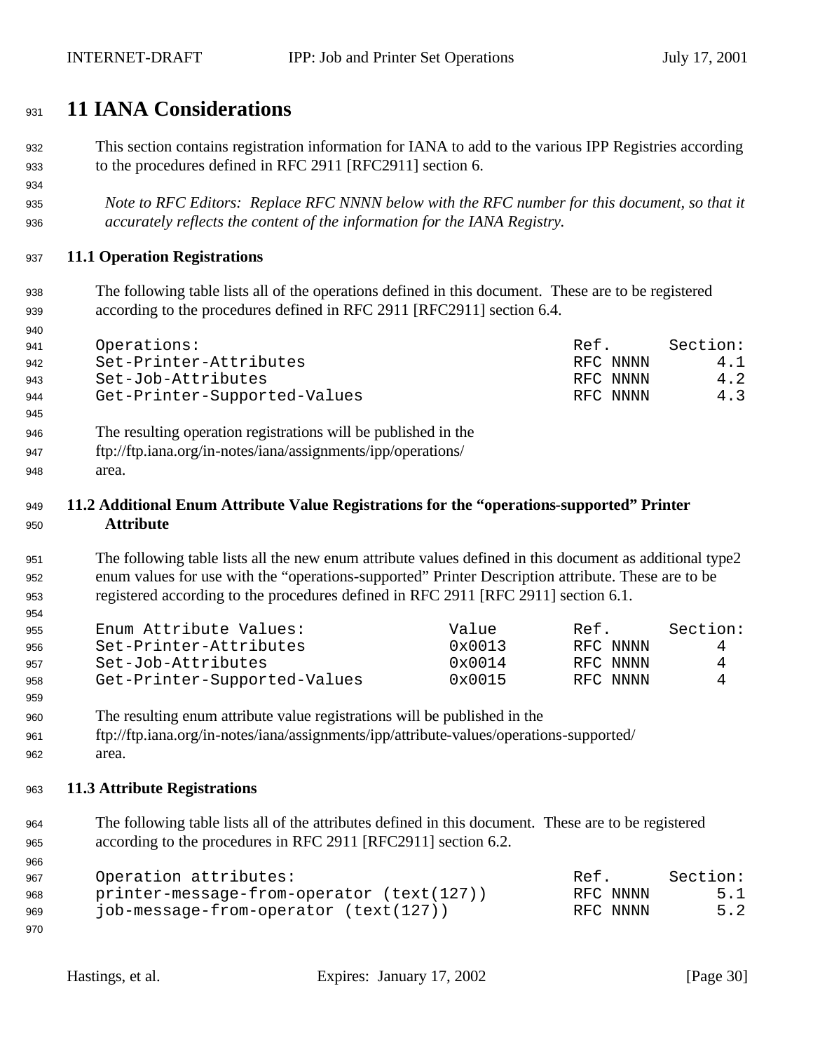# 11 IANA Considerations

This section contains registration information for IANA to add to the various IPP Registries according to the procedures defined in RFC 2911 [RFC2911] section 6.

*Note to RFC Editors: Replace RFC NNNN below with the RFC number for this document, so that it accurately reflects the content of the information for the IANA Registry.*

## 11.1 Operation Registrations

The following table lists all of the operations defined in this document. These are to be registered according to the procedures defined in RFC 2911 [RFC2911] section 6.4.

```
Operations:                                         Ref.      Section:
Set-Printer-Attributes                              RFC NNNN       4.1
Set-Job-Attributes                                  RFC NNNN       4.2
Get-Printer-Supported-Values                        RFC NNNN       4.3
```

The resulting operation registrations will be published in the ftp://ftp.iana.org/in-notes/iana/assignments/ipp/operations/ area.

## 11.2 Additional Enum Attribute Value Registrations for the "operations-supported" Printer Attribute

The following table lists all the new enum attribute values defined in this document as additional type2 enum values for use with the "operations-supported" Printer Description attribute. These are to be registered according to the procedures defined in RFC 2911 [RFC 2911] section 6.1.

```
Enum Attribute Values:                 Value       Ref.      Section:
Set-Printer-Attributes                 0x0013      RFC NNNN      4
Set-Job-Attributes                     0x0014      RFC NNNN      4
Get-Printer-Supported-Values           0x0015      RFC NNNN      4
```

The resulting enum attribute value registrations will be published in the ftp://ftp.iana.org/in-notes/iana/assignments/ipp/attribute-values/operations-supported/ area.

## 11.3 Attribute Registrations

The following table lists all of the attributes defined in this document. These are to be registered according to the procedures in RFC 2911 [RFC2911] section 6.2.

```
Operation attributes:                               Ref.      Section:
printer-message-from-operator (text(127))           RFC NNNN       5.1
job-message-from-operator (text(127))               RFC NNNN       5.2
```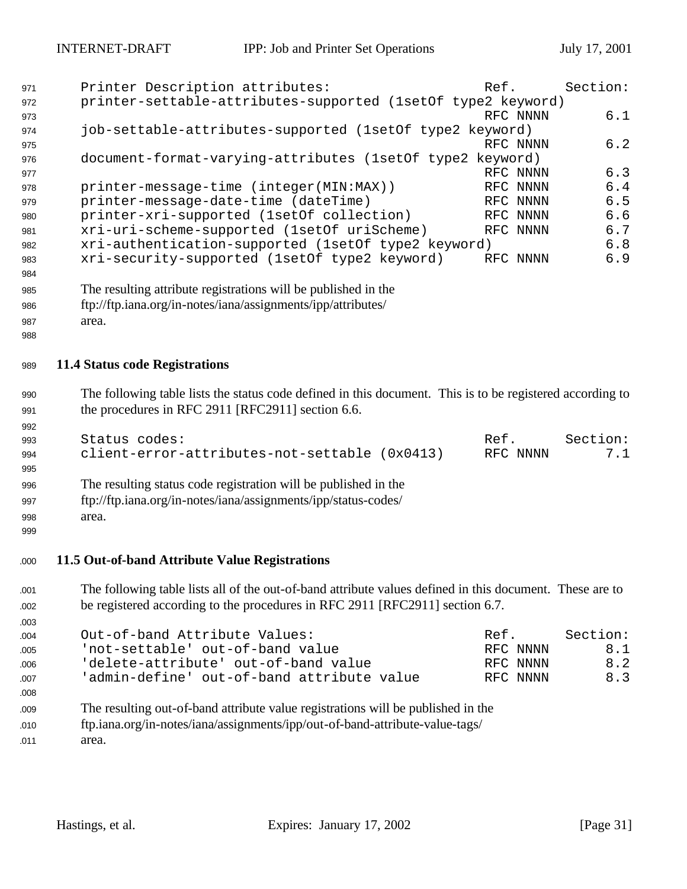```
Printer Description attributes:                    Ref.      Section:
printer-settable-attributes-supported (1setOf type2 keyword)
                                                   RFC NNNN       6.1
job-settable-attributes-supported (1setOf type2 keyword)
                                                   RFC NNNN       6.2
document-format-varying-attributes (1setOf type2 keyword)
                                                   RFC NNNN       6.3
printer-message-time (integer(MIN:MAX))            RFC NNNN       6.4
printer-message-date-time (dateTime)               RFC NNNN       6.5
printer-xri-supported (1setOf collection)          RFC NNNN       6.6
xri-uri-scheme-supported (1setOf uriScheme)        RFC NNNN       6.7
xri-authentication-supported (1setOf type2 keyword)               6.8
xri-security-supported (1setOf type2 keyword)      RFC NNNN       6.9
```

The resulting attribute registrations will be published in the ftp://ftp.iana.org/in-notes/iana/assignments/ipp/attributes/ area.

## 11.4 Status code Registrations

The following table lists the status code defined in this document. This is to be registered according to the procedures in RFC 2911 [RFC2911] section 6.6.

```
Status codes:                                      Ref.      Section:
client-error-attributes-not-settable (0x0413)      RFC NNNN       7.1
```

The resulting status code registration will be published in the ftp://ftp.iana.org/in-notes/iana/assignments/ipp/status-codes/ area.

## 11.5 Out-of-band Attribute Value Registrations

The following table lists all of the out-of-band attribute values defined in this document. These are to be registered according to the procedures in RFC 2911 [RFC2911] section 6.7.

```
Out-of-band Attribute Values:                      Ref.      Section:
'not-settable' out-of-band value                   RFC NNNN       8.1
'delete-attribute' out-of-band value               RFC NNNN       8.2
'admin-define' out-of-band attribute value         RFC NNNN       8.3
```

The resulting out-of-band attribute value registrations will be published in the ftp.iana.org/in-notes/iana/assignments/ipp/out-of-band-attribute-value-tags/ area.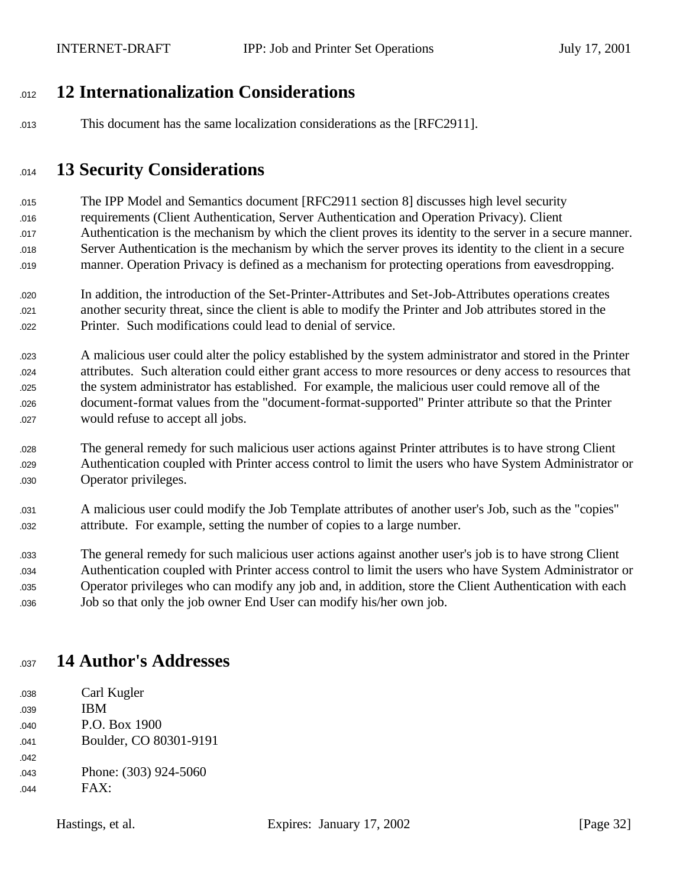# 12 Internationalization Considerations

This document has the same localization considerations as the [RFC2911].

# 13 Security Considerations

The IPP Model and Semantics document [RFC2911 section 8] discusses high level security requirements (Client Authentication, Server Authentication and Operation Privacy). Client Authentication is the mechanism by which the client proves its identity to the server in a secure manner. Server Authentication is the mechanism by which the server proves its identity to the client in a secure manner. Operation Privacy is defined as a mechanism for protecting operations from eavesdropping.

In addition, the introduction of the Set-Printer-Attributes and Set-Job-Attributes operations creates another security threat, since the client is able to modify the Printer and Job attributes stored in the Printer. Such modifications could lead to denial of service.

A malicious user could alter the policy established by the system administrator and stored in the Printer attributes. Such alteration could either grant access to more resources or deny access to resources that the system administrator has established. For example, the malicious user could remove all of the document-format values from the "document-format-supported" Printer attribute so that the Printer would refuse to accept all jobs.

The general remedy for such malicious user actions against Printer attributes is to have strong Client Authentication coupled with Printer access control to limit the users who have System Administrator or Operator privileges.

A malicious user could modify the Job Template attributes of another user's Job, such as the "copies" attribute. For example, setting the number of copies to a large number.

The general remedy for such malicious user actions against another user's job is to have strong Client Authentication coupled with Printer access control to limit the users who have System Administrator or Operator privileges who can modify any job and, in addition, store the Client Authentication with each Job so that only the job owner End User can modify his/her own job.

# 14 Author's Addresses

Carl Kugler  
IBM  
P.O. Box 1900  
Boulder, CO 80301-9191

Phone: (303) 924-5060  
FAX: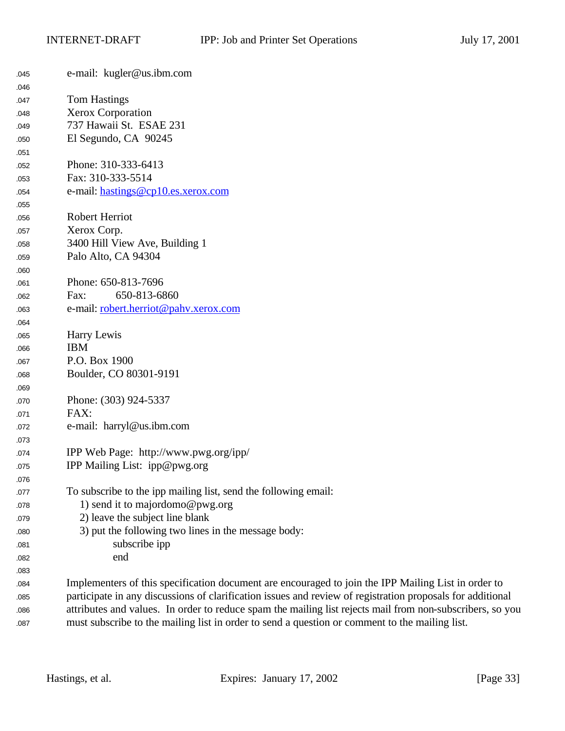e-mail:  kugler@us.ibm.com

Tom Hastings
Xerox Corporation
737 Hawaii St.  ESAE 231
El Segundo, CA  90245

Phone: 310-333-6413
Fax: 310-333-5514
e-mail: hastings@cp10.es.xerox.com

Robert Herriot
Xerox Corp.
3400 Hill View Ave, Building 1
Palo Alto, CA 94304

Phone: 650-813-7696
Fax:        650-813-6860
e-mail: robert.herriot@pahv.xerox.com

Harry Lewis
IBM
P.O. Box 1900
Boulder, CO 80301-9191

Phone: (303) 924-5337
FAX:
e-mail:  harryl@us.ibm.com

IPP Web Page:  http://www.pwg.org/ipp/
IPP Mailing List:  ipp@pwg.org

To subscribe to the ipp mailing list, send the following email:

1) send it to majordomo@pwg.org
2) leave the subject line blank
3) put the following two lines in the message body:

```
subscribe ipp
end
```

Implementers of this specification document are encouraged to join the IPP Mailing List in order to participate in any discussions of clarification issues and review of registration proposals for additional attributes and values.  In order to reduce spam the mailing list rejects mail from non-subscribers, so you must subscribe to the mailing list in order to send a question or comment to the mailing list.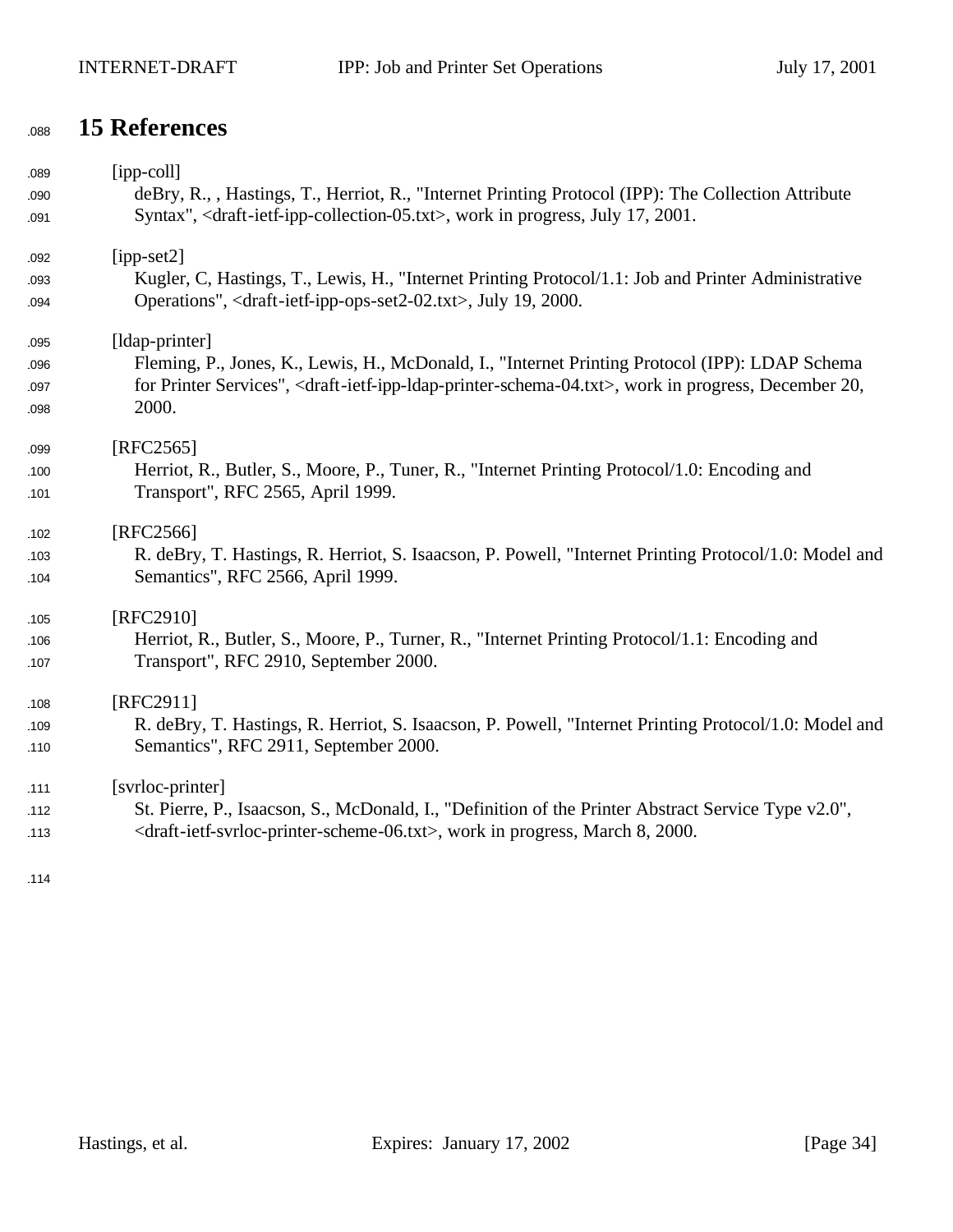# 15 References

[ipp-coll]
deBry, R., , Hastings, T., Herriot, R., "Internet Printing Protocol (IPP): The Collection Attribute Syntax", <draft-ietf-ipp-collection-05.txt>, work in progress, July 17, 2001.

[ipp-set2]
Kugler, C, Hastings, T., Lewis, H., "Internet Printing Protocol/1.1: Job and Printer Administrative Operations", <draft-ietf-ipp-ops-set2-02.txt>, July 19, 2000.

[ldap-printer]
Fleming, P., Jones, K., Lewis, H., McDonald, I., "Internet Printing Protocol (IPP): LDAP Schema for Printer Services", <draft-ietf-ipp-ldap-printer-schema-04.txt>, work in progress, December 20, 2000.

[RFC2565]
Herriot, R., Butler, S., Moore, P., Tuner, R., "Internet Printing Protocol/1.0: Encoding and Transport", RFC 2565, April 1999.

[RFC2566]
R. deBry, T. Hastings, R. Herriot, S. Isaacson, P. Powell, "Internet Printing Protocol/1.0: Model and Semantics", RFC 2566, April 1999.

[RFC2910]
Herriot, R., Butler, S., Moore, P., Turner, R., "Internet Printing Protocol/1.1: Encoding and Transport", RFC 2910, September 2000.

[RFC2911]
R. deBry, T. Hastings, R. Herriot, S. Isaacson, P. Powell, "Internet Printing Protocol/1.0: Model and Semantics", RFC 2911, September 2000.

[svrloc-printer]
St. Pierre, P., Isaacson, S., McDonald, I., "Definition of the Printer Abstract Service Type v2.0", <draft-ietf-svrloc-printer-scheme-06.txt>, work in progress, March 8, 2000.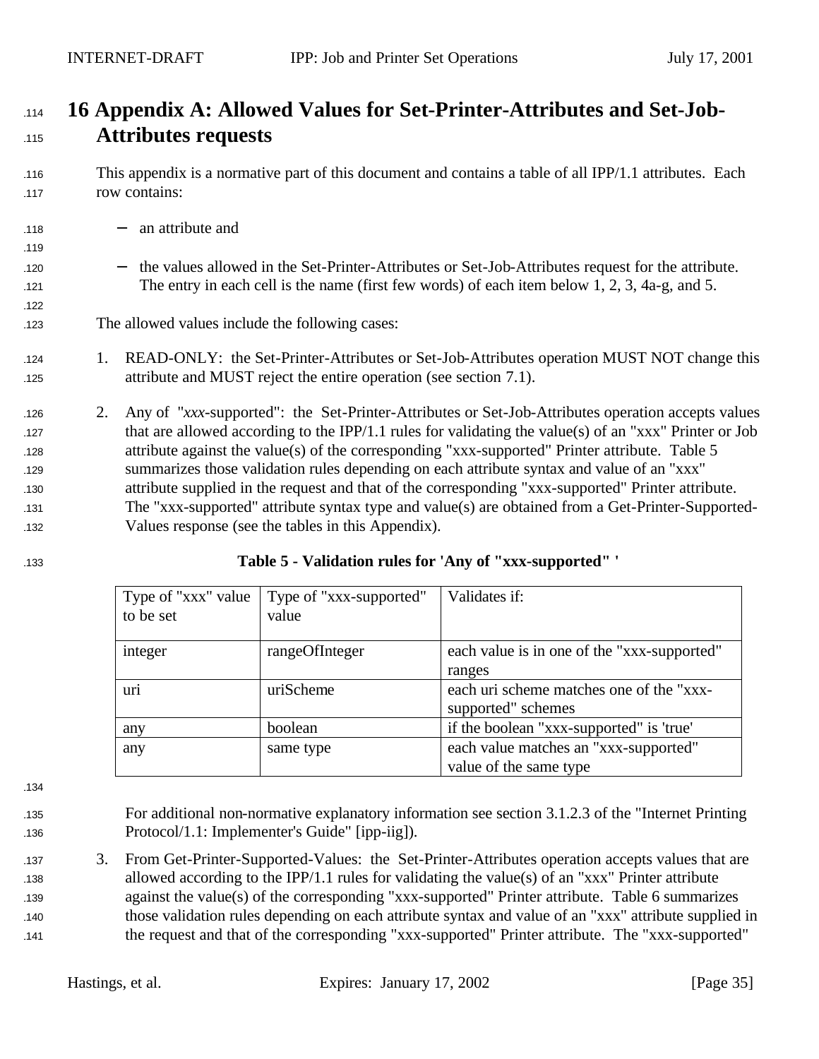# 16 Appendix A: Allowed Values for Set-Printer-Attributes and Set-Job-Attributes requests

This appendix is a normative part of this document and contains a table of all IPP/1.1 attributes. Each row contains:

- an attribute and

- the values allowed in the Set-Printer-Attributes or Set-Job-Attributes request for the attribute. The entry in each cell is the name (first few words) of each item below 1, 2, 3, 4a-g, and 5.

The allowed values include the following cases:

1. READ-ONLY: the Set-Printer-Attributes or Set-Job-Attributes operation MUST NOT change this attribute and MUST reject the entire operation (see section 7.1).

2. Any of "*xxx*-supported": the Set-Printer-Attributes or Set-Job-Attributes operation accepts values that are allowed according to the IPP/1.1 rules for validating the value(s) of an "xxx" Printer or Job attribute against the value(s) of the corresponding "xxx-supported" Printer attribute. Table 5 summarizes those validation rules depending on each attribute syntax and value of an "xxx" attribute supplied in the request and that of the corresponding "xxx-supported" Printer attribute. The "xxx-supported" attribute syntax type and value(s) are obtained from a Get-Printer-Supported-Values response (see the tables in this Appendix).

**Table 5 - Validation rules for 'Any of "xxx-supported" '**

| Type of "xxx" value to be set | Type of "xxx-supported" value | Validates if: |
|---|---|---|
| integer | rangeOfInteger | each value is in one of the "xxx-supported" ranges |
| uri | uriScheme | each uri scheme matches one of the "xxx-supported" schemes |
| any | boolean | if the boolean "xxx-supported" is 'true' |
| any | same type | each value matches an "xxx-supported" value of the same type |

For additional non-normative explanatory information see section 3.1.2.3 of the "Internet Printing Protocol/1.1: Implementer's Guide" [ipp-iig]).

3. From Get-Printer-Supported-Values: the Set-Printer-Attributes operation accepts values that are allowed according to the IPP/1.1 rules for validating the value(s) of an "xxx" Printer attribute against the value(s) of the corresponding "xxx-supported" Printer attribute. Table 6 summarizes those validation rules depending on each attribute syntax and value of an "xxx" attribute supplied in the request and that of the corresponding "xxx-supported" Printer attribute. The "xxx-supported"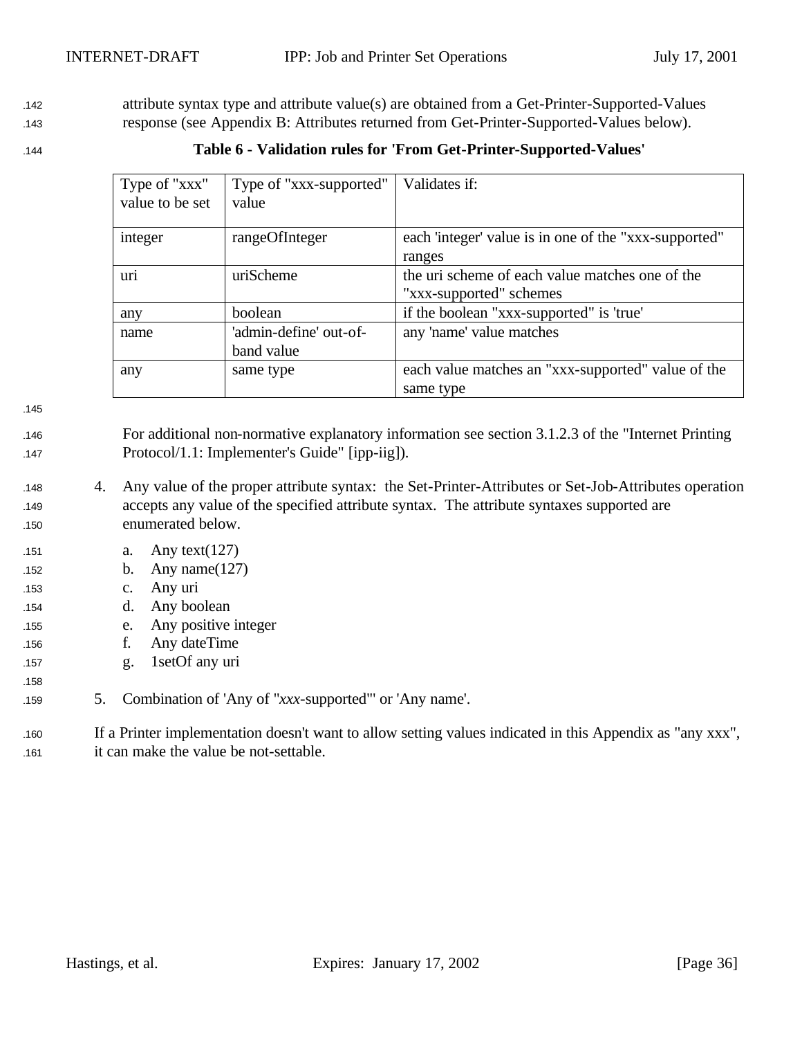attribute syntax type and attribute value(s) are obtained from a Get-Printer-Supported-Values response (see Appendix B: Attributes returned from Get-Printer-Supported-Values below).

**Table 6 - Validation rules for 'From Get-Printer-Supported-Values'**

| Type of "xxx" value to be set | Type of "xxx-supported" value | Validates if: |
|---|---|---|
| integer | rangeOfInteger | each 'integer' value is in one of the "xxx-supported" ranges |
| uri | uriScheme | the uri scheme of each value matches one of the "xxx-supported" schemes |
| any | boolean | if the boolean "xxx-supported" is 'true' |
| name | 'admin-define' out-of-band value | any 'name' value matches |
| any | same type | each value matches an "xxx-supported" value of the same type |

For additional non-normative explanatory information see section 3.1.2.3 of the "Internet Printing Protocol/1.1: Implementer's Guide" [ipp-iig]).

4. Any value of the proper attribute syntax: the Set-Printer-Attributes or Set-Job-Attributes operation accepts any value of the specified attribute syntax. The attribute syntaxes supported are enumerated below.

   a. Any text(127)
   b. Any name(127)
   c. Any uri
   d. Any boolean
   e. Any positive integer
   f. Any dateTime
   g. 1setOf any uri

5. Combination of 'Any of "*xxx*-supported"' or 'Any name'.

If a Printer implementation doesn't want to allow setting values indicated in this Appendix as "any xxx", it can make the value be not-settable.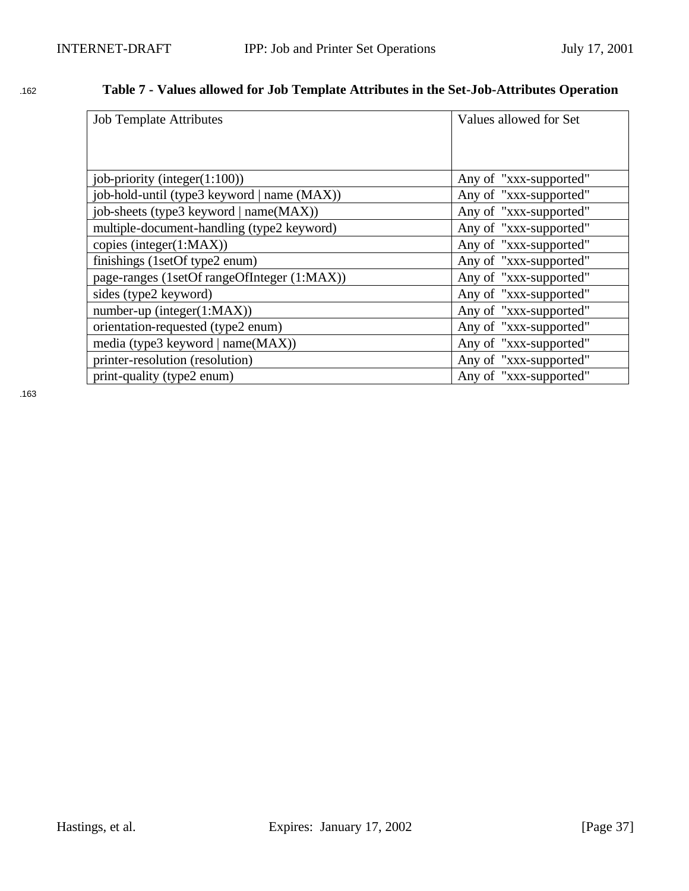**Table 7 - Values allowed for Job Template Attributes in the Set-Job-Attributes Operation**

| Job Template Attributes | Values allowed for Set |
|---|---|
| job-priority (integer(1:100)) | Any of "xxx-supported" |
| job-hold-until (type3 keyword \| name (MAX)) | Any of "xxx-supported" |
| job-sheets (type3 keyword \| name(MAX)) | Any of "xxx-supported" |
| multiple-document-handling (type2 keyword) | Any of "xxx-supported" |
| copies (integer(1:MAX)) | Any of "xxx-supported" |
| finishings (1setOf type2 enum) | Any of "xxx-supported" |
| page-ranges (1setOf rangeOfInteger (1:MAX)) | Any of "xxx-supported" |
| sides (type2 keyword) | Any of "xxx-supported" |
| number-up (integer(1:MAX)) | Any of "xxx-supported" |
| orientation-requested (type2 enum) | Any of "xxx-supported" |
| media (type3 keyword \| name(MAX)) | Any of "xxx-supported" |
| printer-resolution (resolution) | Any of "xxx-supported" |
| print-quality (type2 enum) | Any of "xxx-supported" |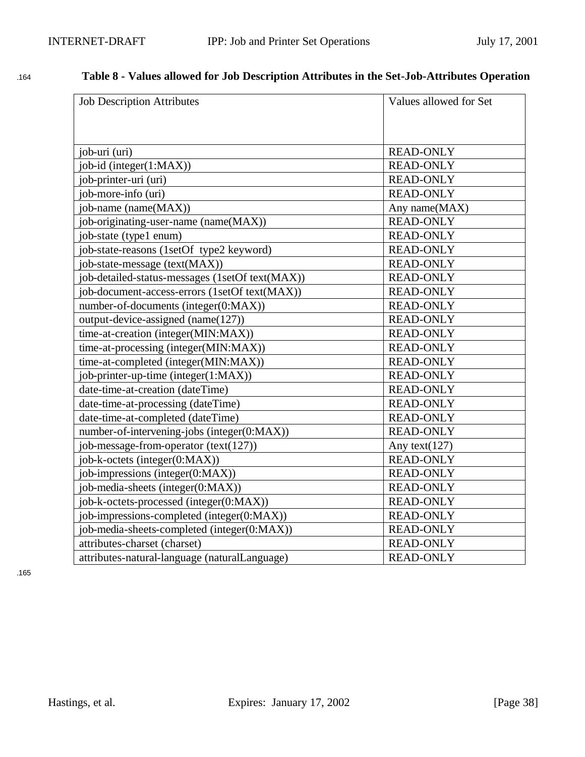**Table 8 - Values allowed for Job Description Attributes in the Set-Job-Attributes Operation**

| Job Description Attributes | Values allowed for Set |
|---|---|
| job-uri (uri) | READ-ONLY |
| job-id (integer(1:MAX)) | READ-ONLY |
| job-printer-uri (uri) | READ-ONLY |
| job-more-info (uri) | READ-ONLY |
| job-name (name(MAX)) | Any name(MAX) |
| job-originating-user-name (name(MAX)) | READ-ONLY |
| job-state (type1 enum) | READ-ONLY |
| job-state-reasons (1setOf type2 keyword) | READ-ONLY |
| job-state-message (text(MAX)) | READ-ONLY |
| job-detailed-status-messages (1setOf text(MAX)) | READ-ONLY |
| job-document-access-errors (1setOf text(MAX)) | READ-ONLY |
| number-of-documents (integer(0:MAX)) | READ-ONLY |
| output-device-assigned (name(127)) | READ-ONLY |
| time-at-creation (integer(MIN:MAX)) | READ-ONLY |
| time-at-processing (integer(MIN:MAX)) | READ-ONLY |
| time-at-completed (integer(MIN:MAX)) | READ-ONLY |
| job-printer-up-time (integer(1:MAX)) | READ-ONLY |
| date-time-at-creation (dateTime) | READ-ONLY |
| date-time-at-processing (dateTime) | READ-ONLY |
| date-time-at-completed (dateTime) | READ-ONLY |
| number-of-intervening-jobs (integer(0:MAX)) | READ-ONLY |
| job-message-from-operator (text(127)) | Any text(127) |
| job-k-octets (integer(0:MAX)) | READ-ONLY |
| job-impressions (integer(0:MAX)) | READ-ONLY |
| job-media-sheets (integer(0:MAX)) | READ-ONLY |
| job-k-octets-processed (integer(0:MAX)) | READ-ONLY |
| job-impressions-completed (integer(0:MAX)) | READ-ONLY |
| job-media-sheets-completed (integer(0:MAX)) | READ-ONLY |
| attributes-charset (charset) | READ-ONLY |
| attributes-natural-language (naturalLanguage) | READ-ONLY |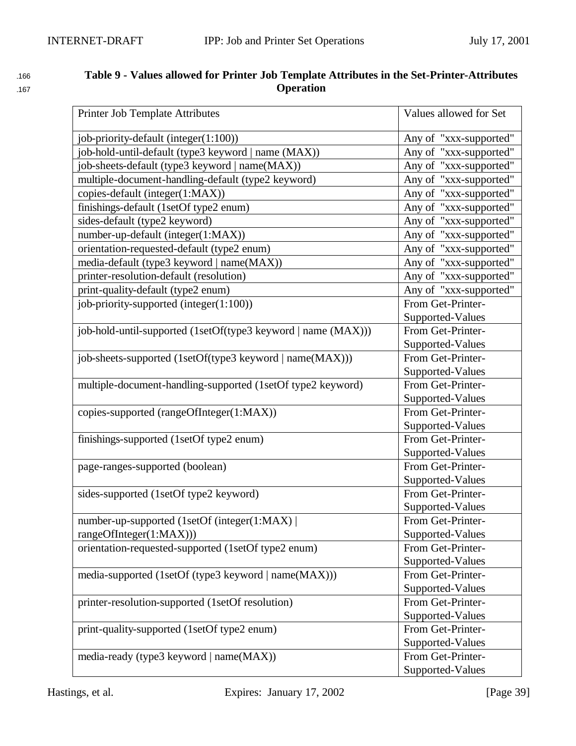**Table 9 - Values allowed for Printer Job Template Attributes in the Set-Printer-Attributes Operation**

| Printer Job Template Attributes | Values allowed for Set |
|---|---|
| job-priority-default (integer(1:100)) | Any of "xxx-supported" |
| job-hold-until-default (type3 keyword \| name (MAX)) | Any of "xxx-supported" |
| job-sheets-default (type3 keyword \| name(MAX)) | Any of "xxx-supported" |
| multiple-document-handling-default (type2 keyword) | Any of "xxx-supported" |
| copies-default (integer(1:MAX)) | Any of "xxx-supported" |
| finishings-default (1setOf type2 enum) | Any of "xxx-supported" |
| sides-default (type2 keyword) | Any of "xxx-supported" |
| number-up-default (integer(1:MAX)) | Any of "xxx-supported" |
| orientation-requested-default (type2 enum) | Any of "xxx-supported" |
| media-default (type3 keyword \| name(MAX)) | Any of "xxx-supported" |
| printer-resolution-default (resolution) | Any of "xxx-supported" |
| print-quality-default (type2 enum) | Any of "xxx-supported" |
| job-priority-supported (integer(1:100)) | From Get-Printer-Supported-Values |
| job-hold-until-supported (1setOf(type3 keyword \| name (MAX))) | From Get-Printer-Supported-Values |
| job-sheets-supported (1setOf(type3 keyword \| name(MAX))) | From Get-Printer-Supported-Values |
| multiple-document-handling-supported (1setOf type2 keyword) | From Get-Printer-Supported-Values |
| copies-supported (rangeOfInteger(1:MAX)) | From Get-Printer-Supported-Values |
| finishings-supported (1setOf type2 enum) | From Get-Printer-Supported-Values |
| page-ranges-supported (boolean) | From Get-Printer-Supported-Values |
| sides-supported (1setOf type2 keyword) | From Get-Printer-Supported-Values |
| number-up-supported (1setOf (integer(1:MAX) \| rangeOfInteger(1:MAX))) | From Get-Printer-Supported-Values |
| orientation-requested-supported (1setOf type2 enum) | From Get-Printer-Supported-Values |
| media-supported (1setOf (type3 keyword \| name(MAX))) | From Get-Printer-Supported-Values |
| printer-resolution-supported (1setOf resolution) | From Get-Printer-Supported-Values |
| print-quality-supported (1setOf type2 enum) | From Get-Printer-Supported-Values |
| media-ready (type3 keyword \| name(MAX)) | From Get-Printer-Supported-Values |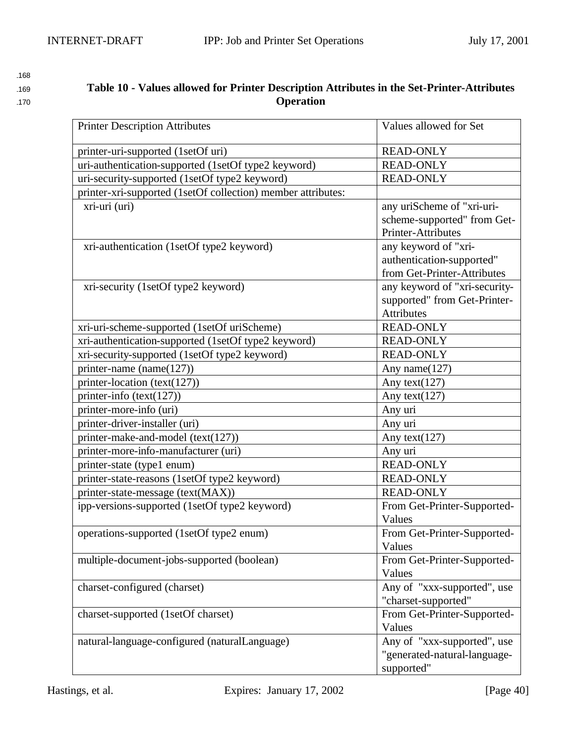**Table 10 - Values allowed for Printer Description Attributes in the Set-Printer-Attributes Operation**

| Printer Description Attributes | Values allowed for Set |
|---|---|
| printer-uri-supported (1setOf uri) | READ-ONLY |
| uri-authentication-supported (1setOf type2 keyword) | READ-ONLY |
| uri-security-supported (1setOf type2 keyword) | READ-ONLY |
| printer-xri-supported (1setOf collection) member attributes: | |
| xri-uri (uri) | any uriScheme of "xri-uri-scheme-supported" from Get-Printer-Attributes |
| xri-authentication (1setOf type2 keyword) | any keyword of "xri-authentication-supported" from Get-Printer-Attributes |
| xri-security (1setOf type2 keyword) | any keyword of "xri-security-supported" from Get-Printer-Attributes |
| xri-uri-scheme-supported (1setOf uriScheme) | READ-ONLY |
| xri-authentication-supported (1setOf type2 keyword) | READ-ONLY |
| xri-security-supported (1setOf type2 keyword) | READ-ONLY |
| printer-name (name(127)) | Any name(127) |
| printer-location (text(127)) | Any text(127) |
| printer-info (text(127)) | Any text(127) |
| printer-more-info (uri) | Any uri |
| printer-driver-installer (uri) | Any uri |
| printer-make-and-model (text(127)) | Any text(127) |
| printer-more-info-manufacturer (uri) | Any uri |
| printer-state (type1 enum) | READ-ONLY |
| printer-state-reasons (1setOf type2 keyword) | READ-ONLY |
| printer-state-message (text(MAX)) | READ-ONLY |
| ipp-versions-supported (1setOf type2 keyword) | From Get-Printer-Supported-Values |
| operations-supported (1setOf type2 enum) | From Get-Printer-Supported-Values |
| multiple-document-jobs-supported (boolean) | From Get-Printer-Supported-Values |
| charset-configured (charset) | Any of "xxx-supported", use "charset-supported" |
| charset-supported (1setOf charset) | From Get-Printer-Supported-Values |
| natural-language-configured (naturalLanguage) | Any of "xxx-supported", use "generated-natural-language-supported" |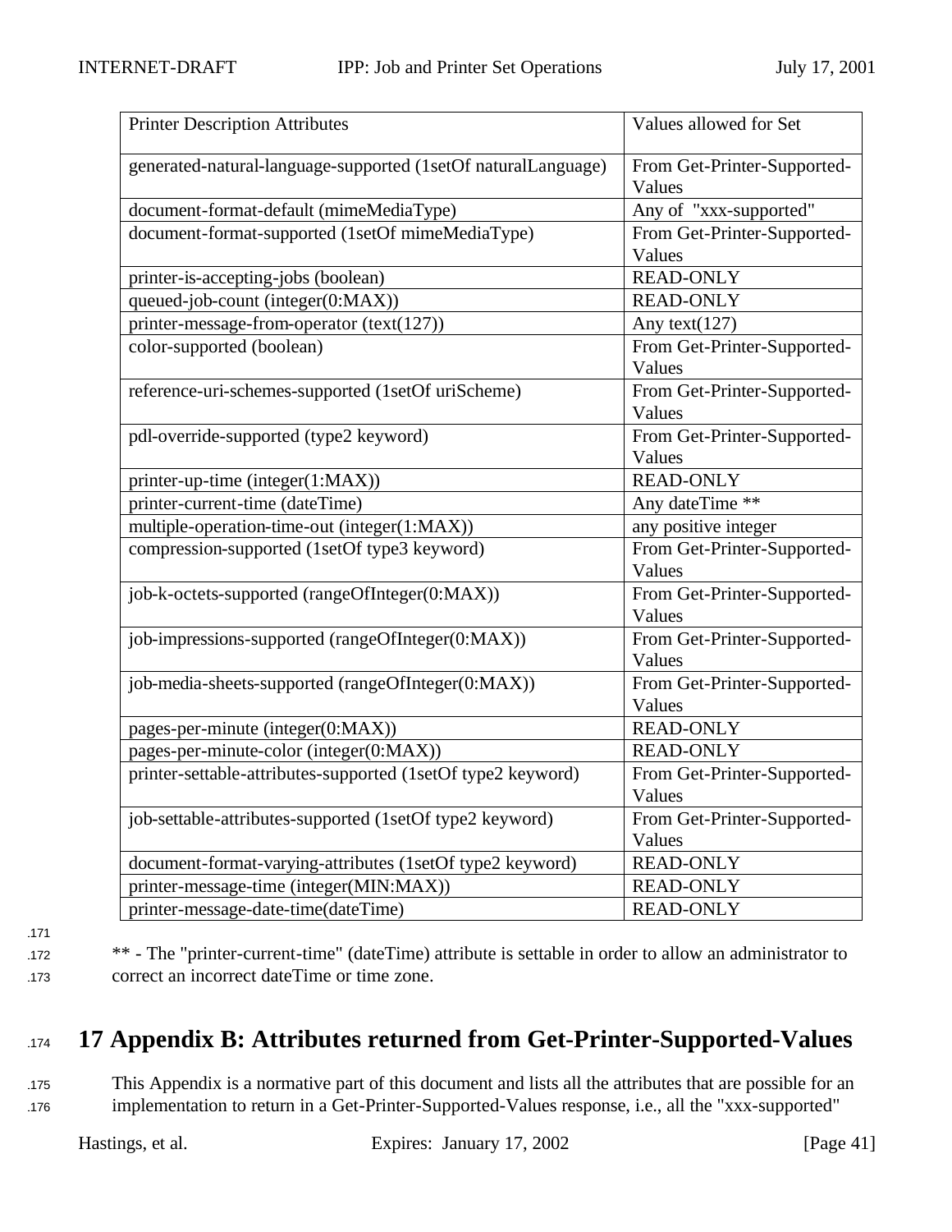| Printer Description Attributes | Values allowed for Set |
|---|---|
| generated-natural-language-supported (1setOf naturalLanguage) | From Get-Printer-Supported-Values |
| document-format-default (mimeMediaType) | Any of "xxx-supported" |
| document-format-supported (1setOf mimeMediaType) | From Get-Printer-Supported-Values |
| printer-is-accepting-jobs (boolean) | READ-ONLY |
| queued-job-count (integer(0:MAX)) | READ-ONLY |
| printer-message-from-operator (text(127)) | Any text(127) |
| color-supported (boolean) | From Get-Printer-Supported-Values |
| reference-uri-schemes-supported (1setOf uriScheme) | From Get-Printer-Supported-Values |
| pdl-override-supported (type2 keyword) | From Get-Printer-Supported-Values |
| printer-up-time (integer(1:MAX)) | READ-ONLY |
| printer-current-time (dateTime) | Any dateTime ** |
| multiple-operation-time-out (integer(1:MAX)) | any positive integer |
| compression-supported (1setOf type3 keyword) | From Get-Printer-Supported-Values |
| job-k-octets-supported (rangeOfInteger(0:MAX)) | From Get-Printer-Supported-Values |
| job-impressions-supported (rangeOfInteger(0:MAX)) | From Get-Printer-Supported-Values |
| job-media-sheets-supported (rangeOfInteger(0:MAX)) | From Get-Printer-Supported-Values |
| pages-per-minute (integer(0:MAX)) | READ-ONLY |
| pages-per-minute-color (integer(0:MAX)) | READ-ONLY |
| printer-settable-attributes-supported (1setOf type2 keyword) | From Get-Printer-Supported-Values |
| job-settable-attributes-supported (1setOf type2 keyword) | From Get-Printer-Supported-Values |
| document-format-varying-attributes (1setOf type2 keyword) | READ-ONLY |
| printer-message-time (integer(MIN:MAX)) | READ-ONLY |
| printer-message-date-time(dateTime) | READ-ONLY |

** - The "printer-current-time" (dateTime) attribute is settable in order to allow an administrator to correct an incorrect dateTime or time zone.

# 17 Appendix B: Attributes returned from Get-Printer-Supported-Values

This Appendix is a normative part of this document and lists all the attributes that are possible for an implementation to return in a Get-Printer-Supported-Values response, i.e., all the "xxx-supported"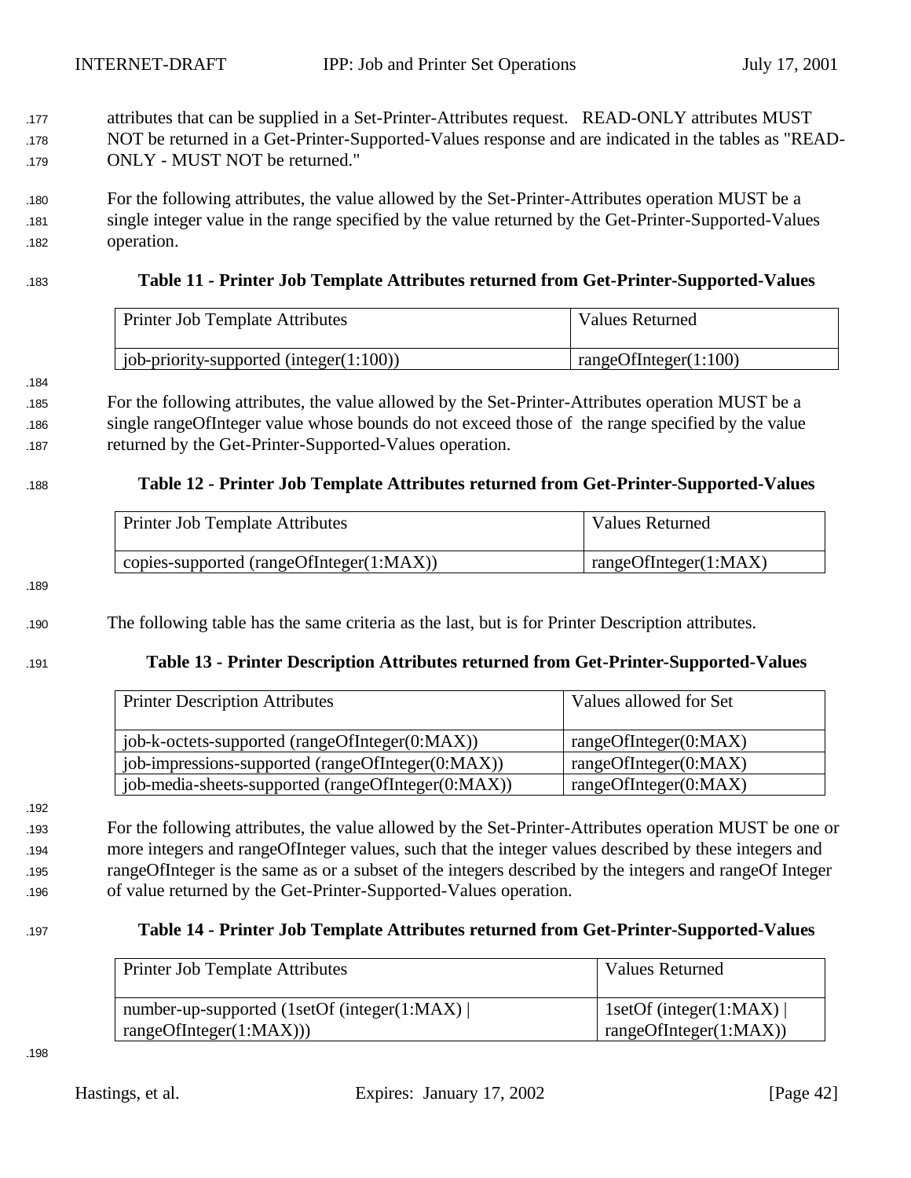attributes that can be supplied in a Set-Printer-Attributes request. READ-ONLY attributes MUST NOT be returned in a Get-Printer-Supported-Values response and are indicated in the tables as "READ-ONLY - MUST NOT be returned."

For the following attributes, the value allowed by the Set-Printer-Attributes operation MUST be a single integer value in the range specified by the value returned by the Get-Printer-Supported-Values operation.

**Table 11 - Printer Job Template Attributes returned from Get-Printer-Supported-Values**

| Printer Job Template Attributes | Values Returned |
|---|---|
| job-priority-supported (integer(1:100)) | rangeOfInteger(1:100) |

For the following attributes, the value allowed by the Set-Printer-Attributes operation MUST be a single rangeOfInteger value whose bounds do not exceed those of the range specified by the value returned by the Get-Printer-Supported-Values operation.

**Table 12 - Printer Job Template Attributes returned from Get-Printer-Supported-Values**

| Printer Job Template Attributes | Values Returned |
|---|---|
| copies-supported (rangeOfInteger(1:MAX)) | rangeOfInteger(1:MAX) |

The following table has the same criteria as the last, but is for Printer Description attributes.

**Table 13 - Printer Description Attributes returned from Get-Printer-Supported-Values**

| Printer Description Attributes | Values allowed for Set |
|---|---|
| job-k-octets-supported (rangeOfInteger(0:MAX)) | rangeOfInteger(0:MAX) |
| job-impressions-supported (rangeOfInteger(0:MAX)) | rangeOfInteger(0:MAX) |
| job-media-sheets-supported (rangeOfInteger(0:MAX)) | rangeOfInteger(0:MAX) |

For the following attributes, the value allowed by the Set-Printer-Attributes operation MUST be one or more integers and rangeOfInteger values, such that the integer values described by these integers and rangeOfInteger is the same as or a subset of the integers described by the integers and rangeOf Integer of value returned by the Get-Printer-Supported-Values operation.

**Table 14 - Printer Job Template Attributes returned from Get-Printer-Supported-Values**

| Printer Job Template Attributes | Values Returned |
|---|---|
| number-up-supported (1setOf (integer(1:MAX) \| rangeOfInteger(1:MAX))) | 1setOf (integer(1:MAX) \| rangeOfInteger(1:MAX)) |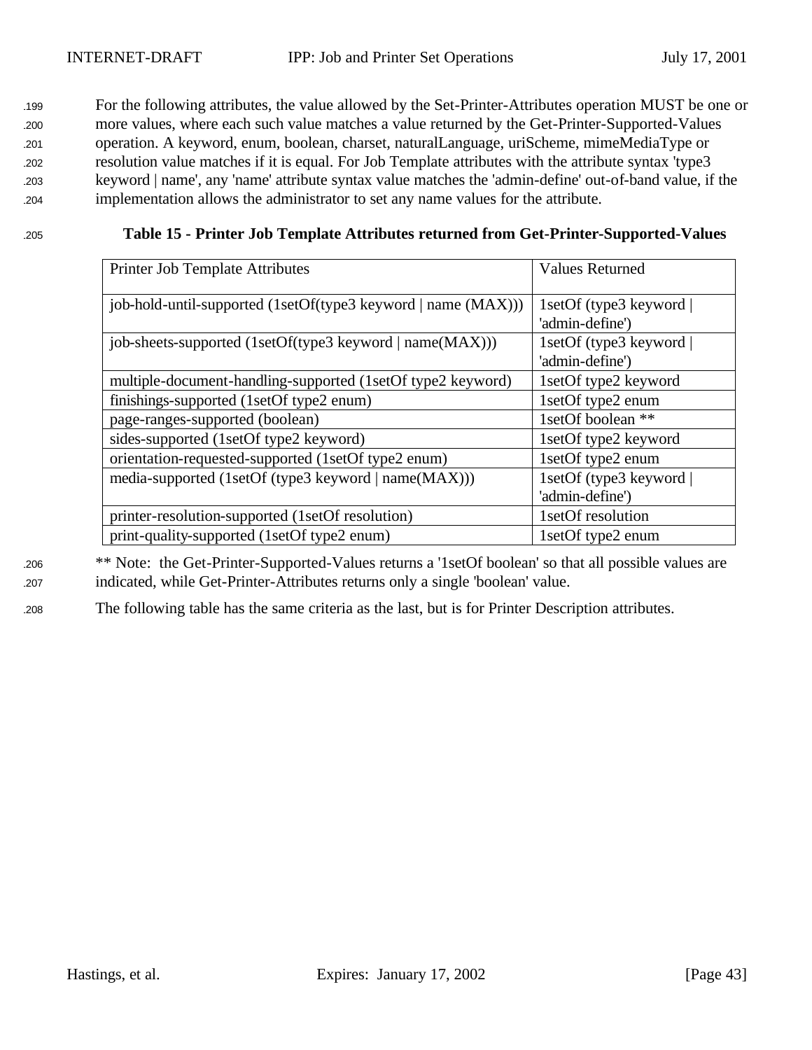For the following attributes, the value allowed by the Set-Printer-Attributes operation MUST be one or more values, where each such value matches a value returned by the Get-Printer-Supported-Values operation. A keyword, enum, boolean, charset, naturalLanguage, uriScheme, mimeMediaType or resolution value matches if it is equal. For Job Template attributes with the attribute syntax 'type3 keyword | name', any 'name' attribute syntax value matches the 'admin-define' out-of-band value, if the implementation allows the administrator to set any name values for the attribute.

**Table 15 - Printer Job Template Attributes returned from Get-Printer-Supported-Values**

| Printer Job Template Attributes | Values Returned |
|---|---|
| job-hold-until-supported (1setOf(type3 keyword \| name (MAX))) | 1setOf (type3 keyword \| 'admin-define') |
| job-sheets-supported (1setOf(type3 keyword \| name(MAX))) | 1setOf (type3 keyword \| 'admin-define') |
| multiple-document-handling-supported (1setOf type2 keyword) | 1setOf type2 keyword |
| finishings-supported (1setOf type2 enum) | 1setOf type2 enum |
| page-ranges-supported (boolean) | 1setOf boolean ** |
| sides-supported (1setOf type2 keyword) | 1setOf type2 keyword |
| orientation-requested-supported (1setOf type2 enum) | 1setOf type2 enum |
| media-supported (1setOf (type3 keyword \| name(MAX))) | 1setOf (type3 keyword \| 'admin-define') |
| printer-resolution-supported (1setOf resolution) | 1setOf resolution |
| print-quality-supported (1setOf type2 enum) | 1setOf type2 enum |

** Note: the Get-Printer-Supported-Values returns a '1setOf boolean' so that all possible values are indicated, while Get-Printer-Attributes returns only a single 'boolean' value.

The following table has the same criteria as the last, but is for Printer Description attributes.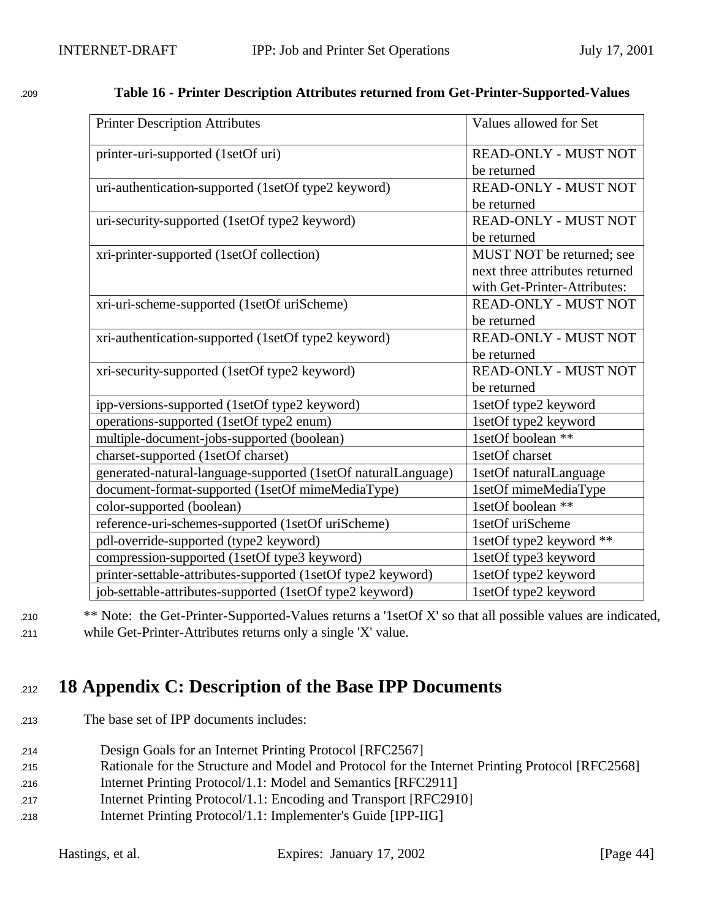**Table 16 - Printer Description Attributes returned from Get-Printer-Supported-Values**

| Printer Description Attributes | Values allowed for Set |
|---|---|
| printer-uri-supported (1setOf uri) | READ-ONLY - MUST NOT be returned |
| uri-authentication-supported (1setOf type2 keyword) | READ-ONLY - MUST NOT be returned |
| uri-security-supported (1setOf type2 keyword) | READ-ONLY - MUST NOT be returned |
| xri-printer-supported (1setOf collection) | MUST NOT be returned; see next three attributes returned with Get-Printer-Attributes: |
| xri-uri-scheme-supported (1setOf uriScheme) | READ-ONLY - MUST NOT be returned |
| xri-authentication-supported (1setOf type2 keyword) | READ-ONLY - MUST NOT be returned |
| xri-security-supported (1setOf type2 keyword) | READ-ONLY - MUST NOT be returned |
| ipp-versions-supported (1setOf type2 keyword) | 1setOf type2 keyword |
| operations-supported (1setOf type2 enum) | 1setOf type2 keyword |
| multiple-document-jobs-supported (boolean) | 1setOf boolean ** |
| charset-supported (1setOf charset) | 1setOf charset |
| generated-natural-language-supported (1setOf naturalLanguage) | 1setOf naturalLanguage |
| document-format-supported (1setOf mimeMediaType) | 1setOf mimeMediaType |
| color-supported (boolean) | 1setOf boolean ** |
| reference-uri-schemes-supported (1setOf uriScheme) | 1setOf uriScheme |
| pdl-override-supported (type2 keyword) | 1setOf type2 keyword ** |
| compression-supported (1setOf type3 keyword) | 1setOf type3 keyword |
| printer-settable-attributes-supported (1setOf type2 keyword) | 1setOf type2 keyword |
| job-settable-attributes-supported (1setOf type2 keyword) | 1setOf type2 keyword |

** Note: the Get-Printer-Supported-Values returns a '1setOf X' so that all possible values are indicated, while Get-Printer-Attributes returns only a single 'X' value.

# 18 Appendix C: Description of the Base IPP Documents

The base set of IPP documents includes:

Design Goals for an Internet Printing Protocol [RFC2567]
Rationale for the Structure and Model and Protocol for the Internet Printing Protocol [RFC2568]
Internet Printing Protocol/1.1: Model and Semantics [RFC2911]
Internet Printing Protocol/1.1: Encoding and Transport [RFC2910]
Internet Printing Protocol/1.1: Implementer's Guide [IPP-IIG]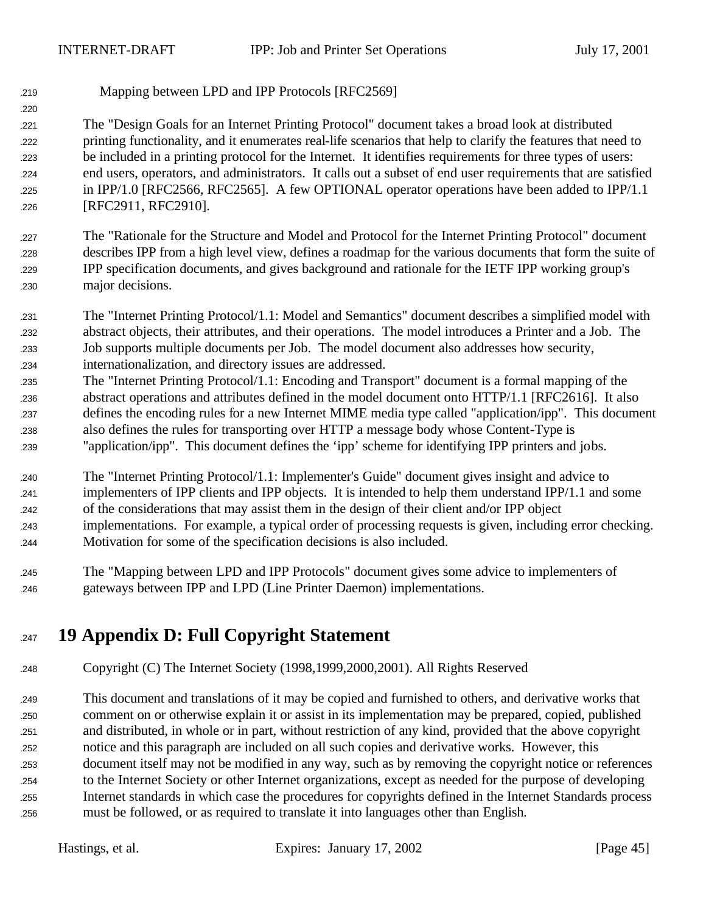Mapping between LPD and IPP Protocols [RFC2569]

The "Design Goals for an Internet Printing Protocol" document takes a broad look at distributed printing functionality, and it enumerates real-life scenarios that help to clarify the features that need to be included in a printing protocol for the Internet. It identifies requirements for three types of users: end users, operators, and administrators. It calls out a subset of end user requirements that are satisfied in IPP/1.0 [RFC2566, RFC2565]. A few OPTIONAL operator operations have been added to IPP/1.1 [RFC2911, RFC2910].

The "Rationale for the Structure and Model and Protocol for the Internet Printing Protocol" document describes IPP from a high level view, defines a roadmap for the various documents that form the suite of IPP specification documents, and gives background and rationale for the IETF IPP working group's major decisions.

The "Internet Printing Protocol/1.1: Model and Semantics" document describes a simplified model with abstract objects, their attributes, and their operations. The model introduces a Printer and a Job. The Job supports multiple documents per Job. The model document also addresses how security, internationalization, and directory issues are addressed.
The "Internet Printing Protocol/1.1: Encoding and Transport" document is a formal mapping of the abstract operations and attributes defined in the model document onto HTTP/1.1 [RFC2616]. It also defines the encoding rules for a new Internet MIME media type called "application/ipp". This document also defines the rules for transporting over HTTP a message body whose Content-Type is "application/ipp". This document defines the 'ipp' scheme for identifying IPP printers and jobs.

The "Internet Printing Protocol/1.1: Implementer's Guide" document gives insight and advice to implementers of IPP clients and IPP objects. It is intended to help them understand IPP/1.1 and some of the considerations that may assist them in the design of their client and/or IPP object implementations. For example, a typical order of processing requests is given, including error checking. Motivation for some of the specification decisions is also included.

The "Mapping between LPD and IPP Protocols" document gives some advice to implementers of gateways between IPP and LPD (Line Printer Daemon) implementations.

# 19 Appendix D: Full Copyright Statement

Copyright (C) The Internet Society (1998,1999,2000,2001). All Rights Reserved

This document and translations of it may be copied and furnished to others, and derivative works that comment on or otherwise explain it or assist in its implementation may be prepared, copied, published and distributed, in whole or in part, without restriction of any kind, provided that the above copyright notice and this paragraph are included on all such copies and derivative works. However, this document itself may not be modified in any way, such as by removing the copyright notice or references to the Internet Society or other Internet organizations, except as needed for the purpose of developing Internet standards in which case the procedures for copyrights defined in the Internet Standards process must be followed, or as required to translate it into languages other than English.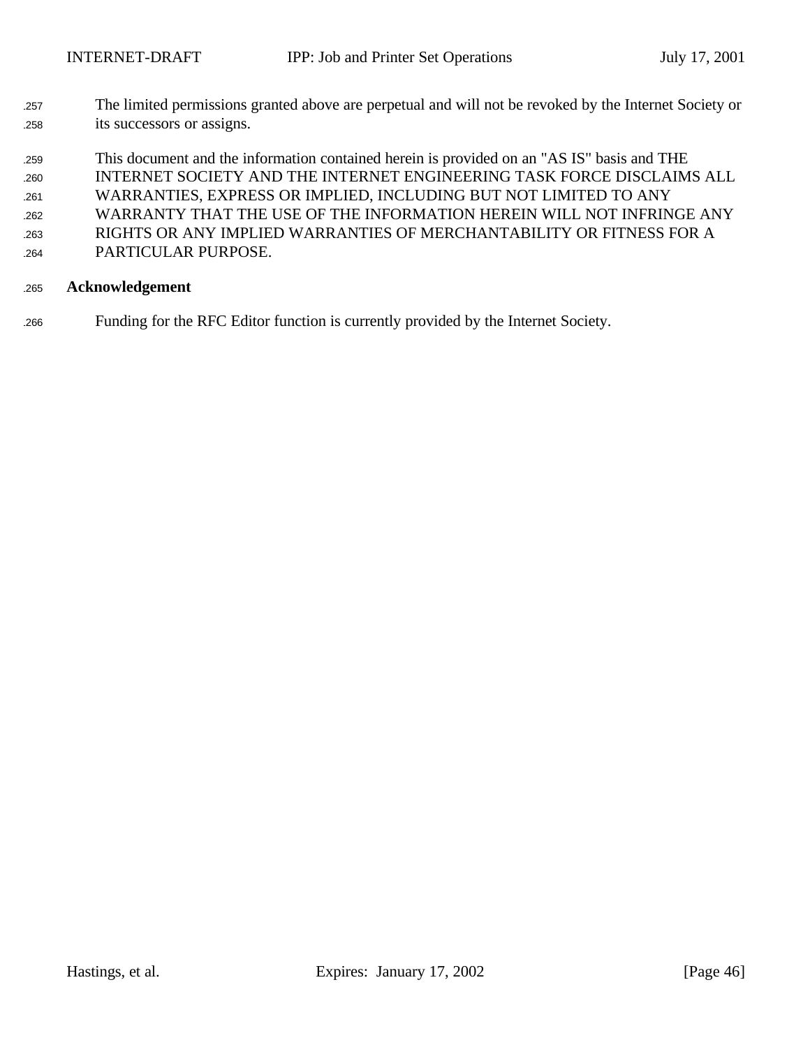The limited permissions granted above are perpetual and will not be revoked by the Internet Society or its successors or assigns.

This document and the information contained herein is provided on an "AS IS" basis and THE INTERNET SOCIETY AND THE INTERNET ENGINEERING TASK FORCE DISCLAIMS ALL WARRANTIES, EXPRESS OR IMPLIED, INCLUDING BUT NOT LIMITED TO ANY WARRANTY THAT THE USE OF THE INFORMATION HEREIN WILL NOT INFRINGE ANY RIGHTS OR ANY IMPLIED WARRANTIES OF MERCHANTABILITY OR FITNESS FOR A PARTICULAR PURPOSE.

**Acknowledgement**

Funding for the RFC Editor function is currently provided by the Internet Society.